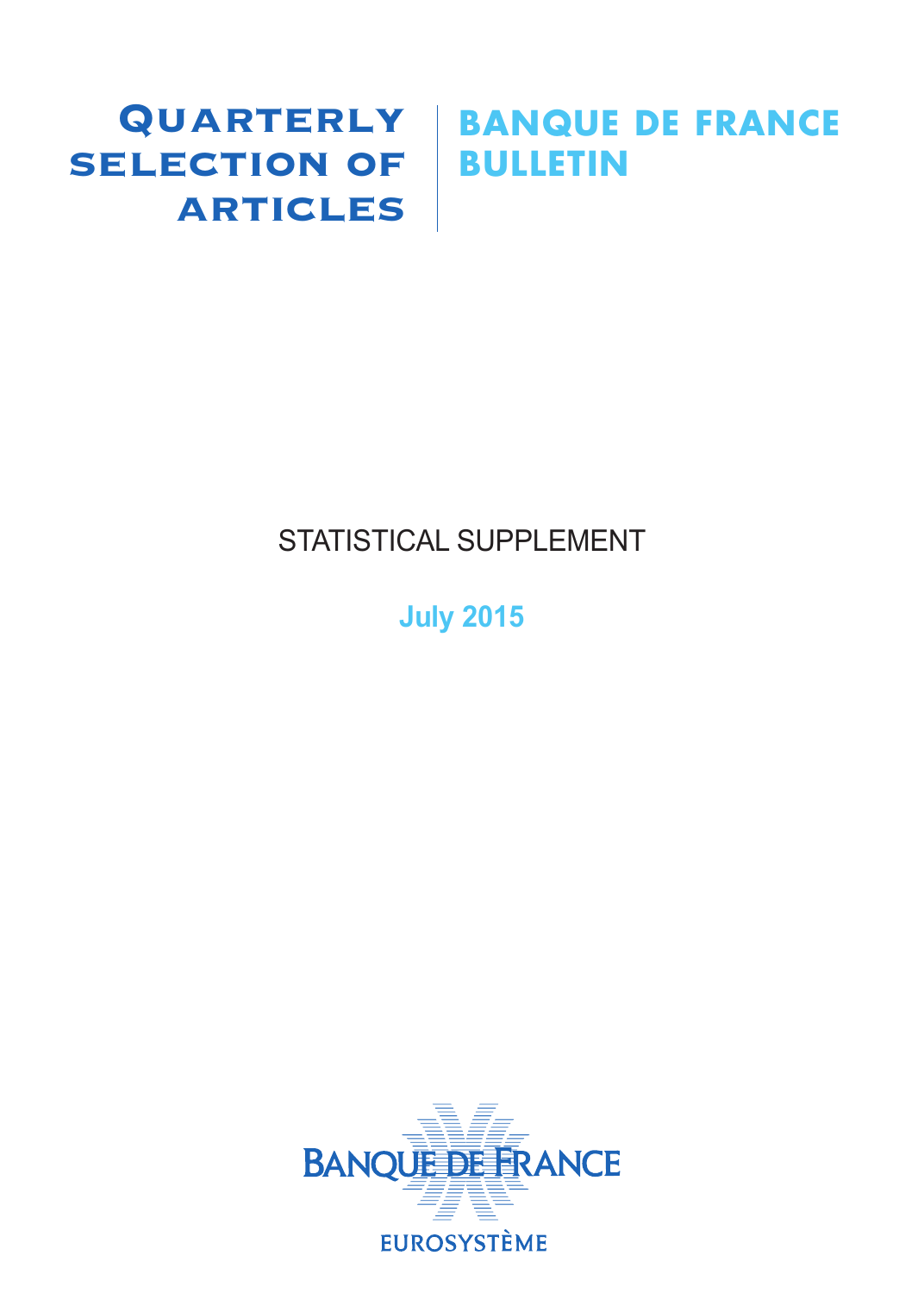# Quarterly selection of articles

# Banque de France Bulletin

## STATISTICAL SUPPLEMENT

**July 2015**

BANQUE DE FRANCE

EUROSYSTÈME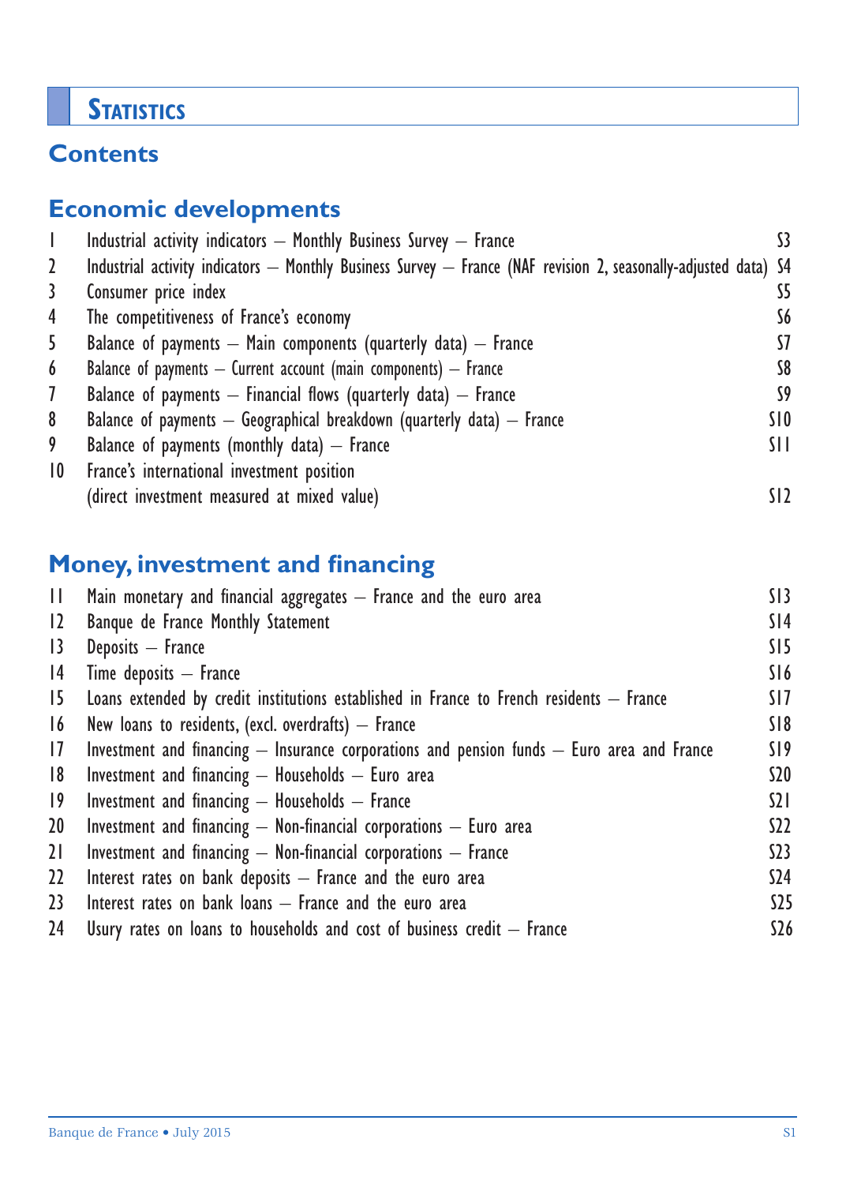# Statistics

## Contents

### Economic developments

| | | |
|---|---|---|
| 1 | Industrial activity indicators – Monthly Business Survey – France | S3 |
| 2 | Industrial activity indicators – Monthly Business Survey – France (NAF revision 2, seasonally-adjusted data) | S4 |
| 3 | Consumer price index | S5 |
| 4 | The competitiveness of France's economy | S6 |
| 5 | Balance of payments – Main components (quarterly data) – France | S7 |
| 6 | Balance of payments – Current account (main components) – France | S8 |
| 7 | Balance of payments – Financial flows (quarterly data) – France | S9 |
| 8 | Balance of payments – Geographical breakdown (quarterly data) – France | S10 |
| 9 | Balance of payments (monthly data) – France | S11 |
| 10 | France's international investment position (direct investment measured at mixed value) | S12 |

### Money, investment and financing

| | | |
|---|---|---|
| 11 | Main monetary and financial aggregates – France and the euro area | S13 |
| 12 | Banque de France Monthly Statement | S14 |
| 13 | Deposits – France | S15 |
| 14 | Time deposits – France | S16 |
| 15 | Loans extended by credit institutions established in France to French residents – France | S17 |
| 16 | New loans to residents, (excl. overdrafts) – France | S18 |
| 17 | Investment and financing – Insurance corporations and pension funds – Euro area and France | S19 |
| 18 | Investment and financing – Households – Euro area | S20 |
| 19 | Investment and financing – Households – France | S21 |
| 20 | Investment and financing – Non-financial corporations – Euro area | S22 |
| 21 | Investment and financing – Non-financial corporations – France | S23 |
| 22 | Interest rates on bank deposits – France and the euro area | S24 |
| 23 | Interest rates on bank loans – France and the euro area | S25 |
| 24 | Usury rates on loans to households and cost of business credit – France | S26 |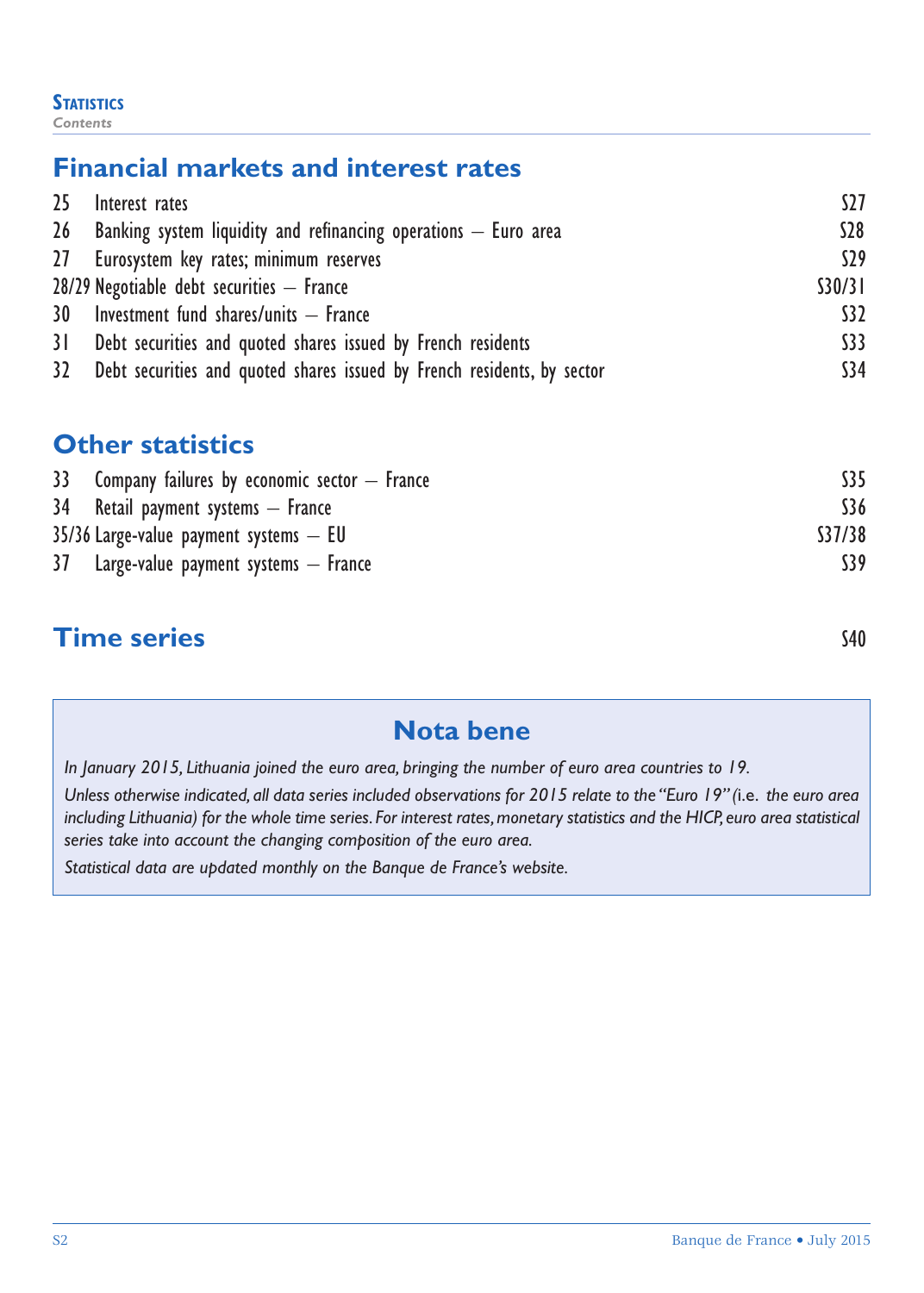**Statistics**

*Contents*

## Financial markets and interest rates

| | | |
|---|---|---|
| 25 | Interest rates | S27 |
| 26 | Banking system liquidity and refinancing operations – Euro area | S28 |
| 27 | Eurosystem key rates; minimum reserves | S29 |
| 28/29 | Negotiable debt securities – France | S30/31 |
| 30 | Investment fund shares/units – France | S32 |
| 31 | Debt securities and quoted shares issued by French residents | S33 |
| 32 | Debt securities and quoted shares issued by French residents, by sector | S34 |

## Other statistics

| | | |
|---|---|---|
| 33 | Company failures by economic sector – France | S35 |
| 34 | Retail payment systems – France | S36 |
| 35/36 | Large-value payment systems – EU | S37/38 |
| 37 | Large-value payment systems – France | S39 |

## Time series S40

### Nota bene

*In January 2015, Lithuania joined the euro area, bringing the number of euro area countries to 19.*

*Unless otherwise indicated, all data series included observations for 2015 relate to the "Euro 19" (i.e. the euro area including Lithuania) for the whole time series. For interest rates, monetary statistics and the HICP, euro area statistical series take into account the changing composition of the euro area.*

*Statistical data are updated monthly on the Banque de France's website.*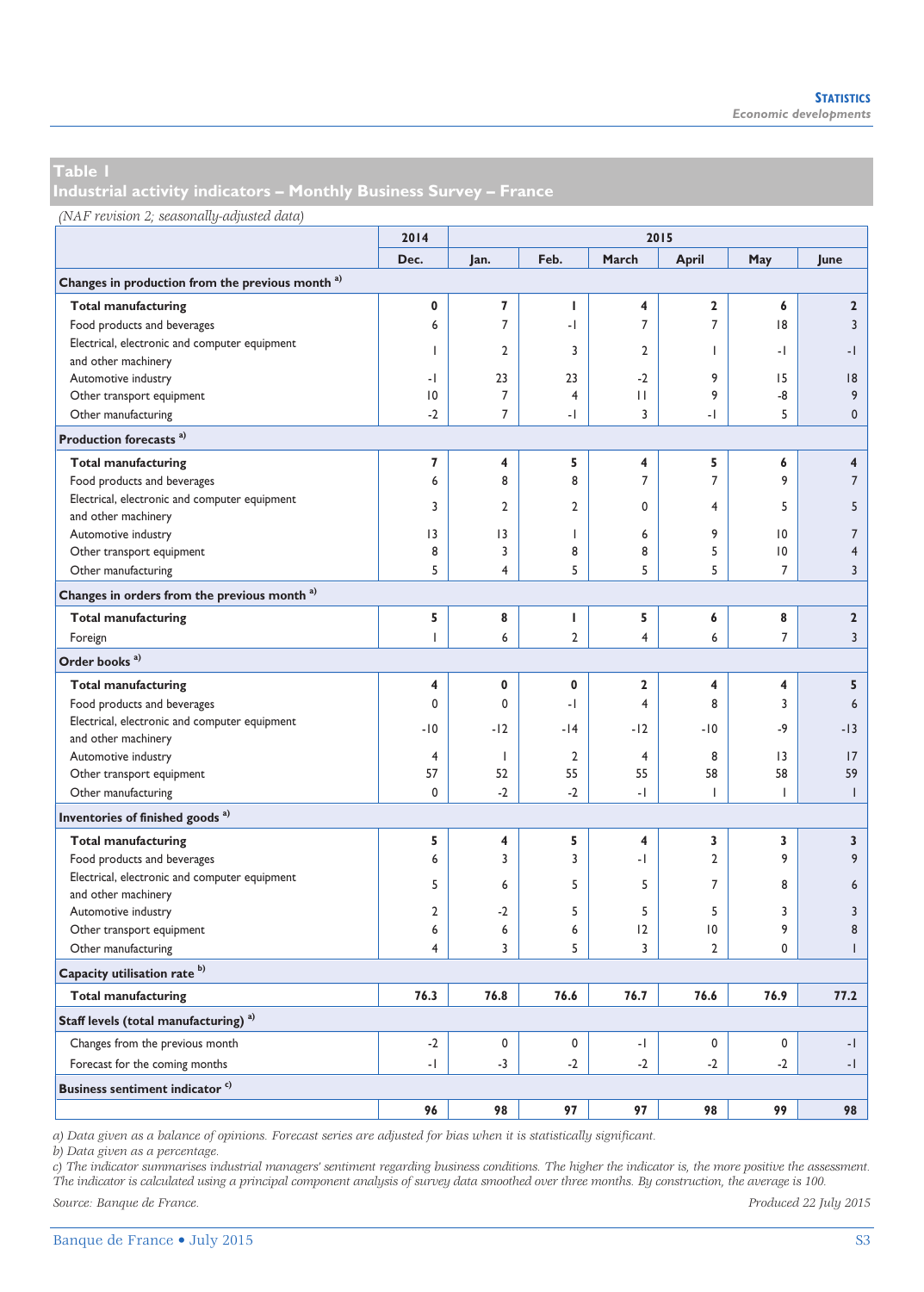## Table 1
## Industrial activity indicators – Monthly Business Survey – France

*(NAF revision 2; seasonally-adjusted data)*

| | 2014 | 2015 | | | | | |
|---|---|---|---|---|---|---|---|
| | Dec. | Jan. | Feb. | March | April | May | June |
| **Changes in production from the previous month** [a] | | | | | | | |
| **Total manufacturing** | **0** | **7** | **1** | **4** | **2** | **6** | **2** |
| Food products and beverages | 6 | 7 | -1 | 7 | 7 | 18 | 3 |
| Electrical, electronic and computer equipment and other machinery | 1 | 2 | 3 | 2 | 1 | -1 | -1 |
| Automotive industry | -1 | 23 | 23 | -2 | 9 | 15 | 18 |
| Other transport equipment | 10 | 7 | 4 | 11 | 9 | -8 | 9 |
| Other manufacturing | -2 | 7 | -1 | 3 | -1 | 5 | 0 |
| **Production forecasts** [a] | | | | | | | |
| **Total manufacturing** | **7** | **4** | **5** | **4** | **5** | **6** | **4** |
| Food products and beverages | 6 | 8 | 8 | 7 | 7 | 9 | 7 |
| Electrical, electronic and computer equipment and other machinery | 3 | 2 | 2 | 0 | 4 | 5 | 5 |
| Automotive industry | 13 | 13 | 1 | 6 | 9 | 10 | 7 |
| Other transport equipment | 8 | 3 | 8 | 8 | 5 | 10 | 4 |
| Other manufacturing | 5 | 4 | 5 | 5 | 5 | 7 | 3 |
| **Changes in orders from the previous month** [a] | | | | | | | |
| **Total manufacturing** | **5** | **8** | **1** | **5** | **6** | **8** | **2** |
| Foreign | 1 | 6 | 2 | 4 | 6 | 7 | 3 |
| **Order books** [a] | | | | | | | |
| **Total manufacturing** | **4** | **0** | **0** | **2** | **4** | **4** | **5** |
| Food products and beverages | 0 | 0 | -1 | 4 | 8 | 3 | 6 |
| Electrical, electronic and computer equipment and other machinery | -10 | -12 | -14 | -12 | -10 | -9 | -13 |
| Automotive industry | 4 | 1 | 2 | 4 | 8 | 13 | 17 |
| Other transport equipment | 57 | 52 | 55 | 55 | 58 | 58 | 59 |
| Other manufacturing | 0 | -2 | -2 | -1 | 1 | 1 | 1 |
| **Inventories of finished goods** [a] | | | | | | | |
| **Total manufacturing** | **5** | **4** | **5** | **4** | **3** | **3** | **3** |
| Food products and beverages | 6 | 3 | 3 | -1 | 2 | 9 | 9 |
| Electrical, electronic and computer equipment and other machinery | 5 | 6 | 5 | 5 | 7 | 8 | 6 |
| Automotive industry | 2 | -2 | 5 | 5 | 5 | 3 | 3 |
| Other transport equipment | 6 | 6 | 6 | 12 | 10 | 9 | 8 |
| Other manufacturing | 4 | 3 | 5 | 3 | 2 | 0 | 1 |
| **Capacity utilisation rate** [b] | | | | | | | |
| **Total manufacturing** | **76.3** | **76.8** | **76.6** | **76.7** | **76.6** | **76.9** | **77.2** |
| **Staff levels (total manufacturing)** [a] | | | | | | | |
| Changes from the previous month | -2 | 0 | 0 | -1 | 0 | 0 | -1 |
| Forecast for the coming months | -1 | -3 | -2 | -2 | -2 | -2 | -1 |
| **Business sentiment indicator** [c] | | | | | | | |
| | **96** | **98** | **97** | **97** | **98** | **99** | **98** |

*a) Data given as a balance of opinions. Forecast series are adjusted for bias when it is statistically significant.*
*b) Data given as a percentage.*
*c) The indicator summarises industrial managers' sentiment regarding business conditions. The higher the indicator is, the more positive the assessment. The indicator is calculated using a principal component analysis of survey data smoothed over three months. By construction, the average is 100.*

*Source: Banque de France.* *Produced 22 July 2015*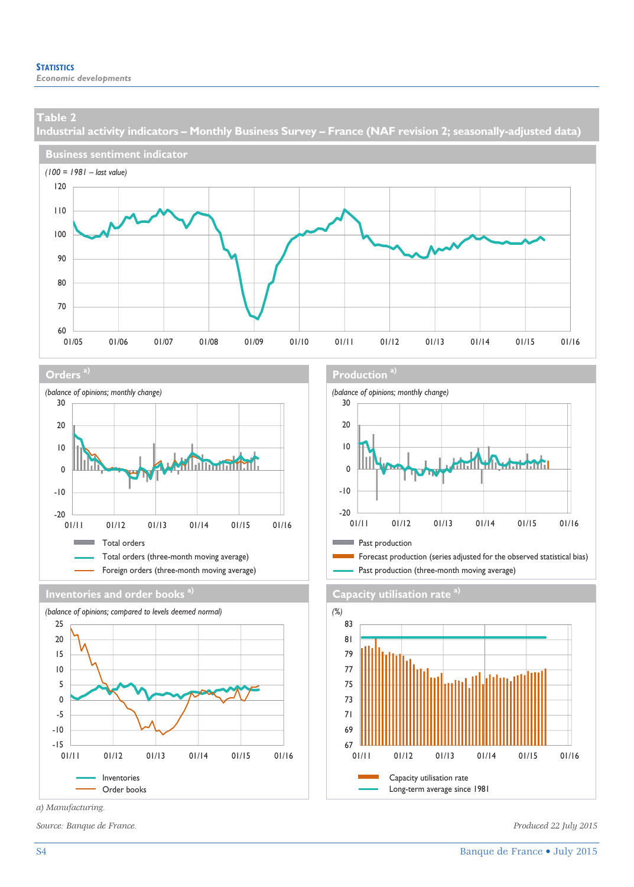## Table 2
## Industrial activity indicators – Monthly Business Survey – France (NAF revision 2; seasonally-adjusted data)

### Business sentiment indicator

*(100 = 1981 – last value)*

### Orders [a)]

*(balance of opinions; monthly change)*

Total orders

Total orders (three-month moving average)

Foreign orders (three-month moving average)

### Production [a)]

*(balance of opinions; monthly change)*

Past production

Forecast production (series adjusted for the observed statistical bias)

Past production (three-month moving average)

### Inventories and order books [a)]

*(balance of opinions; compared to levels deemed normal)*

Inventories

Order books

### Capacity utilisation rate [a)]

*(%)*

Capacity utilisation rate

Long-term average since 1981

*a) Manufacturing.*

*Source: Banque de France.*

*Produced 22 July 2015*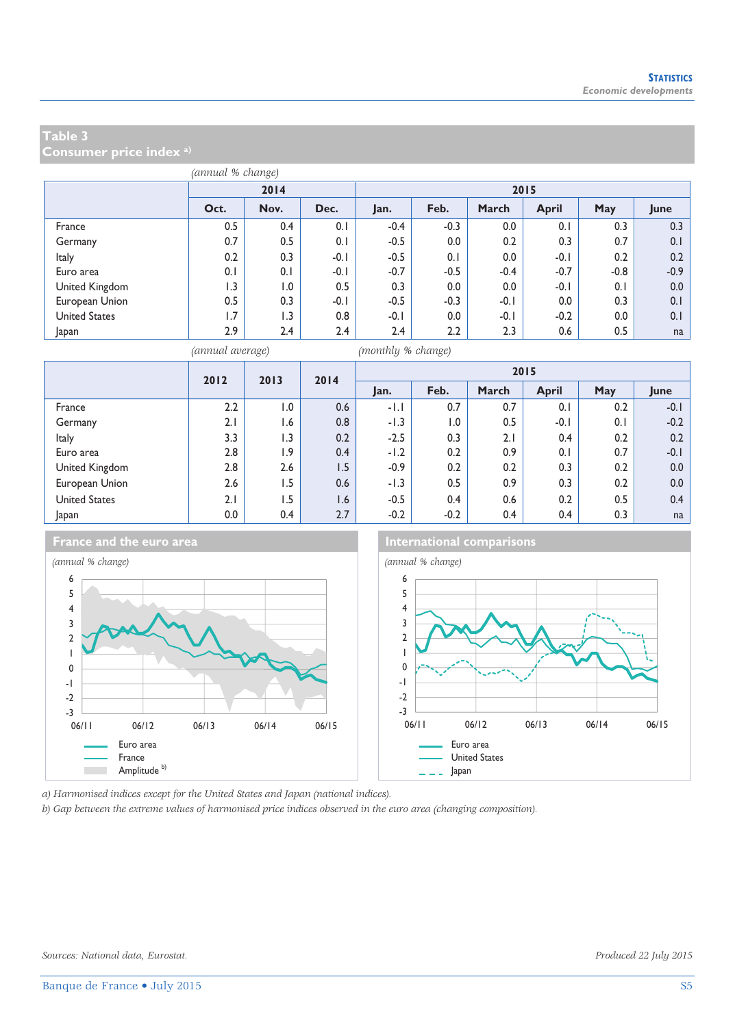## Table 3
## Consumer price index [a)]

*(annual % change)*

| | 2014 | | | 2015 | | | | | |
|---|---|---|---|---|---|---|---|---|---|
| | Oct. | Nov. | Dec. | Jan. | Feb. | March | April | May | June |
| France | 0.5 | 0.4 | 0.1 | -0.4 | -0.3 | 0.0 | 0.1 | 0.3 | 0.3 |
| Germany | 0.7 | 0.5 | 0.1 | -0.5 | 0.0 | 0.2 | 0.3 | 0.7 | 0.1 |
| Italy | 0.2 | 0.3 | -0.1 | -0.5 | 0.1 | 0.0 | -0.1 | 0.2 | 0.2 |
| Euro area | 0.1 | 0.1 | -0.1 | -0.7 | -0.5 | -0.4 | -0.7 | -0.8 | -0.9 |
| United Kingdom | 1.3 | 1.0 | 0.5 | 0.3 | 0.0 | 0.0 | -0.1 | 0.1 | 0.0 |
| European Union | 0.5 | 0.3 | -0.1 | -0.5 | -0.3 | -0.1 | 0.0 | 0.3 | 0.1 |
| United States | 1.7 | 1.3 | 0.8 | -0.1 | 0.0 | -0.1 | -0.2 | 0.0 | 0.1 |
| Japan | 2.9 | 2.4 | 2.4 | 2.4 | 2.2 | 2.3 | 0.6 | 0.5 | na |

*(annual average)* *(monthly % change)*

| | 2012 | 2013 | 2014 | 2015 | | | | | |
|---|---|---|---|---|---|---|---|---|---|
| | | | | Jan. | Feb. | March | April | May | June |
| France | 2.2 | 1.0 | 0.6 | -1.1 | 0.7 | 0.7 | 0.1 | 0.2 | -0.1 |
| Germany | 2.1 | 1.6 | 0.8 | -1.3 | 1.0 | 0.5 | -0.1 | 0.1 | -0.2 |
| Italy | 3.3 | 1.3 | 0.2 | -2.5 | 0.3 | 2.1 | 0.4 | 0.2 | 0.2 |
| Euro area | 2.8 | 1.9 | 0.4 | -1.2 | 0.2 | 0.9 | 0.1 | 0.7 | -0.1 |
| United Kingdom | 2.8 | 2.6 | 1.5 | -0.9 | 0.2 | 0.2 | 0.3 | 0.2 | 0.0 |
| European Union | 2.6 | 1.5 | 0.6 | -1.3 | 0.5 | 0.9 | 0.3 | 0.2 | 0.0 |
| United States | 2.1 | 1.5 | 1.6 | -0.5 | 0.4 | 0.6 | 0.2 | 0.5 | 0.4 |
| Japan | 0.0 | 0.4 | 2.7 | -0.2 | -0.2 | 0.4 | 0.4 | 0.3 | na |

### France and the euro area

*(annual % change)*

Legend: Euro area; France; Amplitude [b)]

### International comparisons

*(annual % change)*

Legend: Euro area; United States; Japan

*a) Harmonised indices except for the United States and Japan (national indices).*
*b) Gap between the extreme values of harmonised price indices observed in the euro area (changing composition).*

*Sources: National data, Eurostat.*

*Produced 22 July 2015*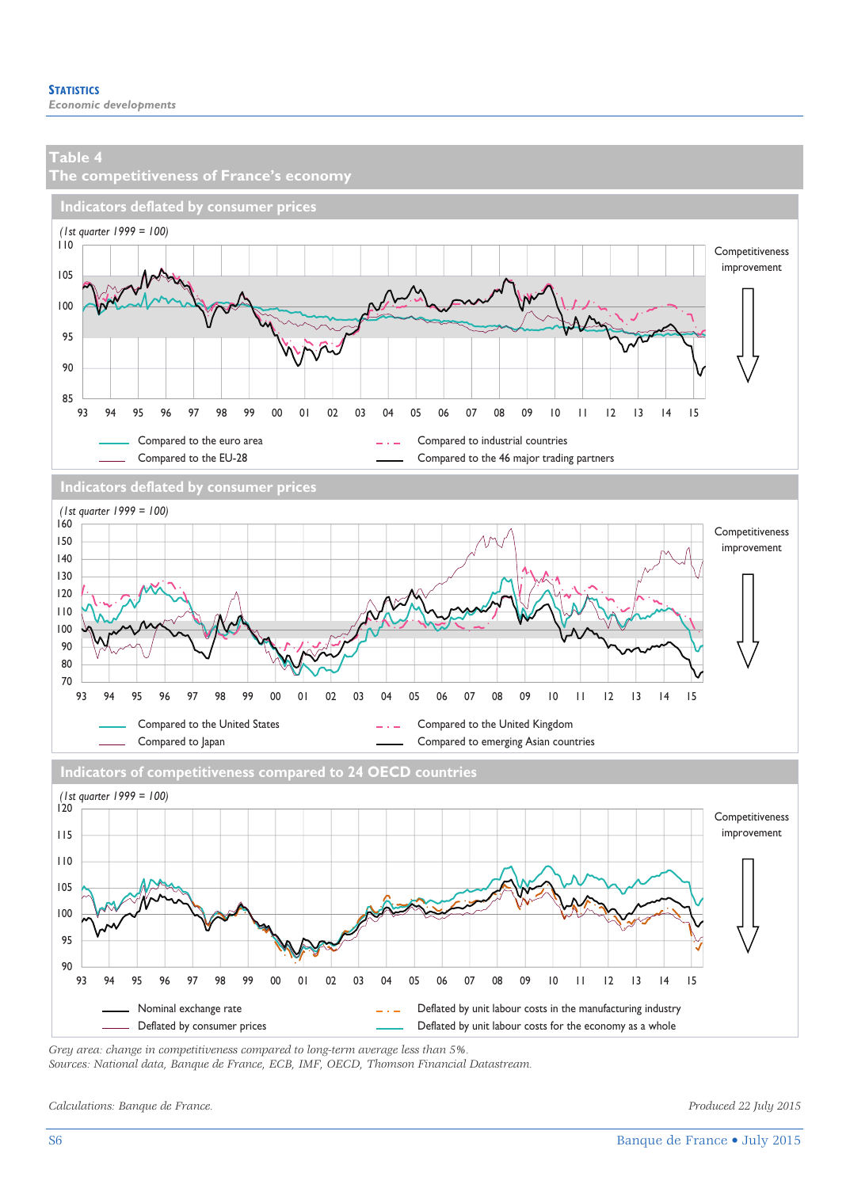# Table 4
## The competitiveness of France's economy

### Indicators deflated by consumer prices

(1st quarter 1999 = 100)

Competitiveness improvement

Compared to the euro area
Compared to the EU-28
Compared to industrial countries
Compared to the 46 major trading partners

### Indicators deflated by consumer prices

(1st quarter 1999 = 100)

Competitiveness improvement

Compared to the United States
Compared to Japan
Compared to the United Kingdom
Compared to emerging Asian countries

### Indicators of competitiveness compared to 24 OECD countries

(1st quarter 1999 = 100)

Competitiveness improvement

Nominal exchange rate
Deflated by consumer prices
Deflated by unit labour costs in the manufacturing industry
Deflated by unit labour costs for the economy as a whole

*Grey area: change in competitiveness compared to long-term average less than 5%.*
*Sources: National data, Banque de France, ECB, IMF, OECD, Thomson Financial Datastream.*

*Calculations: Banque de France.*

*Produced 22 July 2015*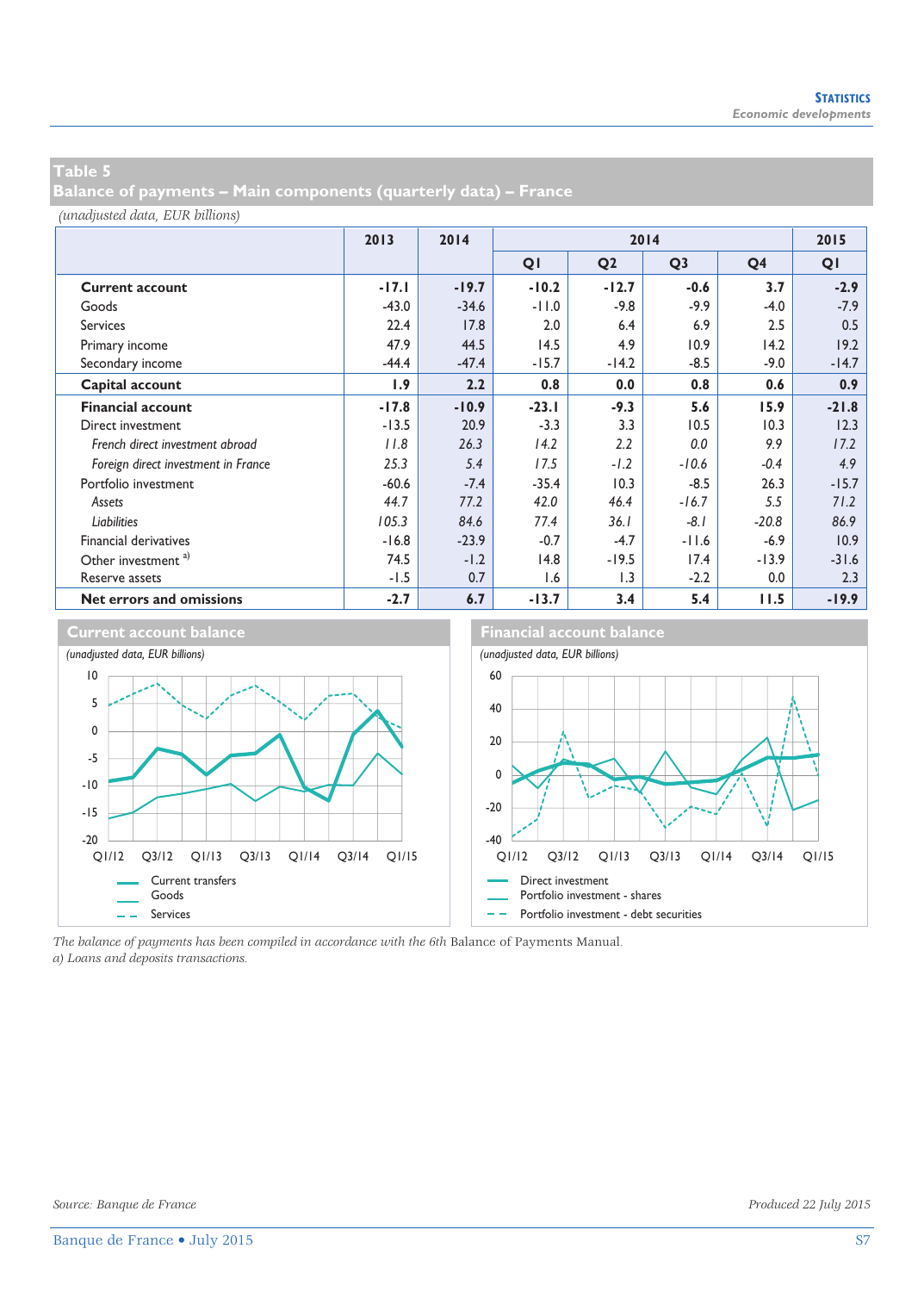## Table 5
## Balance of payments – Main components (quarterly data) – France

*(unadjusted data, EUR billions)*

| | 2013 | 2014 | 2014 | | | | 2015 |
|---|---|---|---|---|---|---|---|
| | | | Q1 | Q2 | Q3 | Q4 | Q1 |
| **Current account** | **-17.1** | **-19.7** | **-10.2** | **-12.7** | **-0.6** | **3.7** | **-2.9** |
| Goods | -43.0 | -34.6 | -11.0 | -9.8 | -9.9 | -4.0 | -7.9 |
| Services | 22.4 | 17.8 | 2.0 | 6.4 | 6.9 | 2.5 | 0.5 |
| Primary income | 47.9 | 44.5 | 14.5 | 4.9 | 10.9 | 14.2 | 19.2 |
| Secondary income | -44.4 | -47.4 | -15.7 | -14.2 | -8.5 | -9.0 | -14.7 |
| **Capital account** | **1.9** | **2.2** | **0.8** | **0.0** | **0.8** | **0.6** | **0.9** |
| **Financial account** | **-17.8** | **-10.9** | **-23.1** | **-9.3** | **5.6** | **15.9** | **-21.8** |
| Direct investment | -13.5 | 20.9 | -3.3 | 3.3 | 10.5 | 10.3 | 12.3 |
| *French direct investment abroad* | *11.8* | *26.3* | *14.2* | *2.2* | *0.0* | *9.9* | *17.2* |
| *Foreign direct investment in France* | *25.3* | *5.4* | *17.5* | *-1.2* | *-10.6* | *-0.4* | *4.9* |
| Portfolio investment | -60.6 | -7.4 | -35.4 | 10.3 | -8.5 | 26.3 | -15.7 |
| *Assets* | *44.7* | *77.2* | *42.0* | *46.4* | *-16.7* | *5.5* | *71.2* |
| *Liabilities* | *105.3* | *84.6* | *77.4* | *36.1* | *-8.1* | *-20.8* | *86.9* |
| Financial derivatives | -16.8 | -23.9 | -0.7 | -4.7 | -11.6 | -6.9 | 10.9 |
| Other investment [a] | 74.5 | -1.2 | 14.8 | -19.5 | 17.4 | -13.9 | -31.6 |
| Reserve assets | -1.5 | 0.7 | 1.6 | 1.3 | -2.2 | 0.0 | 2.3 |
| **Net errors and omissions** | **-2.7** | **6.7** | **-13.7** | **3.4** | **5.4** | **11.5** | **-19.9** |

### Current account balance

*(unadjusted data, EUR billions)*

Legend: Current transfers; Goods; Services

### Financial account balance

*(unadjusted data, EUR billions)*

Legend: Direct investment; Portfolio investment - shares; Portfolio investment - debt securities

*The balance of payments has been compiled in accordance with the 6th* Balance of Payments Manual.
*a) Loans and deposits transactions.*

*Source: Banque de France* *Produced 22 July 2015*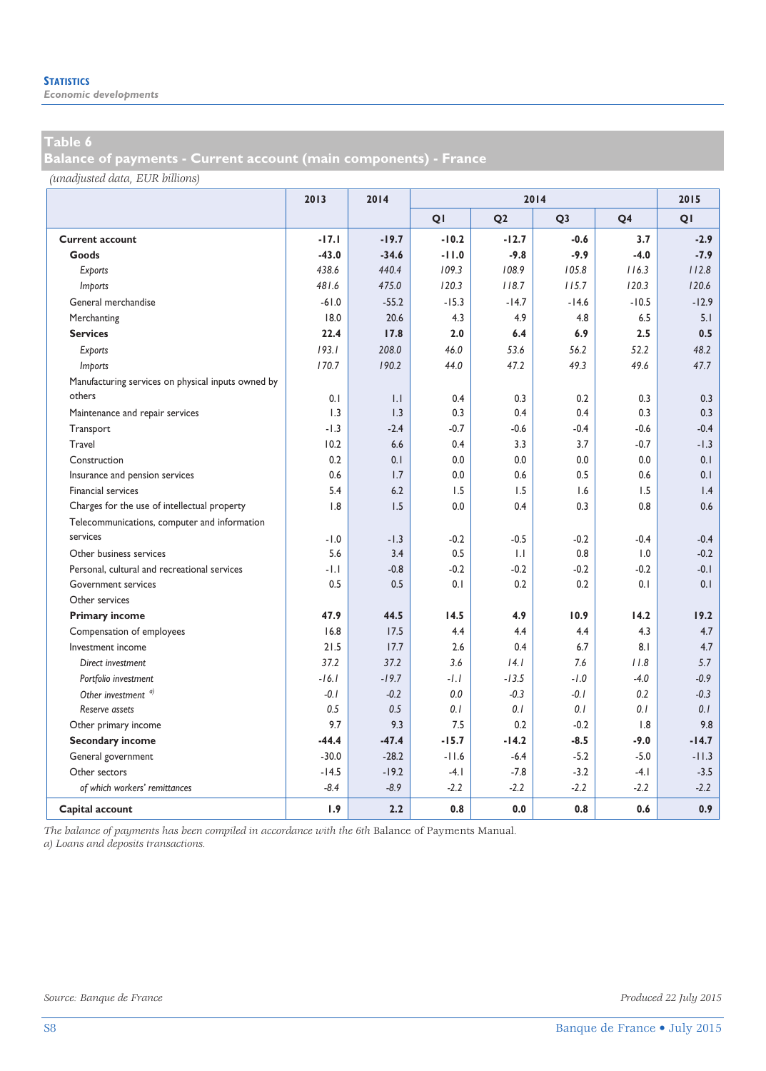## Table 6

## Balance of payments - Current account (main components) - France

*(unadjusted data, EUR billions)*

| | 2013 | 2014 | 2014 | | | | 2015 |
|---|---|---|---|---|---|---|---|
| | | | Q1 | Q2 | Q3 | Q4 | Q1 |
| **Current account** | **-17.1** | **-19.7** | **-10.2** | **-12.7** | **-0.6** | **3.7** | **-2.9** |
| **Goods** | **-43.0** | **-34.6** | **-11.0** | **-9.8** | **-9.9** | **-4.0** | **-7.9** |
| *Exports* | *438.6* | *440.4* | *109.3* | *108.9* | *105.8* | *116.3* | *112.8* |
| *Imports* | *481.6* | *475.0* | *120.3* | *118.7* | *115.7* | *120.3* | *120.6* |
| General merchandise | -61.0 | -55.2 | -15.3 | -14.7 | -14.6 | -10.5 | -12.9 |
| Merchanting | 18.0 | 20.6 | 4.3 | 4.9 | 4.8 | 6.5 | 5.1 |
| **Services** | **22.4** | **17.8** | **2.0** | **6.4** | **6.9** | **2.5** | **0.5** |
| *Exports* | *193.1* | *208.0* | *46.0* | *53.6* | *56.2* | *52.2* | *48.2* |
| *Imports* | *170.7* | *190.2* | *44.0* | *47.2* | *49.3* | *49.6* | *47.7* |
| Manufacturing services on physical inputs owned by others | 0.1 | 1.1 | 0.4 | 0.3 | 0.2 | 0.3 | 0.3 |
| Maintenance and repair services | 1.3 | 1.3 | 0.3 | 0.4 | 0.4 | 0.3 | 0.3 |
| Transport | -1.3 | -2.4 | -0.7 | -0.6 | -0.4 | -0.6 | -0.4 |
| Travel | 10.2 | 6.6 | 0.4 | 3.3 | 3.7 | -0.7 | -1.3 |
| Construction | 0.2 | 0.1 | 0.0 | 0.0 | 0.0 | 0.0 | 0.1 |
| Insurance and pension services | 0.6 | 1.7 | 0.0 | 0.6 | 0.5 | 0.6 | 0.1 |
| Financial services | 5.4 | 6.2 | 1.5 | 1.5 | 1.6 | 1.5 | 1.4 |
| Charges for the use of intellectual property | 1.8 | 1.5 | 0.0 | 0.4 | 0.3 | 0.8 | 0.6 |
| Telecommunications, computer and information services | -1.0 | -1.3 | -0.2 | -0.5 | -0.2 | -0.4 | -0.4 |
| Other business services | 5.6 | 3.4 | 0.5 | 1.1 | 0.8 | 1.0 | -0.2 |
| Personal, cultural and recreational services | -1.1 | -0.8 | -0.2 | -0.2 | -0.2 | -0.2 | -0.1 |
| Government services | 0.5 | 0.5 | 0.1 | 0.2 | 0.2 | 0.1 | 0.1 |
| Other services | | | | | | | |
| **Primary income** | **47.9** | **44.5** | **14.5** | **4.9** | **10.9** | **14.2** | **19.2** |
| Compensation of employees | 16.8 | 17.5 | 4.4 | 4.4 | 4.4 | 4.3 | 4.7 |
| Investment income | 21.5 | 17.7 | 2.6 | 0.4 | 6.7 | 8.1 | 4.7 |
| *Direct investment* | *37.2* | *37.2* | *3.6* | *14.1* | *7.6* | *11.8* | *5.7* |
| *Portfolio investment* | *-16.1* | *-19.7* | *-1.1* | *-13.5* | *-1.0* | *-4.0* | *-0.9* |
| *Other investment* [a] | *-0.1* | *-0.2* | *0.0* | *-0.3* | *-0.1* | *0.2* | *-0.3* |
| *Reserve assets* | *0.5* | *0.5* | *0.1* | *0.1* | *0.1* | *0.1* | *0.1* |
| Other primary income | 9.7 | 9.3 | 7.5 | 0.2 | -0.2 | 1.8 | 9.8 |
| **Secondary income** | **-44.4** | **-47.4** | **-15.7** | **-14.2** | **-8.5** | **-9.0** | **-14.7** |
| General government | -30.0 | -28.2 | -11.6 | -6.4 | -5.2 | -5.0 | -11.3 |
| Other sectors | -14.5 | -19.2 | -4.1 | -7.8 | -3.2 | -4.1 | -3.5 |
| *of which workers' remittances* | -8.4 | -8.9 | -2.2 | -2.2 | -2.2 | -2.2 | -2.2 |
| **Capital account** | **1.9** | **2.2** | **0.8** | **0.0** | **0.8** | **0.6** | **0.9** |

*The balance of payments has been compiled in accordance with the 6th* Balance of Payments Manual.
*a) Loans and deposits transactions.*

*Source: Banque de France*

*Produced 22 July 2015*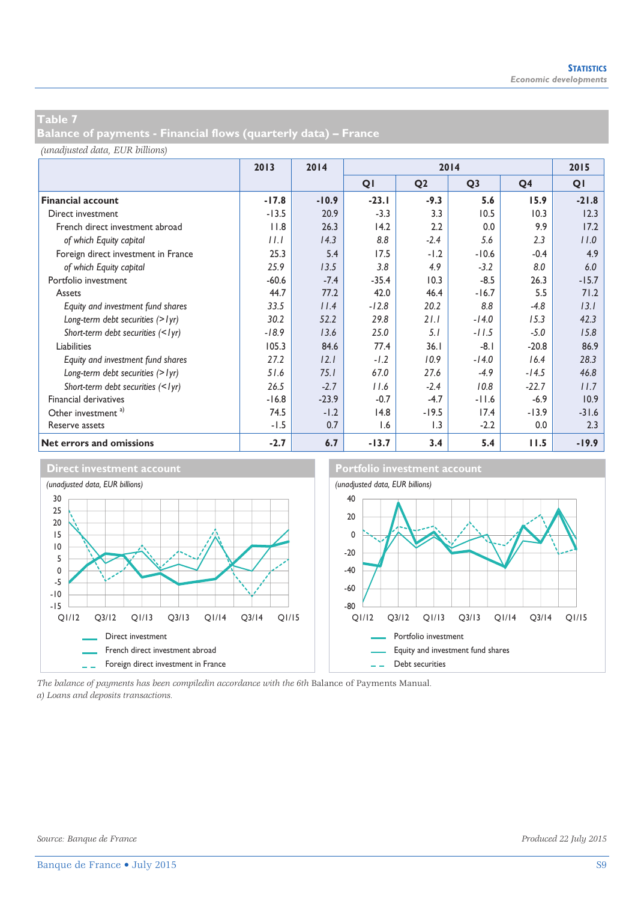## Table 7
## Balance of payments - Financial flows (quarterly data) – France

*(unadjusted data, EUR billions)*

| | 2013 | 2014 | 2014 | | | | 2015 |
|---|---|---|---|---|---|---|---|
| | | | Q1 | Q2 | Q3 | Q4 | Q1 |
| **Financial account** | **-17.8** | **-10.9** | **-23.1** | **-9.3** | **5.6** | **15.9** | **-21.8** |
| Direct investment | -13.5 | 20.9 | -3.3 | 3.3 | 10.5 | 10.3 | 12.3 |
| French direct investment abroad | 11.8 | 26.3 | 14.2 | 2.2 | 0.0 | 9.9 | 17.2 |
| *of which Equity capital* | *11.1* | *14.3* | *8.8* | *-2.4* | *5.6* | *2.3* | *11.0* |
| Foreign direct investment in France | 25.3 | 5.4 | 17.5 | -1.2 | -10.6 | -0.4 | 4.9 |
| *of which Equity capital* | *25.9* | *13.5* | *3.8* | *4.9* | *-3.2* | *8.0* | *6.0* |
| Portfolio investment | -60.6 | -7.4 | -35.4 | 10.3 | -8.5 | 26.3 | -15.7 |
| Assets | 44.7 | 77.2 | 42.0 | 46.4 | -16.7 | 5.5 | 71.2 |
| *Equity and investment fund shares* | *33.5* | *11.4* | *-12.8* | *20.2* | *8.8* | *-4.8* | *13.1* |
| *Long-term debt securities (>1yr)* | *30.2* | *52.2* | *29.8* | *21.1* | *-14.0* | *15.3* | *42.3* |
| *Short-term debt securities (<1yr)* | *-18.9* | *13.6* | *25.0* | *5.1* | *-11.5* | *-5.0* | *15.8* |
| Liabilities | 105.3 | 84.6 | 77.4 | 36.1 | -8.1 | -20.8 | 86.9 |
| *Equity and investment fund shares* | *27.2* | *12.1* | *-1.2* | *10.9* | *-14.0* | *16.4* | *28.3* |
| *Long-term debt securities (>1yr)* | *51.6* | *75.1* | *67.0* | *27.6* | *-4.9* | *-14.5* | *46.8* |
| *Short-term debt securities (<1yr)* | *26.5* | *-2.7* | *11.6* | *-2.4* | *10.8* | *-22.7* | *11.7* |
| Financial derivatives | -16.8 | -23.9 | -0.7 | -4.7 | -11.6 | -6.9 | 10.9 |
| Other investment [a)] | 74.5 | -1.2 | 14.8 | -19.5 | 17.4 | -13.9 | -31.6 |
| Reserve assets | -1.5 | 0.7 | 1.6 | 1.3 | -2.2 | 0.0 | 2.3 |
| **Net errors and omissions** | **-2.7** | **6.7** | **-13.7** | **3.4** | **5.4** | **11.5** | **-19.9** |

### Direct investment account

*(unadjusted data, EUR billions)*

Legend: Direct investment; French direct investment abroad; Foreign direct investment in France

### Portfolio investment account

*(unadjusted data, EUR billions)*

Legend: Portfolio investment; Equity and investment fund shares; Debt securities

*The balance of payments has been compiledin accordance with the 6th* Balance of Payments Manual.
*a) Loans and deposits transactions.*

*Source: Banque de France*

*Produced 22 July 2015*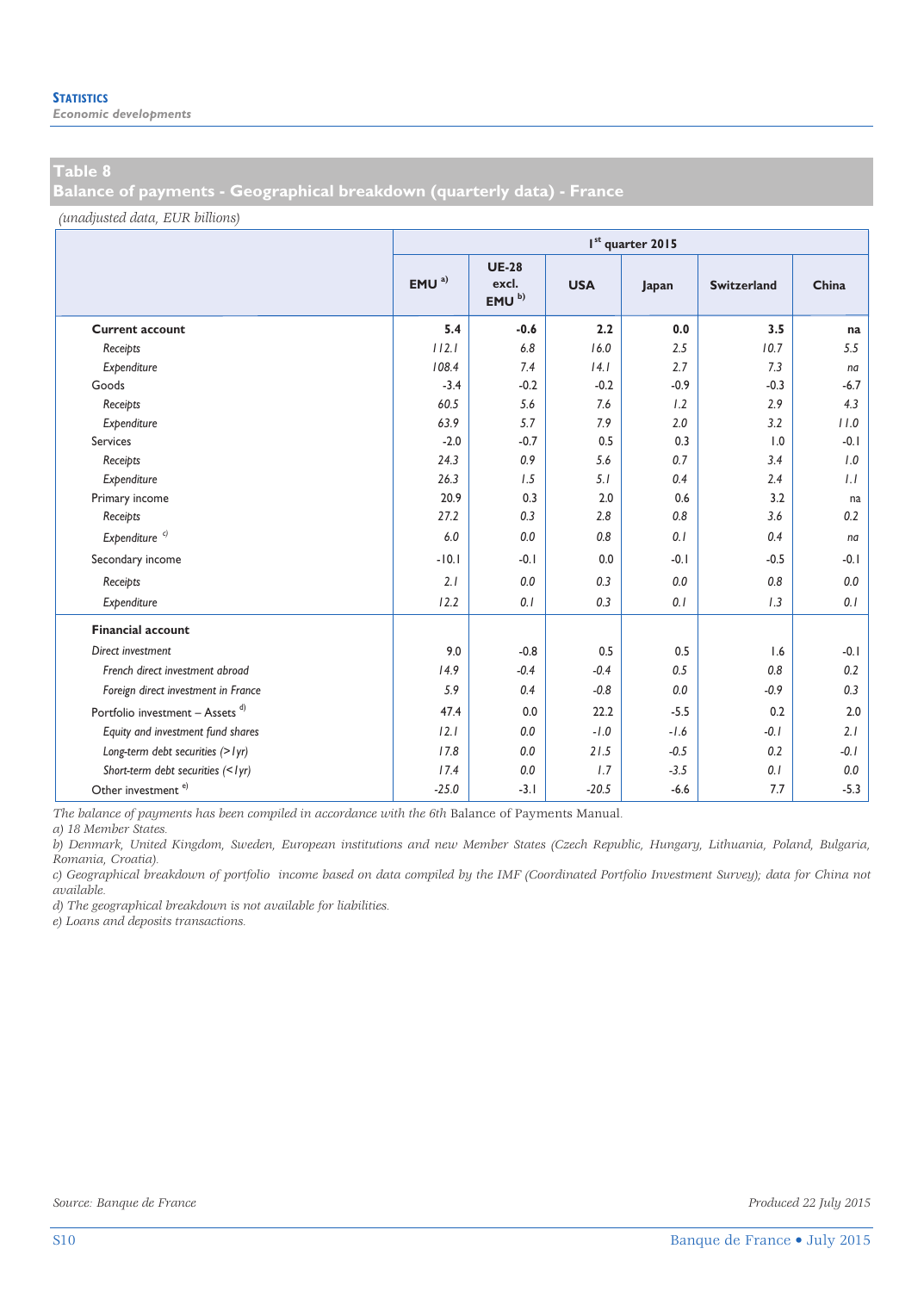## Table 8

## Balance of payments - Geographical breakdown (quarterly data) - France

*(unadjusted data, EUR billions)*

| | 1st quarter 2015 | | | | | |
|---|---|---|---|---|---|---|
| | EMU [a] | UE-28 excl. EMU [b] | USA | Japan | Switzerland | China |
| **Current account** | **5.4** | **-0.6** | **2.2** | **0.0** | **3.5** | **na** |
| *Receipts* | *112.1* | *6.8* | *16.0* | *2.5* | *10.7* | *5.5* |
| *Expenditure* | *108.4* | *7.4* | *14.1* | *2.7* | *7.3* | *na* |
| Goods | -3.4 | -0.2 | -0.2 | -0.9 | -0.3 | -6.7 |
| *Receipts* | *60.5* | *5.6* | *7.6* | *1.2* | *2.9* | *4.3* |
| *Expenditure* | *63.9* | *5.7* | *7.9* | *2.0* | *3.2* | *11.0* |
| Services | -2.0 | -0.7 | 0.5 | 0.3 | 1.0 | -0.1 |
| *Receipts* | *24.3* | *0.9* | *5.6* | *0.7* | *3.4* | *1.0* |
| *Expenditure* | *26.3* | *1.5* | *5.1* | *0.4* | *2.4* | *1.1* |
| Primary income | 20.9 | 0.3 | 2.0 | 0.6 | 3.2 | na |
| *Receipts* | *27.2* | *0.3* | *2.8* | *0.8* | *3.6* | *0.2* |
| *Expenditure* [c] | *6.0* | *0.0* | *0.8* | *0.1* | *0.4* | *na* |
| Secondary income | -10.1 | -0.1 | 0.0 | -0.1 | -0.5 | -0.1 |
| *Receipts* | *2.1* | *0.0* | *0.3* | *0.0* | *0.8* | *0.0* |
| *Expenditure* | *12.2* | *0.1* | *0.3* | *0.1* | *1.3* | *0.1* |
| **Financial account** | | | | | | |
| *Direct investment* | 9.0 | -0.8 | 0.5 | 0.5 | 1.6 | -0.1 |
| *French direct investment abroad* | *14.9* | *-0.4* | *-0.4* | *0.5* | *0.8* | *0.2* |
| *Foreign direct investment in France* | *5.9* | *0.4* | *-0.8* | *0.0* | *-0.9* | *0.3* |
| Portfolio investment – Assets [d] | 47.4 | 0.0 | 22.2 | -5.5 | 0.2 | 2.0 |
| *Equity and investment fund shares* | *12.1* | *0.0* | *-1.0* | *-1.6* | *-0.1* | *2.1* |
| *Long-term debt securities (>1yr)* | *17.8* | *0.0* | *21.5* | *-0.5* | *0.2* | *-0.1* |
| *Short-term debt securities (<1yr)* | *17.4* | *0.0* | *1.7* | *-3.5* | *0.1* | *0.0* |
| Other investment [e] | -25.0 | -3.1 | -20.5 | -6.6 | 7.7 | -5.3 |

*The balance of payments has been compiled in accordance with the 6th Balance of Payments Manual.*
*a) 18 Member States.*
*b) Denmark, United Kingdom, Sweden, European institutions and new Member States (Czech Republic, Hungary, Lithuania, Poland, Bulgaria, Romania, Croatia).*
*c) Geographical breakdown of portfolio income based on data compiled by the IMF (Coordinated Portfolio Investment Survey); data for China not available.*
*d) The geographical breakdown is not available for liabilities.*
*e) Loans and deposits transactions.*

*Source: Banque de France* — *Produced 22 July 2015*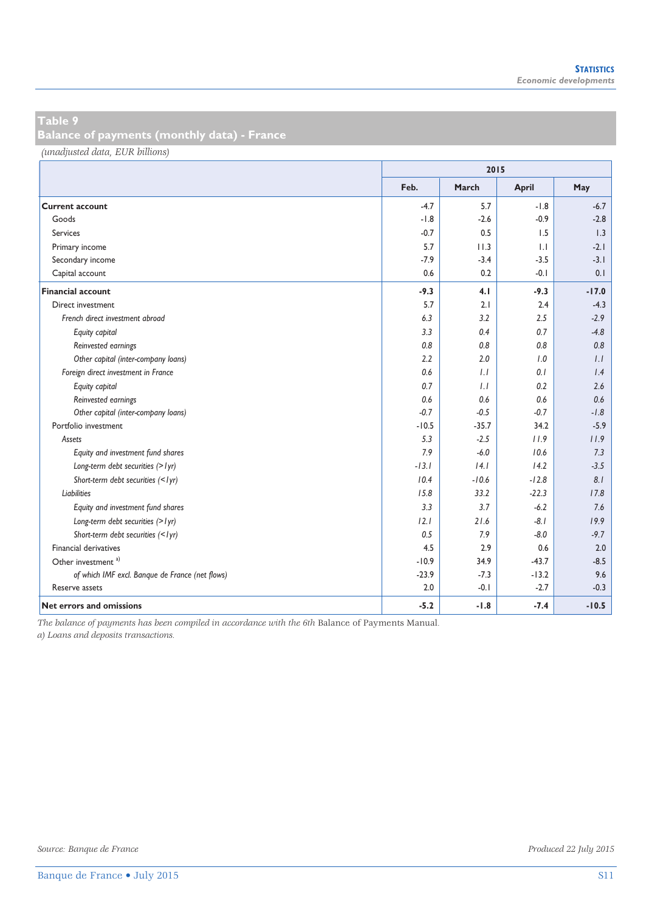## Table 9
## Balance of payments (monthly data) - France

*(unadjusted data, EUR billions)*

| | 2015 | | | |
|---|---|---|---|---|
| | Feb. | March | April | May |
| **Current account** | -4.7 | 5.7 | -1.8 | -6.7 |
| Goods | -1.8 | -2.6 | -0.9 | -2.8 |
| Services | -0.7 | 0.5 | 1.5 | 1.3 |
| Primary income | 5.7 | 11.3 | 1.1 | -2.1 |
| Secondary income | -7.9 | -3.4 | -3.5 | -3.1 |
| Capital account | 0.6 | 0.2 | -0.1 | 0.1 |
| **Financial account** | **-9.3** | **4.1** | **-9.3** | **-17.0** |
| Direct investment | 5.7 | 2.1 | 2.4 | -4.3 |
| *French direct investment abroad* | *6.3* | *3.2* | *2.5* | *-2.9* |
| *Equity capital* | *3.3* | *0.4* | *0.7* | *-4.8* |
| *Reinvested earnings* | *0.8* | *0.8* | *0.8* | *0.8* |
| *Other capital (inter-company loans)* | *2.2* | *2.0* | *1.0* | *1.1* |
| *Foreign direct investment in France* | *0.6* | *1.1* | *0.1* | *1.4* |
| *Equity capital* | *0.7* | *1.1* | *0.2* | *2.6* |
| *Reinvested earnings* | *0.6* | *0.6* | *0.6* | *0.6* |
| *Other capital (inter-company loans)* | *-0.7* | *-0.5* | *-0.7* | *-1.8* |
| Portfolio investment | -10.5 | -35.7 | 34.2 | -5.9 |
| *Assets* | *5.3* | *-2.5* | *11.9* | *11.9* |
| *Equity and investment fund shares* | *7.9* | *-6.0* | *10.6* | *7.3* |
| *Long-term debt securities (>1yr)* | *-13.1* | *14.1* | *14.2* | *-3.5* |
| *Short-term debt securities (<1yr)* | *10.4* | *-10.6* | *-12.8* | *8.1* |
| *Liabilities* | *15.8* | *33.2* | *-22.3* | *17.8* |
| *Equity and investment fund shares* | *3.3* | *3.7* | *-6.2* | *7.6* |
| *Long-term debt securities (>1yr)* | *12.1* | *21.6* | *-8.1* | *19.9* |
| *Short-term debt securities (<1yr)* | *0.5* | *7.9* | *-8.0* | *-9.7* |
| Financial derivatives | 4.5 | 2.9 | 0.6 | 2.0 |
| Other investment [a] | -10.9 | 34.9 | -43.7 | -8.5 |
| *of which IMF excl. Banque de France (net flows)* | *-23.9* | *-7.3* | *-13.2* | *9.6* |
| Reserve assets | 2.0 | -0.1 | -2.7 | -0.3 |
| **Net errors and omissions** | **-5.2** | **-1.8** | **-7.4** | **-10.5** |

*The balance of payments has been compiled in accordance with the 6th* Balance of Payments Manual*.*
*a) Loans and deposits transactions.*

*Source: Banque de France*

*Produced 22 July 2015*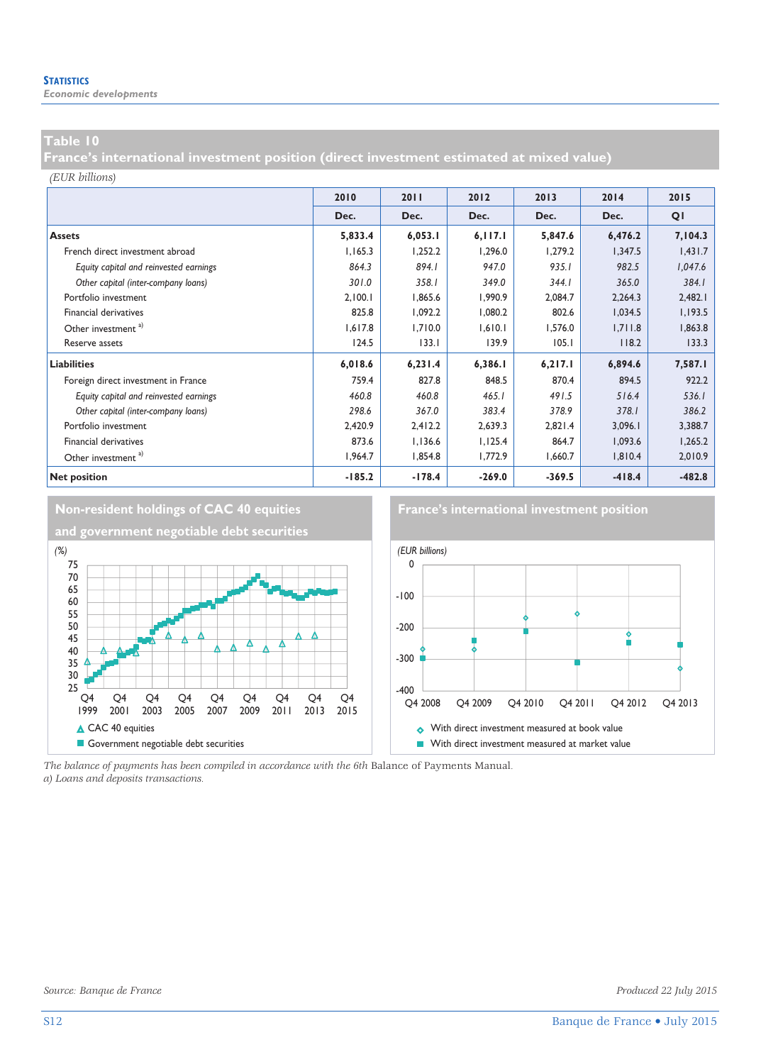## Table 10

## France's international investment position (direct investment estimated at mixed value)

*(EUR billions)*

| | 2010 | 2011 | 2012 | 2013 | 2014 | 2015 |
|---|---|---|---|---|---|---|
| | Dec. | Dec. | Dec. | Dec. | Dec. | Q1 |
| **Assets** | **5,833.4** | **6,053.1** | **6,117.1** | **5,847.6** | **6,476.2** | **7,104.3** |
| French direct investment abroad | 1,165.3 | 1,252.2 | 1,296.0 | 1,279.2 | 1,347.5 | 1,431.7 |
| *Equity capital and reinvested earnings* | *864.3* | *894.1* | *947.0* | *935.1* | *982.5* | *1,047.6* |
| *Other capital (inter-company loans)* | *301.0* | *358.1* | *349.0* | *344.1* | *365.0* | *384.1* |
| Portfolio investment | 2,100.1 | 1,865.6 | 1,990.9 | 2,084.7 | 2,264.3 | 2,482.1 |
| Financial derivatives | 825.8 | 1,092.2 | 1,080.2 | 802.6 | 1,034.5 | 1,193.5 |
| Other investment [a] | 1,617.8 | 1,710.0 | 1,610.1 | 1,576.0 | 1,711.8 | 1,863.8 |
| Reserve assets | 124.5 | 133.1 | 139.9 | 105.1 | 118.2 | 133.3 |
| **Liabilities** | **6,018.6** | **6,231.4** | **6,386.1** | **6,217.1** | **6,894.6** | **7,587.1** |
| Foreign direct investment in France | 759.4 | 827.8 | 848.5 | 870.4 | 894.5 | 922.2 |
| *Equity capital and reinvested earnings* | *460.8* | *460.8* | *465.1* | *491.5* | *516.4* | *536.1* |
| *Other capital (inter-company loans)* | *298.6* | *367.0* | *383.4* | *378.9* | *378.1* | *386.2* |
| Portfolio investment | 2,420.9 | 2,412.2 | 2,639.3 | 2,821.4 | 3,096.1 | 3,388.7 |
| Financial derivatives | 873.6 | 1,136.6 | 1,125.4 | 864.7 | 1,093.6 | 1,265.2 |
| Other investment [a] | 1,964.7 | 1,854.8 | 1,772.9 | 1,660.7 | 1,810.4 | 2,010.9 |
| **Net position** | **-185.2** | **-178.4** | **-269.0** | **-369.5** | **-418.4** | **-482.8** |

### Non-resident holdings of CAC 40 equities and government negotiable debt securities

(%)

Legend: CAC 40 equities; Government negotiable debt securities

### France's international investment position

(EUR billions)

Legend: With direct investment measured at book value; With direct investment measured at market value

*The balance of payments has been compiled in accordance with the 6th Balance of Payments Manual.*
*a) Loans and deposits transactions.*

*Source: Banque de France*

*Produced 22 July 2015*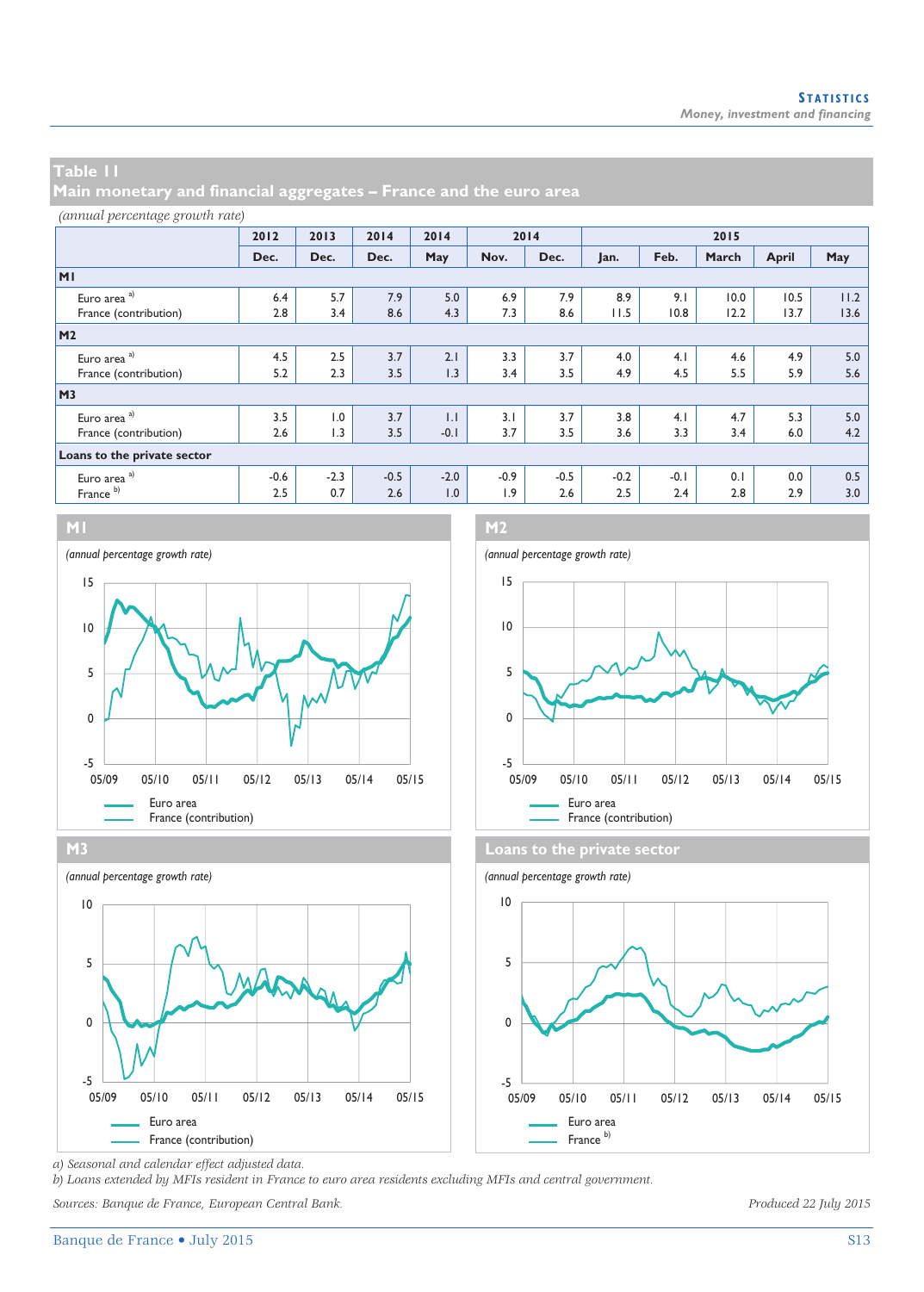## Table 11
## Main monetary and financial aggregates – France and the euro area

*(annual percentage growth rate)*

| | 2012 | 2013 | 2014 | 2014 | 2014 | | 2015 | | | | |
|---|---|---|---|---|---|---|---|---|---|---|---|
| | Dec. | Dec. | Dec. | May | Nov. | Dec. | Jan. | Feb. | March | April | May |
| **M1** | | | | | | | | | | | |
| Euro area [a] | 6.4 | 5.7 | 7.9 | 5.0 | 6.9 | 7.9 | 8.9 | 9.1 | 10.0 | 10.5 | 11.2 |
| France (contribution) | 2.8 | 3.4 | 8.6 | 4.3 | 7.3 | 8.6 | 11.5 | 10.8 | 12.2 | 13.7 | 13.6 |
| **M2** | | | | | | | | | | | |
| Euro area [a] | 4.5 | 2.5 | 3.7 | 2.1 | 3.3 | 3.7 | 4.0 | 4.1 | 4.6 | 4.9 | 5.0 |
| France (contribution) | 5.2 | 2.3 | 3.5 | 1.3 | 3.4 | 3.5 | 4.9 | 4.5 | 5.5 | 5.9 | 5.6 |
| **M3** | | | | | | | | | | | |
| Euro area [a] | 3.5 | 1.0 | 3.7 | 1.1 | 3.1 | 3.7 | 3.8 | 4.1 | 4.7 | 5.3 | 5.0 |
| France (contribution) | 2.6 | 1.3 | 3.5 | -0.1 | 3.7 | 3.5 | 3.6 | 3.3 | 3.4 | 6.0 | 4.2 |
| **Loans to the private sector** | | | | | | | | | | | |
| Euro area [a] | -0.6 | -2.3 | -0.5 | -2.0 | -0.9 | -0.5 | -0.2 | -0.1 | 0.1 | 0.0 | 0.5 |
| France [b] | 2.5 | 0.7 | 2.6 | 1.0 | 1.9 | 2.6 | 2.5 | 2.4 | 2.8 | 2.9 | 3.0 |

### M1

*(annual percentage growth rate)*

Euro area
France (contribution)

### M2

*(annual percentage growth rate)*

Euro area
France (contribution)

### M3

*(annual percentage growth rate)*

Euro area
France (contribution)

### Loans to the private sector

*(annual percentage growth rate)*

Euro area
France [b]

*a) Seasonal and calendar effect adjusted data.*
*b) Loans extended by MFIs resident in France to euro area residents excluding MFIs and central government.*

*Sources: Banque de France, European Central Bank.*

*Produced 22 July 2015*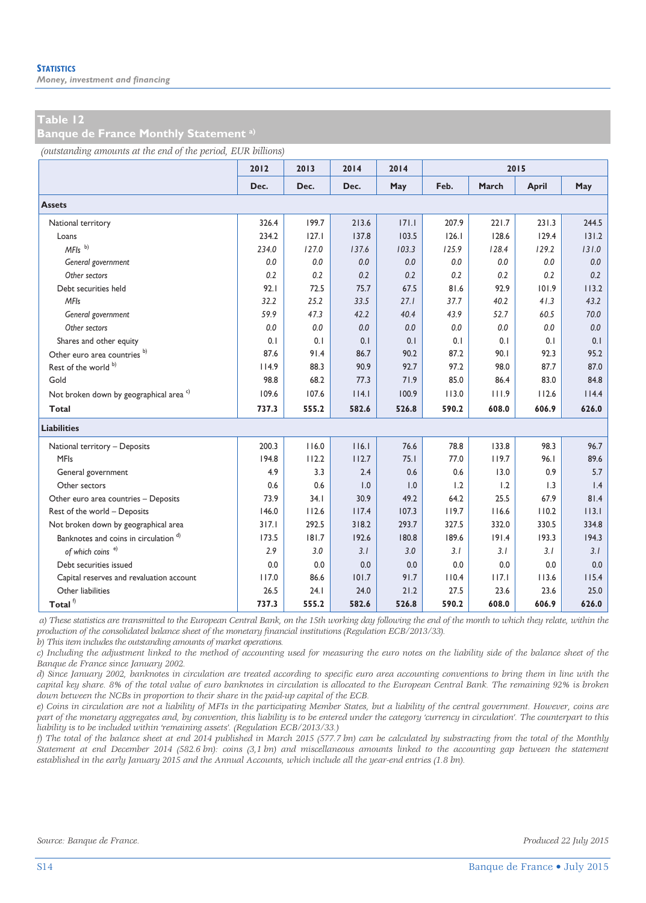## Table 12
## Banque de France Monthly Statement [a)]

*(outstanding amounts at the end of the period, EUR billions)*

| | 2012 | 2013 | 2014 | 2014 | 2015 | | | |
|---|---|---|---|---|---|---|---|---|
| | Dec. | Dec. | Dec. | May | Feb. | March | April | May |
| **Assets** | | | | | | | | |
| National territory | 326.4 | 199.7 | 213.6 | 171.1 | 207.9 | 221.7 | 231.3 | 244.5 |
| Loans | 234.2 | 127.1 | 137.8 | 103.5 | 126.1 | 128.6 | 129.4 | 131.2 |
| *MFIs* [b)] | *234.0* | *127.0* | *137.6* | *103.3* | *125.9* | *128.4* | *129.2* | *131.0* |
| *General government* | *0.0* | *0.0* | *0.0* | *0.0* | *0.0* | *0.0* | *0.0* | *0.0* |
| *Other sectors* | *0.2* | *0.2* | *0.2* | *0.2* | *0.2* | *0.2* | *0.2* | *0.2* |
| Debt securities held | 92.1 | 72.5 | 75.7 | 67.5 | 81.6 | 92.9 | 101.9 | 113.2 |
| *MFIs* | *32.2* | *25.2* | *33.5* | *27.1* | *37.7* | *40.2* | *41.3* | *43.2* |
| *General government* | *59.9* | *47.3* | *42.2* | *40.4* | *43.9* | *52.7* | *60.5* | *70.0* |
| *Other sectors* | *0.0* | *0.0* | *0.0* | *0.0* | *0.0* | *0.0* | *0.0* | *0.0* |
| Shares and other equity | 0.1 | 0.1 | 0.1 | 0.1 | 0.1 | 0.1 | 0.1 | 0.1 |
| Other euro area countries [b)] | 87.6 | 91.4 | 86.7 | 90.2 | 87.2 | 90.1 | 92.3 | 95.2 |
| Rest of the world [b)] | 114.9 | 88.3 | 90.9 | 92.7 | 97.2 | 98.0 | 87.7 | 87.0 |
| Gold | 98.8 | 68.2 | 77.3 | 71.9 | 85.0 | 86.4 | 83.0 | 84.8 |
| Not broken down by geographical area [c)] | 109.6 | 107.6 | 114.1 | 100.9 | 113.0 | 111.9 | 112.6 | 114.4 |
| **Total** | **737.3** | **555.2** | **582.6** | **526.8** | **590.2** | **608.0** | **606.9** | **626.0** |
| **Liabilities** | | | | | | | | |
| National territory – Deposits | 200.3 | 116.0 | 116.1 | 76.6 | 78.8 | 133.8 | 98.3 | 96.7 |
| MFIs | 194.8 | 112.2 | 112.7 | 75.1 | 77.0 | 119.7 | 96.1 | 89.6 |
| General government | 4.9 | 3.3 | 2.4 | 0.6 | 0.6 | 13.0 | 0.9 | 5.7 |
| Other sectors | 0.6 | 0.6 | 1.0 | 1.0 | 1.2 | 1.2 | 1.3 | 1.4 |
| Other euro area countries – Deposits | 73.9 | 34.1 | 30.9 | 49.2 | 64.2 | 25.5 | 67.9 | 81.4 |
| Rest of the world – Deposits | 146.0 | 112.6 | 117.4 | 107.3 | 119.7 | 116.6 | 110.2 | 113.1 |
| Not broken down by geographical area | 317.1 | 292.5 | 318.2 | 293.7 | 327.5 | 332.0 | 330.5 | 334.8 |
| Banknotes and coins in circulation [d)] | 173.5 | 181.7 | 192.6 | 180.8 | 189.6 | 191.4 | 193.3 | 194.3 |
| *of which coins* [e)] | *2.9* | *3.0* | *3.1* | *3.0* | *3.1* | *3.1* | *3.1* | *3.1* |
| Debt securities issued | 0.0 | 0.0 | 0.0 | 0.0 | 0.0 | 0.0 | 0.0 | 0.0 |
| Capital reserves and revaluation account | 117.0 | 86.6 | 101.7 | 91.7 | 110.4 | 117.1 | 113.6 | 115.4 |
| Other liabilities | 26.5 | 24.1 | 24.0 | 21.2 | 27.5 | 23.6 | 23.6 | 25.0 |
| **Total** [f)] | **737.3** | **555.2** | **582.6** | **526.8** | **590.2** | **608.0** | **606.9** | **626.0** |

*a) These statistics are transmitted to the European Central Bank, on the 15th working day following the end of the month to which they relate, within the production of the consolidated balance sheet of the monetary financial institutions (Regulation ECB/2013/33).*
*b) This item includes the outstanding amounts of market operations.*
*c) Including the adjustment linked to the method of accounting used for measuring the euro notes on the liability side of the balance sheet of the Banque de France since January 2002.*
*d) Since January 2002, banknotes in circulation are treated according to specific euro area accounting conventions to bring them in line with the capital key share. 8% of the total value of euro banknotes in circulation is allocated to the European Central Bank. The remaining 92% is broken down between the NCBs in proportion to their share in the paid-up capital of the ECB.*
*e) Coins in circulation are not a liability of MFIs in the participating Member States, but a liability of the central government. However, coins are part of the monetary aggregates and, by convention, this liability is to be entered under the category 'currency in circulation'. The counterpart to this liability is to be included within 'remaining assets'. (Regulation ECB/2013/33.)*
*f) The total of the balance sheet at end 2014 published in March 2015 (577.7 bn) can be calculated by substracting from the total of the Monthly Statement at end December 2014 (582.6 bn): coins (3,1 bn) and miscellaneous amounts linked to the accounting gap between the statement established in the early January 2015 and the Annual Accounts, which include all the year-end entries (1.8 bn).*

*Source: Banque de France.*

*Produced 22 July 2015*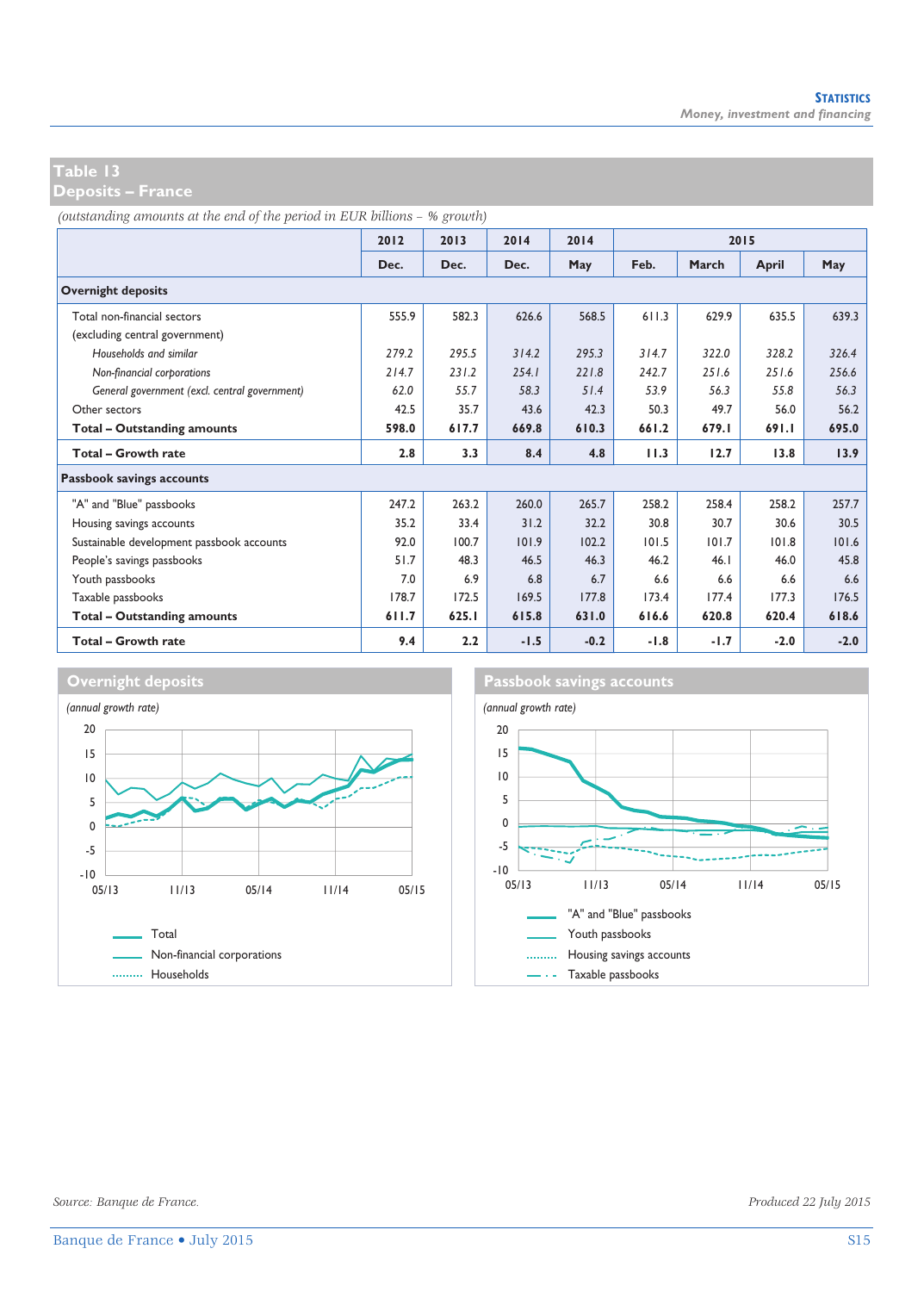## Table 13
## Deposits – France

*(outstanding amounts at the end of the period in EUR billions – % growth)*

| | 2012 | 2013 | 2014 | 2014 | 2015 | | | |
|---|---|---|---|---|---|---|---|---|
| | Dec. | Dec. | Dec. | May | Feb. | March | April | May |
| **Overnight deposits** | | | | | | | | |
| Total non-financial sectors (excluding central government) | 555.9 | 582.3 | 626.6 | 568.5 | 611.3 | 629.9 | 635.5 | 639.3 |
| *Households and similar* | *279.2* | *295.5* | *314.2* | *295.3* | *314.7* | *322.0* | *328.2* | *326.4* |
| *Non-financial corporations* | *214.7* | *231.2* | *254.1* | *221.8* | *242.7* | *251.6* | *251.6* | *256.6* |
| *General government (excl. central government)* | *62.0* | *55.7* | *58.3* | *51.4* | *53.9* | *56.3* | *55.8* | *56.3* |
| Other sectors | 42.5 | 35.7 | 43.6 | 42.3 | 50.3 | 49.7 | 56.0 | 56.2 |
| **Total – Outstanding amounts** | **598.0** | **617.7** | **669.8** | **610.3** | **661.2** | **679.1** | **691.1** | **695.0** |
| **Total – Growth rate** | **2.8** | **3.3** | **8.4** | **4.8** | **11.3** | **12.7** | **13.8** | **13.9** |
| **Passbook savings accounts** | | | | | | | | |
| "A" and "Blue" passbooks | 247.2 | 263.2 | 260.0 | 265.7 | 258.2 | 258.4 | 258.2 | 257.7 |
| Housing savings accounts | 35.2 | 33.4 | 31.2 | 32.2 | 30.8 | 30.7 | 30.6 | 30.5 |
| Sustainable development passbook accounts | 92.0 | 100.7 | 101.9 | 102.2 | 101.5 | 101.7 | 101.8 | 101.6 |
| People's savings passbooks | 51.7 | 48.3 | 46.5 | 46.3 | 46.2 | 46.1 | 46.0 | 45.8 |
| Youth passbooks | 7.0 | 6.9 | 6.8 | 6.7 | 6.6 | 6.6 | 6.6 | 6.6 |
| Taxable passbooks | 178.7 | 172.5 | 169.5 | 177.8 | 173.4 | 177.4 | 177.3 | 176.5 |
| **Total – Outstanding amounts** | **611.7** | **625.1** | **615.8** | **631.0** | **616.6** | **620.8** | **620.4** | **618.6** |
| **Total – Growth rate** | **9.4** | **2.2** | **-1.5** | **-0.2** | **-1.8** | **-1.7** | **-2.0** | **-2.0** |

### Overnight deposits

*(annual growth rate)*

Legend: Total; Non-financial corporations; Households

### Passbook savings accounts

*(annual growth rate)*

Legend: "A" and "Blue" passbooks; Youth passbooks; Housing savings accounts; Taxable passbooks

*Source: Banque de France.*

*Produced 22 July 2015*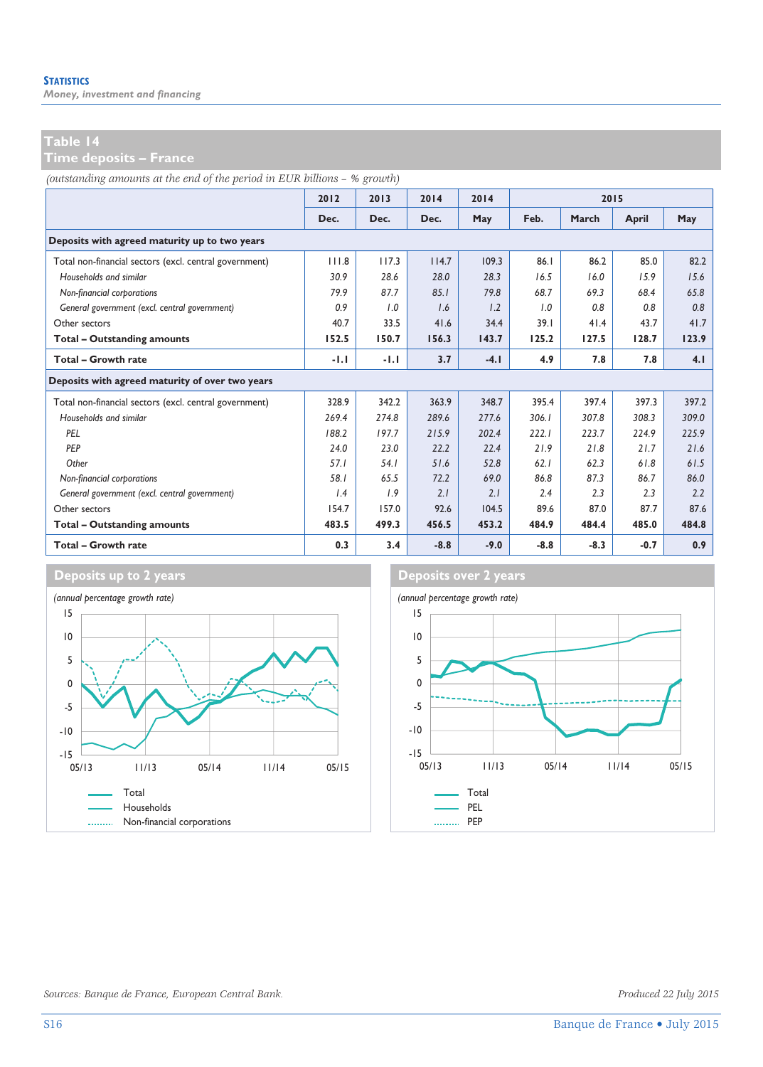## Table 14
## Time deposits – France

*(outstanding amounts at the end of the period in EUR billions – % growth)*

| | 2012 | 2013 | 2014 | 2014 | 2015 | | | |
|---|---|---|---|---|---|---|---|---|
| | Dec. | Dec. | Dec. | May | Feb. | March | April | May |
| **Deposits with agreed maturity up to two years** | | | | | | | | |
| Total non-financial sectors (excl. central government) | 111.8 | 117.3 | 114.7 | 109.3 | 86.1 | 86.2 | 85.0 | 82.2 |
| *Households and similar* | *30.9* | *28.6* | *28.0* | *28.3* | *16.5* | *16.0* | *15.9* | *15.6* |
| *Non-financial corporations* | *79.9* | *87.7* | *85.1* | *79.8* | *68.7* | *69.3* | *68.4* | *65.8* |
| *General government (excl. central government)* | *0.9* | *1.0* | *1.6* | *1.2* | *1.0* | *0.8* | *0.8* | *0.8* |
| Other sectors | 40.7 | 33.5 | 41.6 | 34.4 | 39.1 | 41.4 | 43.7 | 41.7 |
| **Total – Outstanding amounts** | **152.5** | **150.7** | **156.3** | **143.7** | **125.2** | **127.5** | **128.7** | **123.9** |
| **Total – Growth rate** | **-1.1** | **-1.1** | **3.7** | **-4.1** | **4.9** | **7.8** | **7.8** | **4.1** |
| **Deposits with agreed maturity of over two years** | | | | | | | | |
| Total non-financial sectors (excl. central government) | 328.9 | 342.2 | 363.9 | 348.7 | 395.4 | 397.4 | 397.3 | 397.2 |
| *Households and similar* | *269.4* | *274.8* | *289.6* | *277.6* | *306.1* | *307.8* | *308.3* | *309.0* |
| *PEL* | *188.2* | *197.7* | *215.9* | *202.4* | *222.1* | *223.7* | *224.9* | *225.9* |
| *PEP* | *24.0* | *23.0* | *22.2* | *22.4* | *21.9* | *21.8* | *21.7* | *21.6* |
| *Other* | *57.1* | *54.1* | *51.6* | *52.8* | *62.1* | *62.3* | *61.8* | *61.5* |
| *Non-financial corporations* | *58.1* | *65.5* | *72.2* | *69.0* | *86.8* | *87.3* | *86.7* | *86.0* |
| *General government (excl. central government)* | *1.4* | *1.9* | *2.1* | *2.1* | *2.4* | *2.3* | *2.3* | *2.2* |
| Other sectors | 154.7 | 157.0 | 92.6 | 104.5 | 89.6 | 87.0 | 87.7 | 87.6 |
| **Total – Outstanding amounts** | **483.5** | **499.3** | **456.5** | **453.2** | **484.9** | **484.4** | **485.0** | **484.8** |
| **Total – Growth rate** | **0.3** | **3.4** | **-8.8** | **-9.0** | **-8.8** | **-8.3** | **-0.7** | **0.9** |

### Deposits up to 2 years

*(annual percentage growth rate)*

Total
Households
Non-financial corporations

### Deposits over 2 years

*(annual percentage growth rate)*

Total
PEL
PEP

*Sources: Banque de France, European Central Bank.*

*Produced 22 July 2015*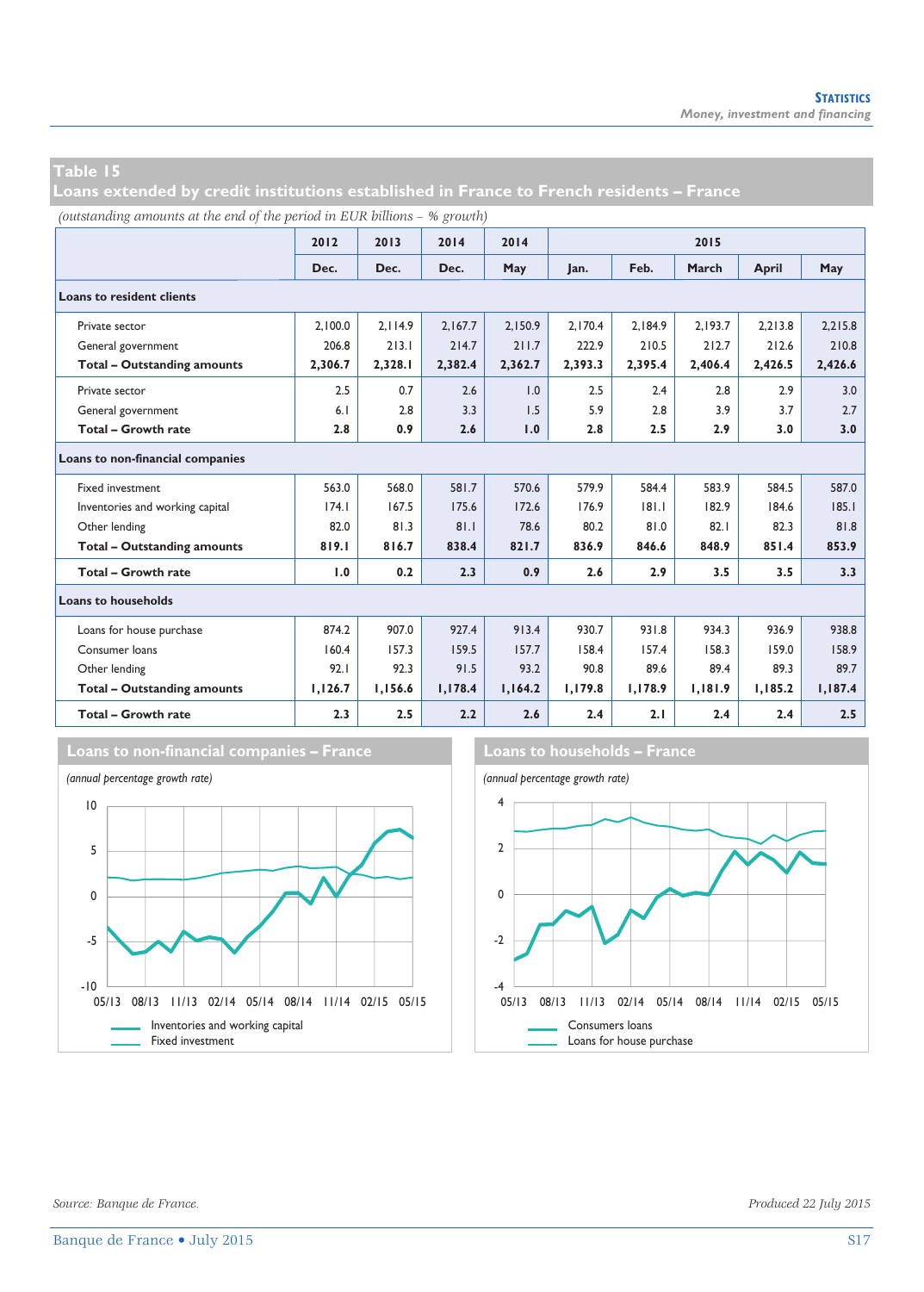## Table 15
## Loans extended by credit institutions established in France to French residents – France

*(outstanding amounts at the end of the period in EUR billions – % growth)*

| | 2012 | 2013 | 2014 | 2014 | 2015 | | | | |
|---|---|---|---|---|---|---|---|---|---|
| | Dec. | Dec. | Dec. | May | Jan. | Feb. | March | April | May |
| **Loans to resident clients** | | | | | | | | | |
| Private sector | 2,100.0 | 2,114.9 | 2,167.7 | 2,150.9 | 2,170.4 | 2,184.9 | 2,193.7 | 2,213.8 | 2,215.8 |
| General government | 206.8 | 213.1 | 214.7 | 211.7 | 222.9 | 210.5 | 212.7 | 212.6 | 210.8 |
| **Total – Outstanding amounts** | **2,306.7** | **2,328.1** | **2,382.4** | **2,362.7** | **2,393.3** | **2,395.4** | **2,406.4** | **2,426.5** | **2,426.6** |
| Private sector | 2.5 | 0.7 | 2.6 | 1.0 | 2.5 | 2.4 | 2.8 | 2.9 | 3.0 |
| General government | 6.1 | 2.8 | 3.3 | 1.5 | 5.9 | 2.8 | 3.9 | 3.7 | 2.7 |
| **Total – Growth rate** | **2.8** | **0.9** | **2.6** | **1.0** | **2.8** | **2.5** | **2.9** | **3.0** | **3.0** |
| **Loans to non-financial companies** | | | | | | | | | |
| Fixed investment | 563.0 | 568.0 | 581.7 | 570.6 | 579.9 | 584.4 | 583.9 | 584.5 | 587.0 |
| Inventories and working capital | 174.1 | 167.5 | 175.6 | 172.6 | 176.9 | 181.1 | 182.9 | 184.6 | 185.1 |
| Other lending | 82.0 | 81.3 | 81.1 | 78.6 | 80.2 | 81.0 | 82.1 | 82.3 | 81.8 |
| **Total – Outstanding amounts** | **819.1** | **816.7** | **838.4** | **821.7** | **836.9** | **846.6** | **848.9** | **851.4** | **853.9** |
| **Total – Growth rate** | **1.0** | **0.2** | **2.3** | **0.9** | **2.6** | **2.9** | **3.5** | **3.5** | **3.3** |
| **Loans to households** | | | | | | | | | |
| Loans for house purchase | 874.2 | 907.0 | 927.4 | 913.4 | 930.7 | 931.8 | 934.3 | 936.9 | 938.8 |
| Consumer loans | 160.4 | 157.3 | 159.5 | 157.7 | 158.4 | 157.4 | 158.3 | 159.0 | 158.9 |
| Other lending | 92.1 | 92.3 | 91.5 | 93.2 | 90.8 | 89.6 | 89.4 | 89.3 | 89.7 |
| **Total – Outstanding amounts** | **1,126.7** | **1,156.6** | **1,178.4** | **1,164.2** | **1,179.8** | **1,178.9** | **1,181.9** | **1,185.2** | **1,187.4** |
| **Total – Growth rate** | **2.3** | **2.5** | **2.2** | **2.6** | **2.4** | **2.1** | **2.4** | **2.4** | **2.5** |

### Loans to non-financial companies – France

*(annual percentage growth rate)*

Legend: Inventories and working capital; Fixed investment

### Loans to households – France

*(annual percentage growth rate)*

Legend: Consumers loans; Loans for house purchase

*Source: Banque de France.*

*Produced 22 July 2015*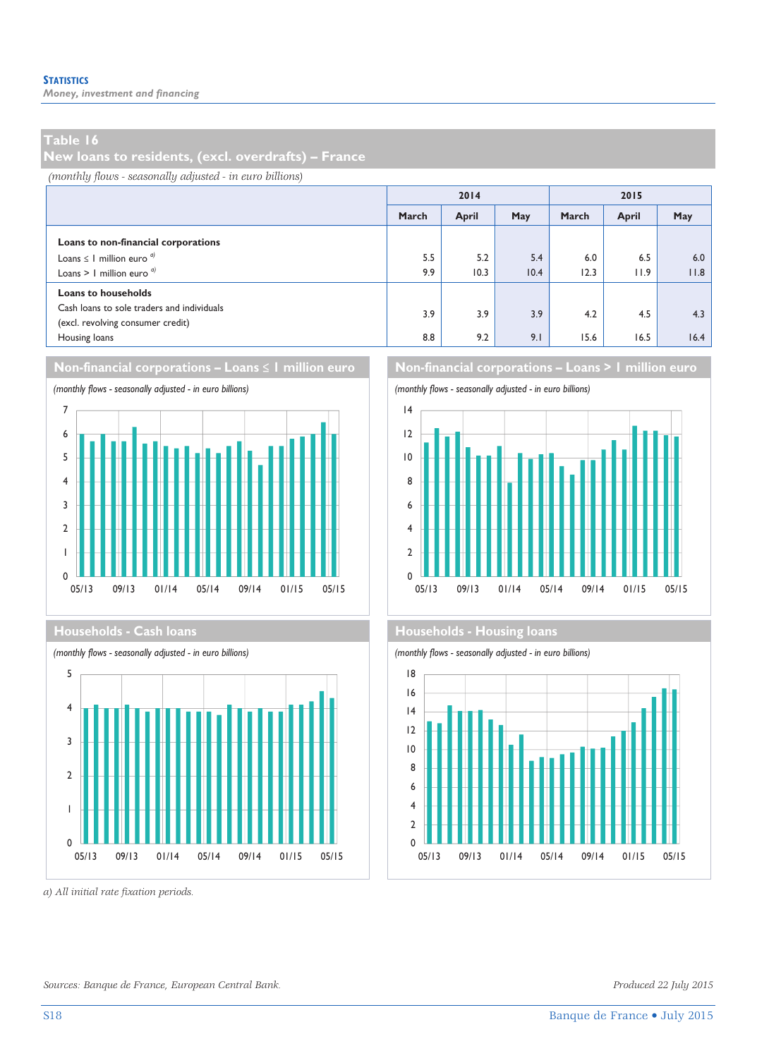## Table 16
## New loans to residents, (excl. overdrafts) – France

*(monthly flows - seasonally adjusted - in euro billions)*

| | 2014 | | | 2015 | | |
|---|---|---|---|---|---|---|
| | March | April | May | March | April | May |
| **Loans to non-financial corporations** | | | | | | |
| Loans ≤ 1 million euro [a] | 5.5 | 5.2 | 5.4 | 6.0 | 6.5 | 6.0 |
| Loans > 1 million euro [a] | 9.9 | 10.3 | 10.4 | 12.3 | 11.9 | 11.8 |
| **Loans to households** | | | | | | |
| Cash loans to sole traders and individuals (excl. revolving consumer credit) | 3.9 | 3.9 | 3.9 | 4.2 | 4.5 | 4.3 |
| Housing loans | 8.8 | 9.2 | 9.1 | 15.6 | 16.5 | 16.4 |

### Non-financial corporations – Loans ≤ 1 million euro

*(monthly flows - seasonally adjusted - in euro billions)*

### Non-financial corporations – Loans > 1 million euro

*(monthly flows - seasonally adjusted - in euro billions)*

### Households - Cash loans

*(monthly flows - seasonally adjusted - in euro billions)*

### Households - Housing loans

*(monthly flows - seasonally adjusted - in euro billions)*

*a) All initial rate fixation periods.*

*Sources: Banque de France, European Central Bank.*

*Produced 22 July 2015*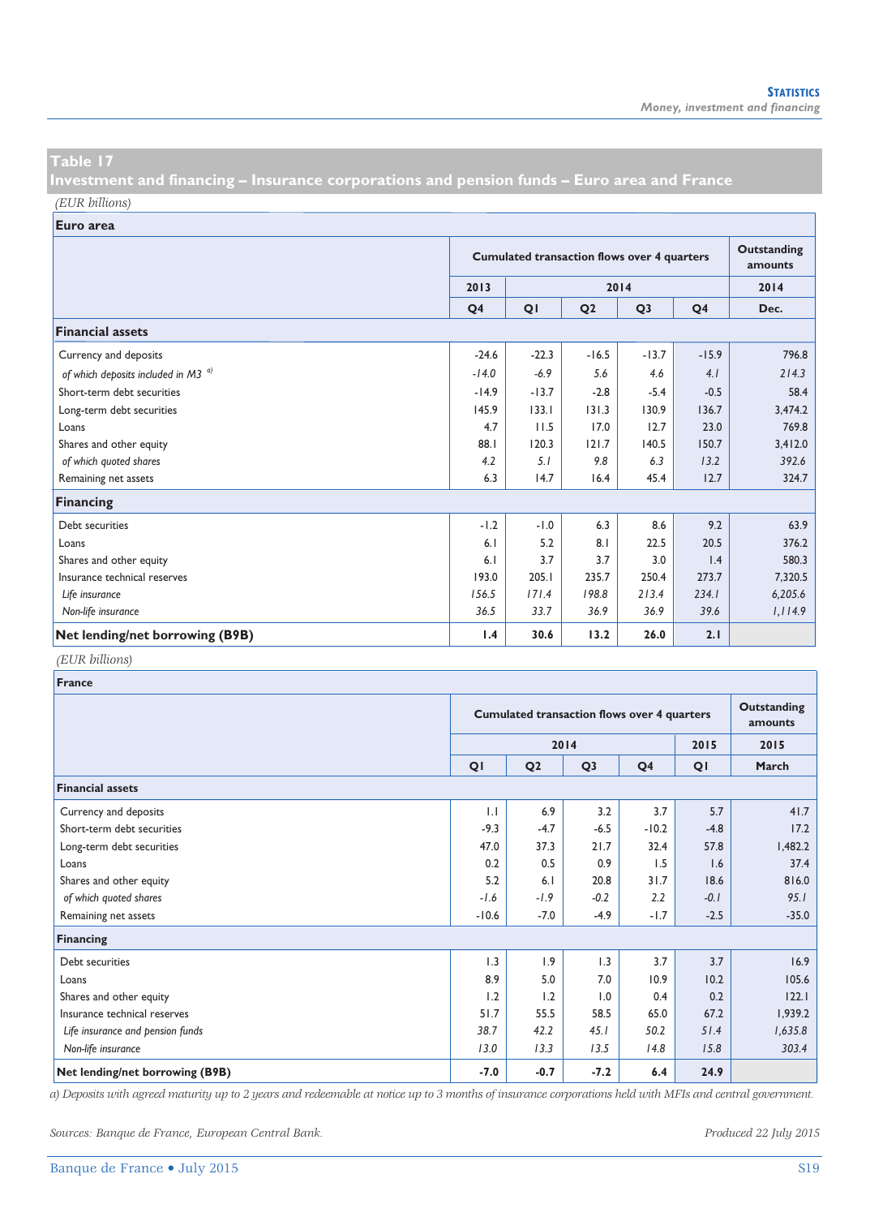## Table 17
## Investment and financing – Insurance corporations and pension funds – Euro area and France

*(EUR billions)*

| Euro area | Cumulated transaction flows over 4 quarters | | | | | Outstanding amounts |
|---|---|---|---|---|---|---|
| | 2013 | 2014 | | | | 2014 |
| | Q4 | Q1 | Q2 | Q3 | Q4 | Dec. |
| **Financial assets** | | | | | | |
| Currency and deposits | -24.6 | -22.3 | -16.5 | -13.7 | -15.9 | 796.8 |
| *of which deposits included in M3* [a)] | *-14.0* | *-6.9* | *5.6* | *4.6* | *4.1* | *214.3* |
| Short-term debt securities | -14.9 | -13.7 | -2.8 | -5.4 | -0.5 | 58.4 |
| Long-term debt securities | 145.9 | 133.1 | 131.3 | 130.9 | 136.7 | 3,474.2 |
| Loans | 4.7 | 11.5 | 17.0 | 12.7 | 23.0 | 769.8 |
| Shares and other equity | 88.1 | 120.3 | 121.7 | 140.5 | 150.7 | 3,412.0 |
| *of which quoted shares* | *4.2* | *5.1* | *9.8* | *6.3* | *13.2* | *392.6* |
| Remaining net assets | 6.3 | 14.7 | 16.4 | 45.4 | 12.7 | 324.7 |
| **Financing** | | | | | | |
| Debt securities | -1.2 | -1.0 | 6.3 | 8.6 | 9.2 | 63.9 |
| Loans | 6.1 | 5.2 | 8.1 | 22.5 | 20.5 | 376.2 |
| Shares and other equity | 6.1 | 3.7 | 3.7 | 3.0 | 1.4 | 580.3 |
| Insurance technical reserves | 193.0 | 205.1 | 235.7 | 250.4 | 273.7 | 7,320.5 |
| *Life insurance* | *156.5* | *171.4* | *198.8* | *213.4* | *234.1* | *6,205.6* |
| *Non-life insurance* | *36.5* | *33.7* | *36.9* | *36.9* | *39.6* | *1,114.9* |
| **Net lending/net borrowing (B9B)** | **1.4** | **30.6** | **13.2** | **26.0** | **2.1** | |

*(EUR billions)*

| France | Cumulated transaction flows over 4 quarters | | | | | Outstanding amounts |
|---|---|---|---|---|---|---|
| | 2014 | | | | 2015 | 2015 |
| | Q1 | Q2 | Q3 | Q4 | Q1 | March |
| **Financial assets** | | | | | | |
| Currency and deposits | 1.1 | 6.9 | 3.2 | 3.7 | 5.7 | 41.7 |
| Short-term debt securities | -9.3 | -4.7 | -6.5 | -10.2 | -4.8 | 17.2 |
| Long-term debt securities | 47.0 | 37.3 | 21.7 | 32.4 | 57.8 | 1,482.2 |
| Loans | 0.2 | 0.5 | 0.9 | 1.5 | 1.6 | 37.4 |
| Shares and other equity | 5.2 | 6.1 | 20.8 | 31.7 | 18.6 | 816.0 |
| *of which quoted shares* | *-1.6* | *-1.9* | *-0.2* | *2.2* | *-0.1* | *95.1* |
| Remaining net assets | -10.6 | -7.0 | -4.9 | -1.7 | -2.5 | -35.0 |
| **Financing** | | | | | | |
| Debt securities | 1.3 | 1.9 | 1.3 | 3.7 | 3.7 | 16.9 |
| Loans | 8.9 | 5.0 | 7.0 | 10.9 | 10.2 | 105.6 |
| Shares and other equity | 1.2 | 1.2 | 1.0 | 0.4 | 0.2 | 122.1 |
| Insurance technical reserves | 51.7 | 55.5 | 58.5 | 65.0 | 67.2 | 1,939.2 |
| *Life insurance and pension funds* | *38.7* | *42.2* | *45.1* | *50.2* | *51.4* | *1,635.8* |
| *Non-life insurance* | *13.0* | *13.3* | *13.5* | *14.8* | *15.8* | *303.4* |
| **Net lending/net borrowing (B9B)** | **-7.0** | **-0.7** | **-7.2** | **6.4** | **24.9** | |

*a) Deposits with agreed maturity up to 2 years and redeemable at notice up to 3 months of insurance corporations held with MFIs and central government.*

*Sources: Banque de France, European Central Bank.*

*Produced 22 July 2015*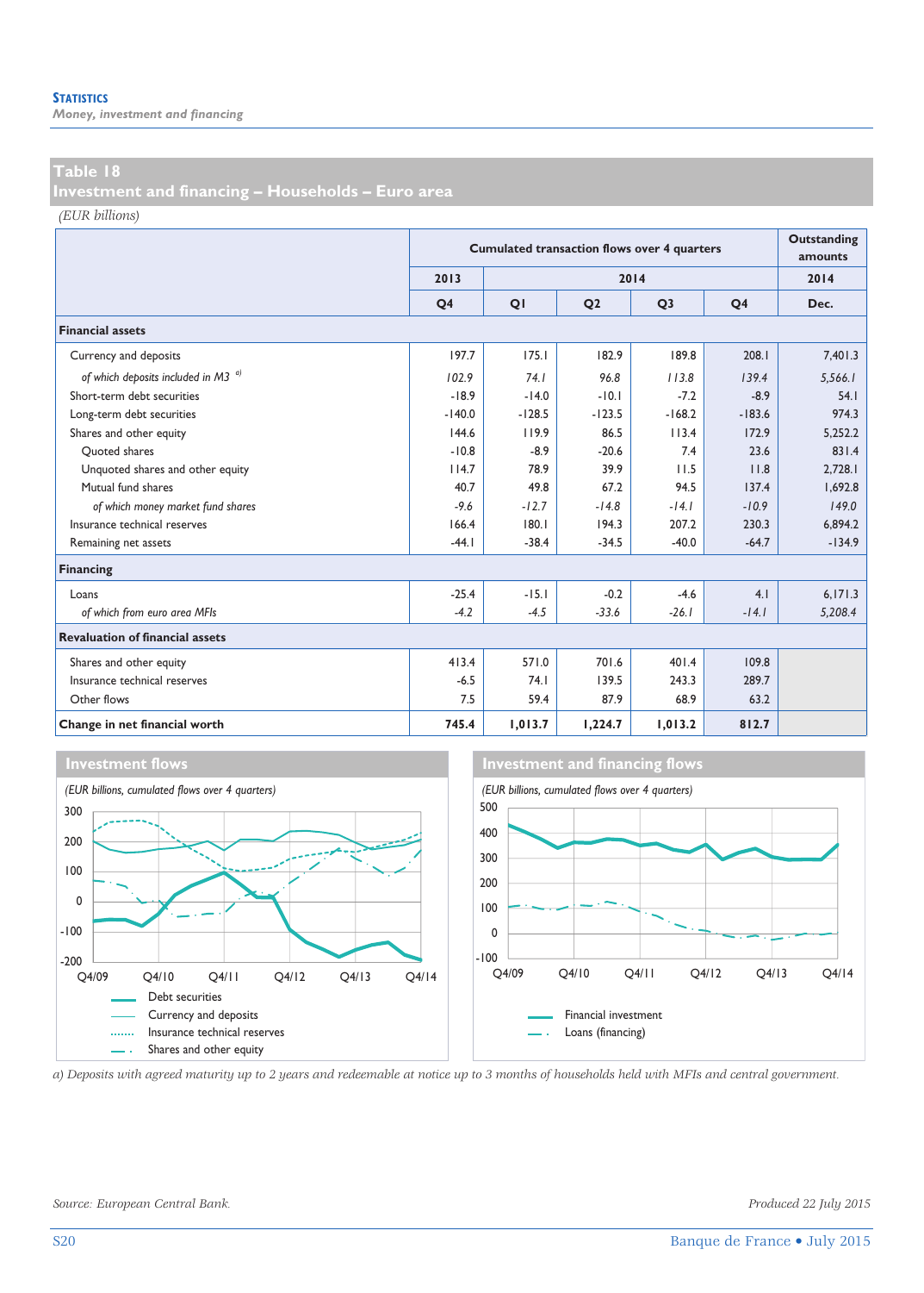## Table 18
## Investment and financing – Households – Euro area

*(EUR billions)*

| | Cumulated transaction flows over 4 quarters | | | | | Outstanding amounts |
|---|---|---|---|---|---|---|
| | 2013 | 2014 | | | | 2014 |
| | Q4 | Q1 | Q2 | Q3 | Q4 | Dec. |
| **Financial assets** | | | | | | |
| Currency and deposits | 197.7 | 175.1 | 182.9 | 189.8 | 208.1 | 7,401.3 |
| *of which deposits included in M3* [a] | *102.9* | *74.1* | *96.8* | *113.8* | *139.4* | *5,566.1* |
| Short-term debt securities | -18.9 | -14.0 | -10.1 | -7.2 | -8.9 | 54.1 |
| Long-term debt securities | -140.0 | -128.5 | -123.5 | -168.2 | -183.6 | 974.3 |
| Shares and other equity | 144.6 | 119.9 | 86.5 | 113.4 | 172.9 | 5,252.2 |
| Quoted shares | -10.8 | -8.9 | -20.6 | 7.4 | 23.6 | 831.4 |
| Unquoted shares and other equity | 114.7 | 78.9 | 39.9 | 11.5 | 11.8 | 2,728.1 |
| Mutual fund shares | 40.7 | 49.8 | 67.2 | 94.5 | 137.4 | 1,692.8 |
| *of which money market fund shares* | *-9.6* | *-12.7* | *-14.8* | *-14.1* | *-10.9* | *149.0* |
| Insurance technical reserves | 166.4 | 180.1 | 194.3 | 207.2 | 230.3 | 6,894.2 |
| Remaining net assets | -44.1 | -38.4 | -34.5 | -40.0 | -64.7 | -134.9 |
| **Financing** | | | | | | |
| Loans | -25.4 | -15.1 | -0.2 | -4.6 | 4.1 | 6,171.3 |
| *of which from euro area MFIs* | *-4.2* | *-4.5* | *-33.6* | *-26.1* | *-14.1* | *5,208.4* |
| **Revaluation of financial assets** | | | | | | |
| Shares and other equity | 413.4 | 571.0 | 701.6 | 401.4 | 109.8 | |
| Insurance technical reserves | -6.5 | 74.1 | 139.5 | 243.3 | 289.7 | |
| Other flows | 7.5 | 59.4 | 87.9 | 68.9 | 63.2 | |
| **Change in net financial worth** | **745.4** | **1,013.7** | **1,224.7** | **1,013.2** | **812.7** | |

### Investment flows

*(EUR billions, cumulated flows over 4 quarters)*

Legend: Debt securities; Currency and deposits; Insurance technical reserves; Shares and other equity

### Investment and financing flows

*(EUR billions, cumulated flows over 4 quarters)*

Legend: Financial investment; Loans (financing)

*a) Deposits with agreed maturity up to 2 years and redeemable at notice up to 3 months of households held with MFIs and central government.*

*Source: European Central Bank.*

*Produced 22 July 2015*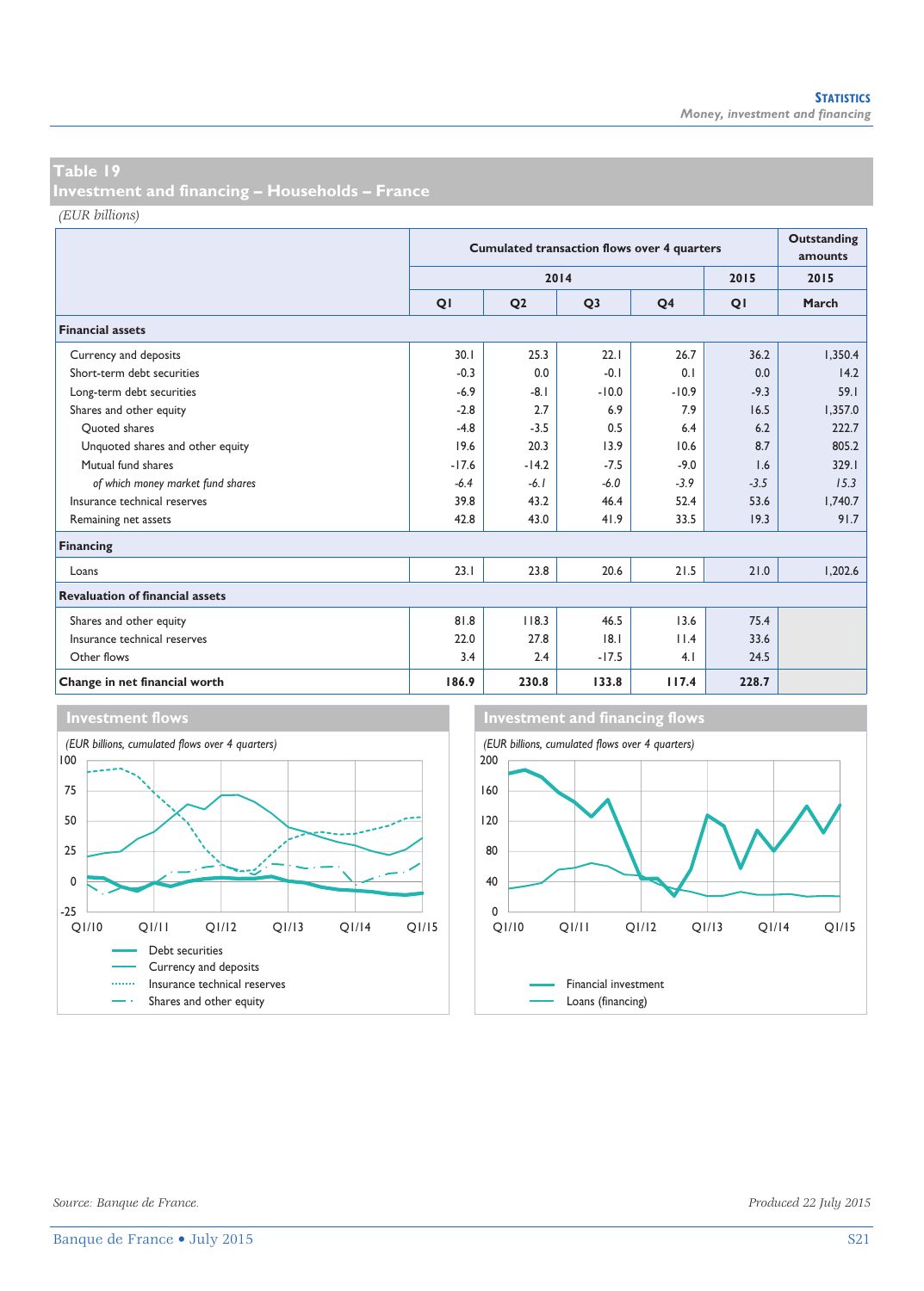## Table 19
## Investment and financing – Households – France

*(EUR billions)*

| | Cumulated transaction flows over 4 quarters | | | | | Outstanding amounts |
|---|---|---|---|---|---|---|
| | 2014 | | | | 2015 | 2015 |
| | Q1 | Q2 | Q3 | Q4 | Q1 | March |
| **Financial assets** | | | | | | |
| Currency and deposits | 30.1 | 25.3 | 22.1 | 26.7 | 36.2 | 1,350.4 |
| Short-term debt securities | -0.3 | 0.0 | -0.1 | 0.1 | 0.0 | 14.2 |
| Long-term debt securities | -6.9 | -8.1 | -10.0 | -10.9 | -9.3 | 59.1 |
| Shares and other equity | -2.8 | 2.7 | 6.9 | 7.9 | 16.5 | 1,357.0 |
| Quoted shares | -4.8 | -3.5 | 0.5 | 6.4 | 6.2 | 222.7 |
| Unquoted shares and other equity | 19.6 | 20.3 | 13.9 | 10.6 | 8.7 | 805.2 |
| Mutual fund shares | -17.6 | -14.2 | -7.5 | -9.0 | 1.6 | 329.1 |
| *of which money market fund shares* | *-6.4* | *-6.1* | *-6.0* | *-3.9* | *-3.5* | *15.3* |
| Insurance technical reserves | 39.8 | 43.2 | 46.4 | 52.4 | 53.6 | 1,740.7 |
| Remaining net assets | 42.8 | 43.0 | 41.9 | 33.5 | 19.3 | 91.7 |
| **Financing** | | | | | | |
| Loans | 23.1 | 23.8 | 20.6 | 21.5 | 21.0 | 1,202.6 |
| **Revaluation of financial assets** | | | | | | |
| Shares and other equity | 81.8 | 118.3 | 46.5 | 13.6 | 75.4 | |
| Insurance technical reserves | 22.0 | 27.8 | 18.1 | 11.4 | 33.6 | |
| Other flows | 3.4 | 2.4 | -17.5 | 4.1 | 24.5 | |
| **Change in net financial worth** | **186.9** | **230.8** | **133.8** | **117.4** | **228.7** | |

### Investment flows

*(EUR billions, cumulated flows over 4 quarters)*

Debt securities; Currency and deposits; Insurance technical reserves; Shares and other equity

### Investment and financing flows

*(EUR billions, cumulated flows over 4 quarters)*

Financial investment; Loans (financing)

*Source: Banque de France.*

*Produced 22 July 2015*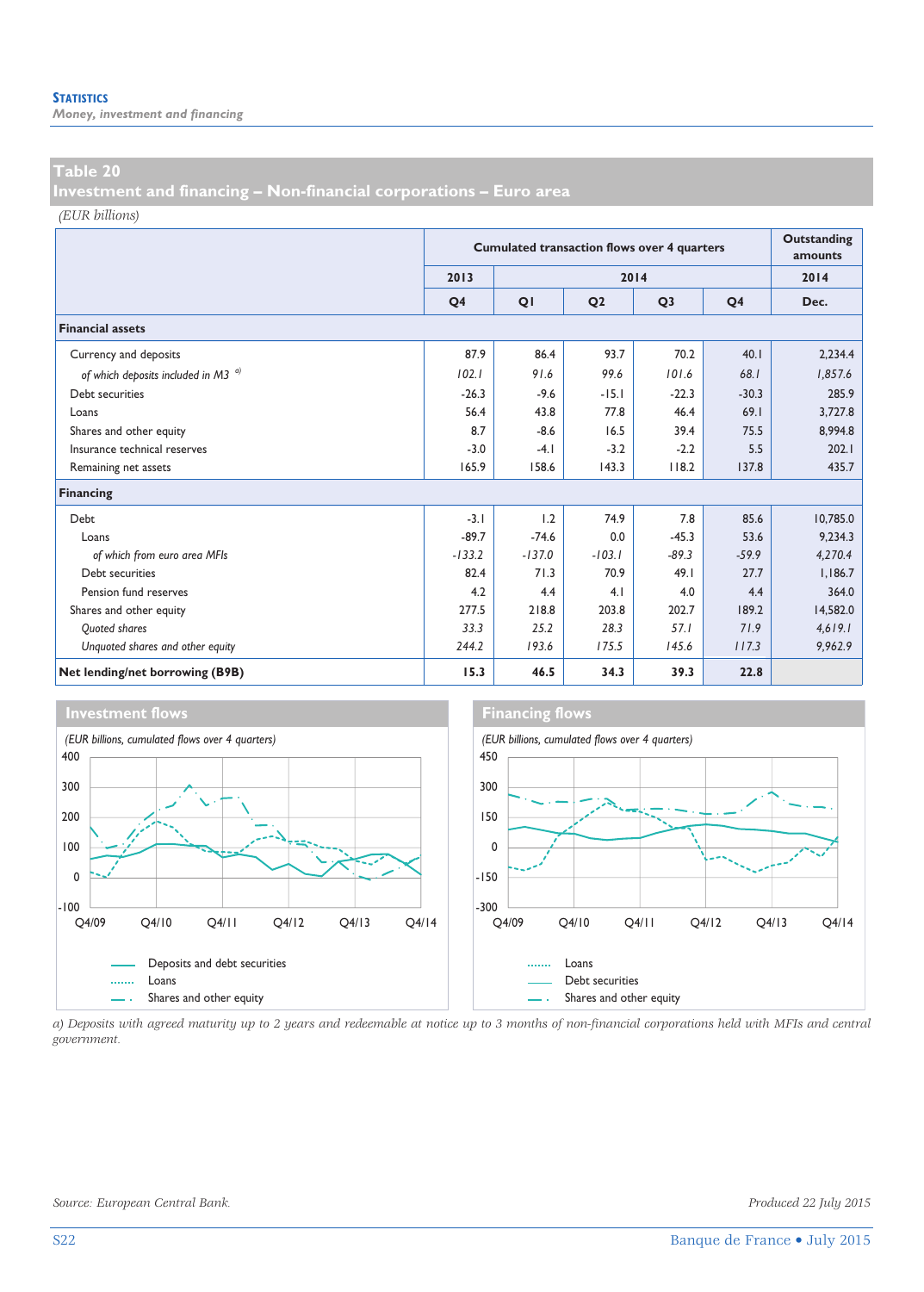## Table 20
## Investment and financing – Non-financial corporations – Euro area

*(EUR billions)*

| | Cumulated transaction flows over 4 quarters | | | | | Outstanding amounts |
|---|---|---|---|---|---|---|
| | 2013 | 2014 | | | | 2014 |
| | Q4 | Q1 | Q2 | Q3 | Q4 | Dec. |
| **Financial assets** | | | | | | |
| Currency and deposits | 87.9 | 86.4 | 93.7 | 70.2 | 40.1 | 2,234.4 |
| *of which deposits included in M3* [a] | *102.1* | *91.6* | *99.6* | *101.6* | *68.1* | *1,857.6* |
| Debt securities | -26.3 | -9.6 | -15.1 | -22.3 | -30.3 | 285.9 |
| Loans | 56.4 | 43.8 | 77.8 | 46.4 | 69.1 | 3,727.8 |
| Shares and other equity | 8.7 | -8.6 | 16.5 | 39.4 | 75.5 | 8,994.8 |
| Insurance technical reserves | -3.0 | -4.1 | -3.2 | -2.2 | 5.5 | 202.1 |
| Remaining net assets | 165.9 | 158.6 | 143.3 | 118.2 | 137.8 | 435.7 |
| **Financing** | | | | | | |
| Debt | -3.1 | 1.2 | 74.9 | 7.8 | 85.6 | 10,785.0 |
| Loans | -89.7 | -74.6 | 0.0 | -45.3 | 53.6 | 9,234.3 |
| *of which from euro area MFIs* | *-133.2* | *-137.0* | *-103.1* | *-89.3* | *-59.9* | *4,270.4* |
| Debt securities | 82.4 | 71.3 | 70.9 | 49.1 | 27.7 | 1,186.7 |
| Pension fund reserves | 4.2 | 4.4 | 4.1 | 4.0 | 4.4 | 364.0 |
| Shares and other equity | 277.5 | 218.8 | 203.8 | 202.7 | 189.2 | 14,582.0 |
| *Quoted shares* | *33.3* | *25.2* | *28.3* | *57.1* | *71.9* | *4,619.1* |
| *Unquoted shares and other equity* | *244.2* | *193.6* | *175.5* | *145.6* | *117.3* | *9,962.9* |
| **Net lending/net borrowing (B9B)** | **15.3** | **46.5** | **34.3** | **39.3** | **22.8** | |

### Investment flows

*(EUR billions, cumulated flows over 4 quarters)*

Deposits and debt securities
Loans
Shares and other equity

### Financing flows

*(EUR billions, cumulated flows over 4 quarters)*

Loans
Debt securities
Shares and other equity

*a) Deposits with agreed maturity up to 2 years and redeemable at notice up to 3 months of non-financial corporations held with MFIs and central government.*

*Source: European Central Bank.*

*Produced 22 July 2015*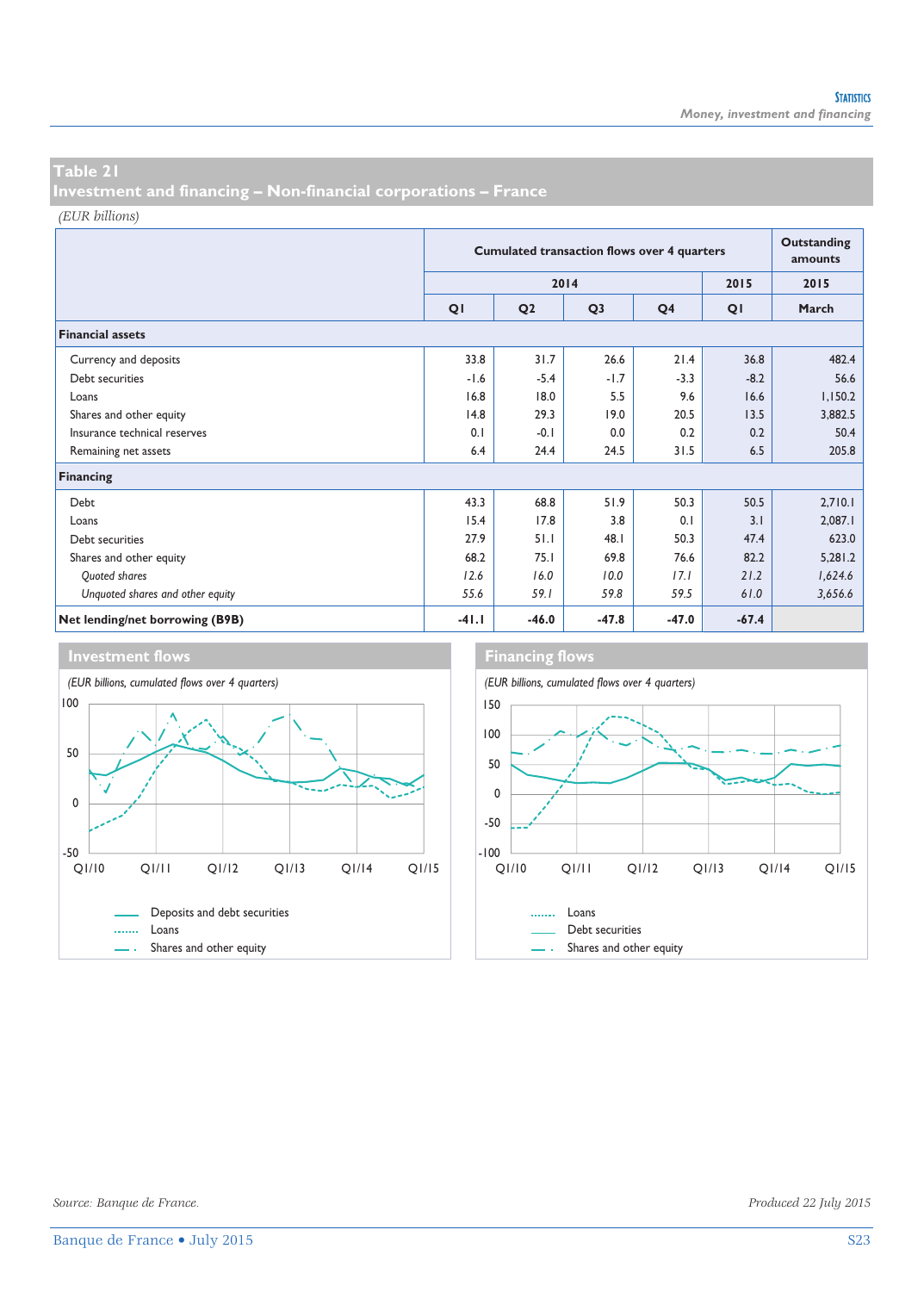## Table 21
## Investment and financing – Non-financial corporations – France

*(EUR billions)*

| | Cumulated transaction flows over 4 quarters | | | | | Outstanding amounts |
|---|---|---|---|---|---|---|
| | 2014 | | | | 2015 | 2015 |
| | Q1 | Q2 | Q3 | Q4 | Q1 | March |
| **Financial assets** | | | | | | |
| Currency and deposits | 33.8 | 31.7 | 26.6 | 21.4 | 36.8 | 482.4 |
| Debt securities | -1.6 | -5.4 | -1.7 | -3.3 | -8.2 | 56.6 |
| Loans | 16.8 | 18.0 | 5.5 | 9.6 | 16.6 | 1,150.2 |
| Shares and other equity | 14.8 | 29.3 | 19.0 | 20.5 | 13.5 | 3,882.5 |
| Insurance technical reserves | 0.1 | -0.1 | 0.0 | 0.2 | 0.2 | 50.4 |
| Remaining net assets | 6.4 | 24.4 | 24.5 | 31.5 | 6.5 | 205.8 |
| **Financing** | | | | | | |
| Debt | 43.3 | 68.8 | 51.9 | 50.3 | 50.5 | 2,710.1 |
| Loans | 15.4 | 17.8 | 3.8 | 0.1 | 3.1 | 2,087.1 |
| Debt securities | 27.9 | 51.1 | 48.1 | 50.3 | 47.4 | 623.0 |
| Shares and other equity | 68.2 | 75.1 | 69.8 | 76.6 | 82.2 | 5,281.2 |
| *Quoted shares* | *12.6* | *16.0* | *10.0* | *17.1* | *21.2* | *1,624.6* |
| *Unquoted shares and other equity* | *55.6* | *59.1* | *59.8* | *59.5* | *61.0* | *3,656.6* |
| **Net lending/net borrowing (B9B)** | **-41.1** | **-46.0** | **-47.8** | **-47.0** | **-67.4** | |

### Investment flows

*(EUR billions, cumulated flows over 4 quarters)*

Legend: Deposits and debt securities; Loans; Shares and other equity

### Financing flows

*(EUR billions, cumulated flows over 4 quarters)*

Legend: Loans; Debt securities; Shares and other equity

*Source: Banque de France.*

*Produced 22 July 2015*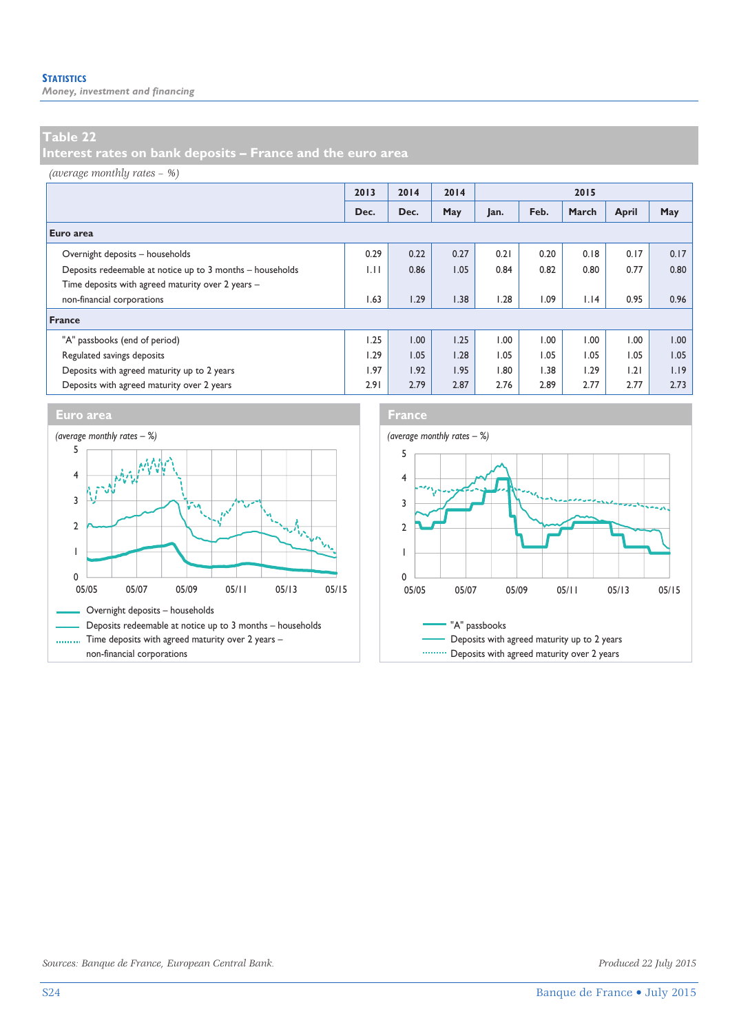## Table 22
## Interest rates on bank deposits – France and the euro area

*(average monthly rates – %)*

| | 2013 | 2014 | 2014 | 2015 | | | | |
|---|---|---|---|---|---|---|---|---|
| | Dec. | Dec. | May | Jan. | Feb. | March | April | May |
| **Euro area** | | | | | | | | |
| Overnight deposits – households | 0.29 | 0.22 | 0.27 | 0.21 | 0.20 | 0.18 | 0.17 | 0.17 |
| Deposits redeemable at notice up to 3 months – households | 1.11 | 0.86 | 1.05 | 0.84 | 0.82 | 0.80 | 0.77 | 0.80 |
| Time deposits with agreed maturity over 2 years – non-financial corporations | 1.63 | 1.29 | 1.38 | 1.28 | 1.09 | 1.14 | 0.95 | 0.96 |
| **France** | | | | | | | | |
| "A" passbooks (end of period) | 1.25 | 1.00 | 1.25 | 1.00 | 1.00 | 1.00 | 1.00 | 1.00 |
| Regulated savings deposits | 1.29 | 1.05 | 1.28 | 1.05 | 1.05 | 1.05 | 1.05 | 1.05 |
| Deposits with agreed maturity up to 2 years | 1.97 | 1.92 | 1.95 | 1.80 | 1.38 | 1.29 | 1.21 | 1.19 |
| Deposits with agreed maturity over 2 years | 2.91 | 2.79 | 2.87 | 2.76 | 2.89 | 2.77 | 2.77 | 2.73 |

### Euro area

*(average monthly rates – %)*

- Overnight deposits – households
- Deposits redeemable at notice up to 3 months – households
- Time deposits with agreed maturity over 2 years – non-financial corporations

### France

*(average monthly rates – %)*

- "A" passbooks
- Deposits with agreed maturity up to 2 years
- Deposits with agreed maturity over 2 years

*Sources: Banque de France, European Central Bank.*

*Produced 22 July 2015*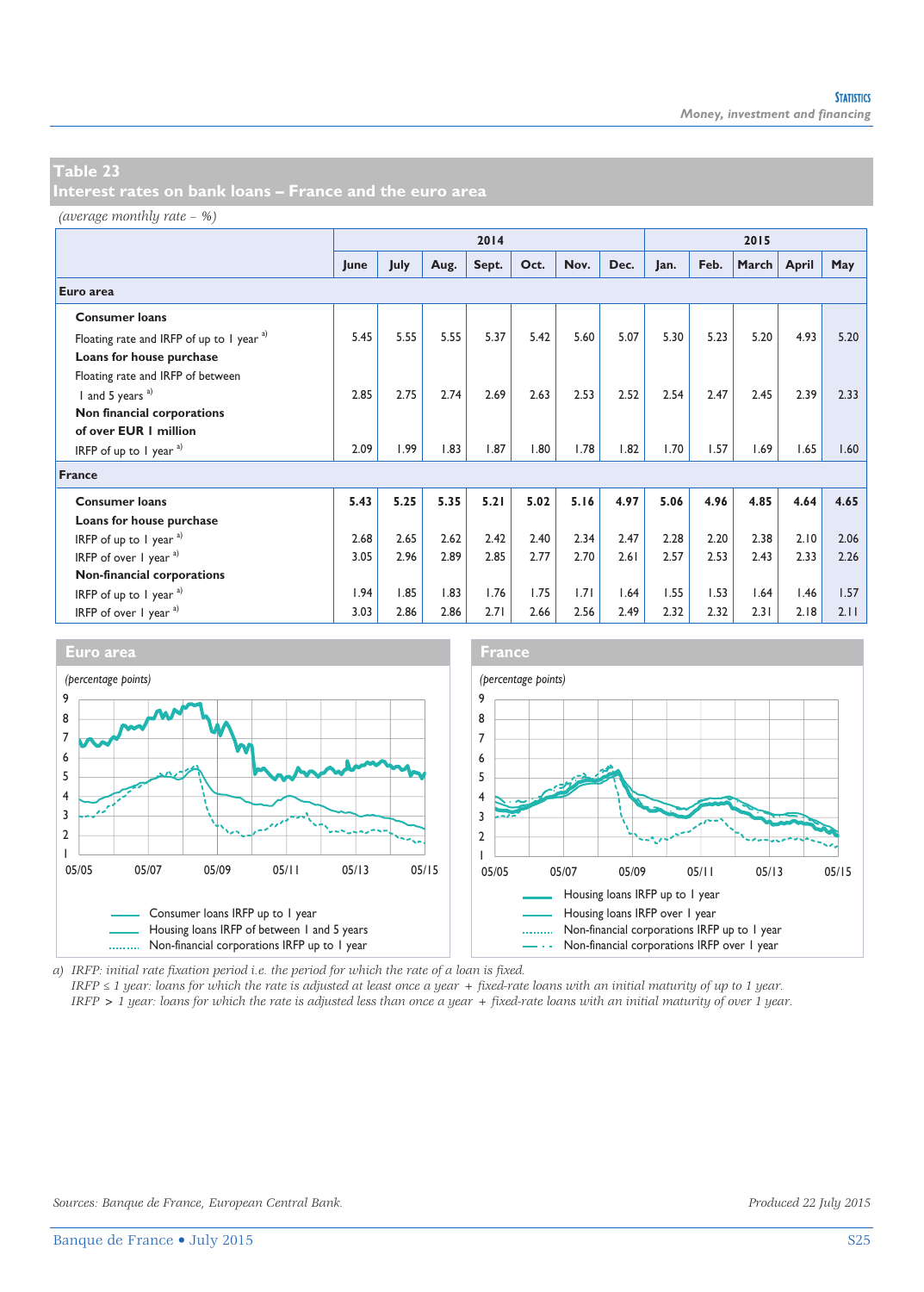## Table 23
## Interest rates on bank loans – France and the euro area

*(average monthly rate – %)*

| | 2014 | | | | | | | 2015 | | | | |
|---|---|---|---|---|---|---|---|---|---|---|---|---|
| | June | July | Aug. | Sept. | Oct. | Nov. | Dec. | Jan. | Feb. | March | April | May |
| **Euro area** | | | | | | | | | | | | |
| **Consumer loans** | | | | | | | | | | | | |
| Floating rate and IRFP of up to 1 year [a] | 5.45 | 5.55 | 5.55 | 5.37 | 5.42 | 5.60 | 5.07 | 5.30 | 5.23 | 5.20 | 4.93 | 5.20 |
| **Loans for house purchase** | | | | | | | | | | | | |
| Floating rate and IRFP of between 1 and 5 years [a] | 2.85 | 2.75 | 2.74 | 2.69 | 2.63 | 2.53 | 2.52 | 2.54 | 2.47 | 2.45 | 2.39 | 2.33 |
| **Non financial corporations of over EUR 1 million** | | | | | | | | | | | | |
| IRFP of up to 1 year [a] | 2.09 | 1.99 | 1.83 | 1.87 | 1.80 | 1.78 | 1.82 | 1.70 | 1.57 | 1.69 | 1.65 | 1.60 |
| **France** | | | | | | | | | | | | |
| **Consumer loans** | **5.43** | **5.25** | **5.35** | **5.21** | **5.02** | **5.16** | **4.97** | **5.06** | **4.96** | **4.85** | **4.64** | **4.65** |
| **Loans for house purchase** | | | | | | | | | | | | |
| IRFP of up to 1 year [a] | 2.68 | 2.65 | 2.62 | 2.42 | 2.40 | 2.34 | 2.47 | 2.28 | 2.20 | 2.38 | 2.10 | 2.06 |
| IRFP of over 1 year [a] | 3.05 | 2.96 | 2.89 | 2.85 | 2.77 | 2.70 | 2.61 | 2.57 | 2.53 | 2.43 | 2.33 | 2.26 |
| **Non-financial corporations** | | | | | | | | | | | | |
| IRFP of up to 1 year [a] | 1.94 | 1.85 | 1.83 | 1.76 | 1.75 | 1.71 | 1.64 | 1.55 | 1.53 | 1.64 | 1.46 | 1.57 |
| IRFP of over 1 year [a] | 3.03 | 2.86 | 2.86 | 2.71 | 2.66 | 2.56 | 2.49 | 2.32 | 2.32 | 2.31 | 2.18 | 2.11 |

**Euro area**

*(percentage points)*

Legend: Consumer loans IRFP up to 1 year; Housing loans IRFP of between 1 and 5 years; Non-financial corporations IRFP up to 1 year

**France**

*(percentage points)*

Legend: Housing loans IRFP up to 1 year; Housing loans IRFP over 1 year; Non-financial corporations IRFP up to 1 year; Non-financial corporations IRFP over 1 year

a) *IRFP: initial rate fixation period i.e. the period for which the rate of a loan is fixed.*
*IRFP ≤ 1 year: loans for which the rate is adjusted at least once a year + fixed-rate loans with an initial maturity of up to 1 year.*
*IRFP > 1 year: loans for which the rate is adjusted less than once a year + fixed-rate loans with an initial maturity of over 1 year.*

*Sources: Banque de France, European Central Bank.*

*Produced 22 July 2015*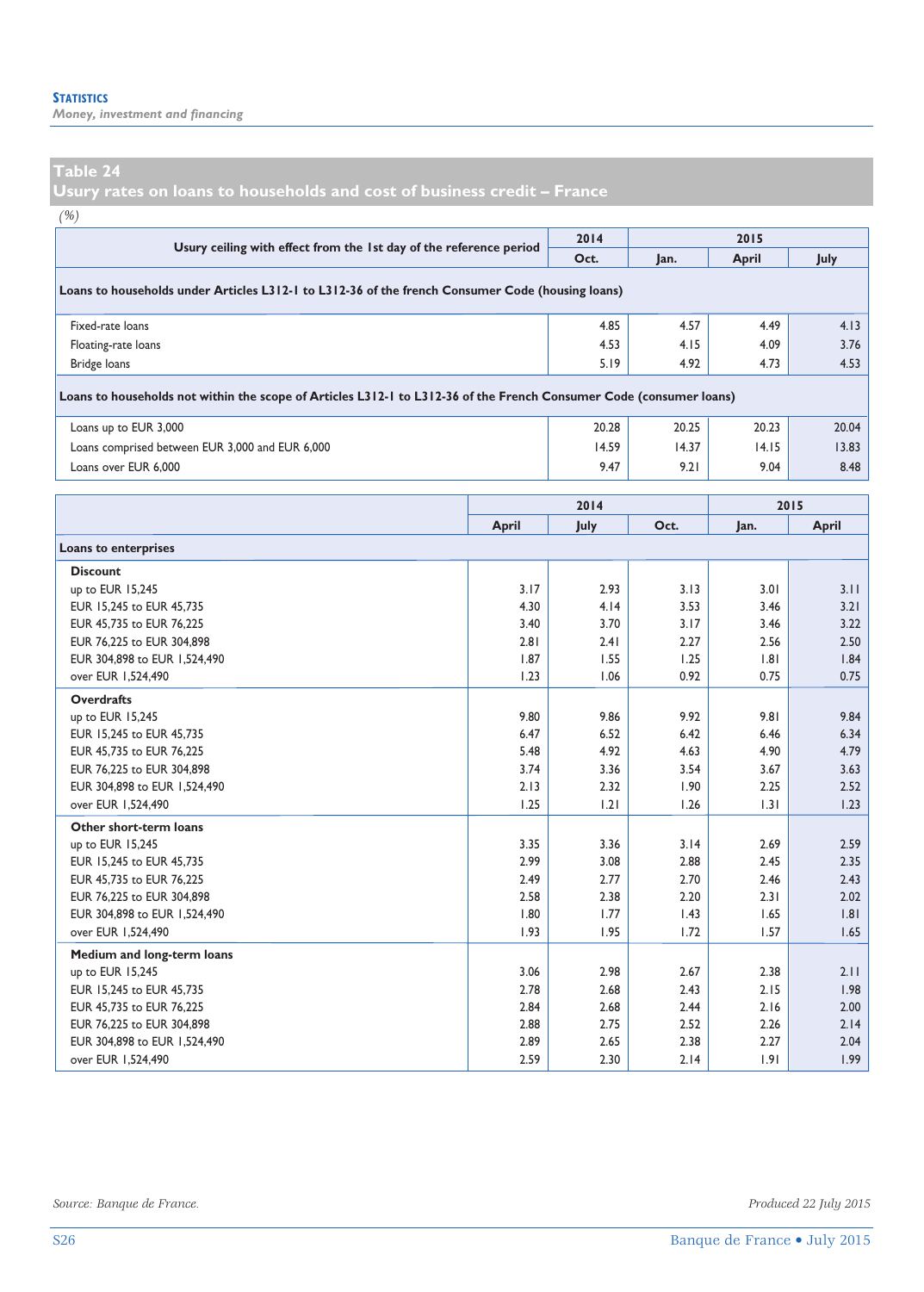## Table 24
## Usury rates on loans to households and cost of business credit – France

*(%)*

| Usury ceiling with effect from the 1st day of the reference period | 2014 | 2015 | | |
|---|---|---|---|---|
| | Oct. | Jan. | April | July |
| **Loans to households under Articles L312-1 to L312-36 of the french Consumer Code (housing loans)** | | | | |
| Fixed-rate loans | 4.85 | 4.57 | 4.49 | 4.13 |
| Floating-rate loans | 4.53 | 4.15 | 4.09 | 3.76 |
| Bridge loans | 5.19 | 4.92 | 4.73 | 4.53 |
| **Loans to households not within the scope of Articles L312-1 to L312-36 of the French Consumer Code (consumer loans)** | | | | |
| Loans up to EUR 3,000 | 20.28 | 20.25 | 20.23 | 20.04 |
| Loans comprised between EUR 3,000 and EUR 6,000 | 14.59 | 14.37 | 14.15 | 13.83 |
| Loans over EUR 6,000 | 9.47 | 9.21 | 9.04 | 8.48 |

| | 2014 | | | 2015 | |
|---|---|---|---|---|---|
| | April | July | Oct. | Jan. | April |
| **Loans to enterprises** | | | | | |
| **Discount** | | | | | |
| up to EUR 15,245 | 3.17 | 2.93 | 3.13 | 3.01 | 3.11 |
| EUR 15,245 to EUR 45,735 | 4.30 | 4.14 | 3.53 | 3.46 | 3.21 |
| EUR 45,735 to EUR 76,225 | 3.40 | 3.70 | 3.17 | 3.46 | 3.22 |
| EUR 76,225 to EUR 304,898 | 2.81 | 2.41 | 2.27 | 2.56 | 2.50 |
| EUR 304,898 to EUR 1,524,490 | 1.87 | 1.55 | 1.25 | 1.81 | 1.84 |
| over EUR 1,524,490 | 1.23 | 1.06 | 0.92 | 0.75 | 0.75 |
| **Overdrafts** | | | | | |
| up to EUR 15,245 | 9.80 | 9.86 | 9.92 | 9.81 | 9.84 |
| EUR 15,245 to EUR 45,735 | 6.47 | 6.52 | 6.42 | 6.46 | 6.34 |
| EUR 45,735 to EUR 76,225 | 5.48 | 4.92 | 4.63 | 4.90 | 4.79 |
| EUR 76,225 to EUR 304,898 | 3.74 | 3.36 | 3.54 | 3.67 | 3.63 |
| EUR 304,898 to EUR 1,524,490 | 2.13 | 2.32 | 1.90 | 2.25 | 2.52 |
| over EUR 1,524,490 | 1.25 | 1.21 | 1.26 | 1.31 | 1.23 |
| **Other short-term loans** | | | | | |
| up to EUR 15,245 | 3.35 | 3.36 | 3.14 | 2.69 | 2.59 |
| EUR 15,245 to EUR 45,735 | 2.99 | 3.08 | 2.88 | 2.45 | 2.35 |
| EUR 45,735 to EUR 76,225 | 2.49 | 2.77 | 2.70 | 2.46 | 2.43 |
| EUR 76,225 to EUR 304,898 | 2.58 | 2.38 | 2.20 | 2.31 | 2.02 |
| EUR 304,898 to EUR 1,524,490 | 1.80 | 1.77 | 1.43 | 1.65 | 1.81 |
| over EUR 1,524,490 | 1.93 | 1.95 | 1.72 | 1.57 | 1.65 |
| **Medium and long-term loans** | | | | | |
| up to EUR 15,245 | 3.06 | 2.98 | 2.67 | 2.38 | 2.11 |
| EUR 15,245 to EUR 45,735 | 2.78 | 2.68 | 2.43 | 2.15 | 1.98 |
| EUR 45,735 to EUR 76,225 | 2.84 | 2.68 | 2.44 | 2.16 | 2.00 |
| EUR 76,225 to EUR 304,898 | 2.88 | 2.75 | 2.52 | 2.26 | 2.14 |
| EUR 304,898 to EUR 1,524,490 | 2.89 | 2.65 | 2.38 | 2.27 | 2.04 |
| over EUR 1,524,490 | 2.59 | 2.30 | 2.14 | 1.91 | 1.99 |

*Source: Banque de France.*

*Produced 22 July 2015*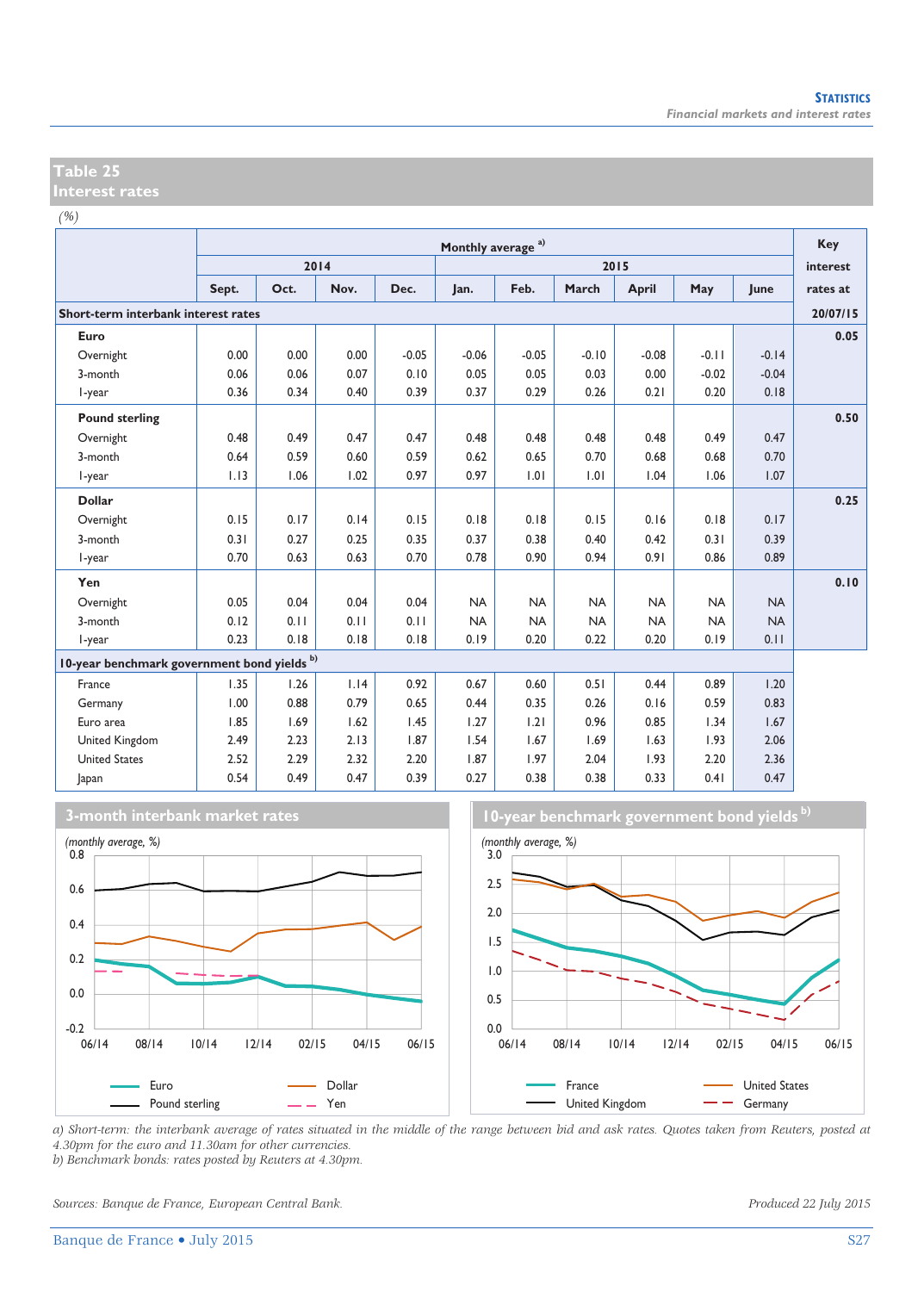## Table 25
## Interest rates

*(%)*

| | Monthly average a) | | | | | | | | | | Key interest rates at |
|---|---|---|---|---|---|---|---|---|---|---|---|
| | 2014 | | | | 2015 | | | | | | |
| | Sept. | Oct. | Nov. | Dec. | Jan. | Feb. | March | April | May | June | |
| **Short-term interbank interest rates** | | | | | | | | | | | 20/07/15 |
| **Euro** | | | | | | | | | | | 0.05 |
| Overnight | 0.00 | 0.00 | 0.00 | -0.05 | -0.06 | -0.05 | -0.10 | -0.08 | -0.11 | -0.14 | |
| 3-month | 0.06 | 0.06 | 0.07 | 0.10 | 0.05 | 0.05 | 0.03 | 0.00 | -0.02 | -0.04 | |
| 1-year | 0.36 | 0.34 | 0.40 | 0.39 | 0.37 | 0.29 | 0.26 | 0.21 | 0.20 | 0.18 | |
| **Pound sterling** | | | | | | | | | | | 0.50 |
| Overnight | 0.48 | 0.49 | 0.47 | 0.47 | 0.48 | 0.48 | 0.48 | 0.48 | 0.49 | 0.47 | |
| 3-month | 0.64 | 0.59 | 0.60 | 0.59 | 0.62 | 0.65 | 0.70 | 0.68 | 0.68 | 0.70 | |
| 1-year | 1.13 | 1.06 | 1.02 | 0.97 | 0.97 | 1.01 | 1.01 | 1.04 | 1.06 | 1.07 | |
| **Dollar** | | | | | | | | | | | 0.25 |
| Overnight | 0.15 | 0.17 | 0.14 | 0.15 | 0.18 | 0.18 | 0.15 | 0.16 | 0.18 | 0.17 | |
| 3-month | 0.31 | 0.27 | 0.25 | 0.35 | 0.37 | 0.38 | 0.40 | 0.42 | 0.31 | 0.39 | |
| 1-year | 0.70 | 0.63 | 0.63 | 0.70 | 0.78 | 0.90 | 0.94 | 0.91 | 0.86 | 0.89 | |
| **Yen** | | | | | | | | | | | 0.10 |
| Overnight | 0.05 | 0.04 | 0.04 | 0.04 | NA | NA | NA | NA | NA | NA | |
| 3-month | 0.12 | 0.11 | 0.11 | 0.11 | NA | NA | NA | NA | NA | NA | |
| 1-year | 0.23 | 0.18 | 0.18 | 0.18 | 0.19 | 0.20 | 0.22 | 0.20 | 0.19 | 0.11 | |
| **10-year benchmark government bond yields b)** | | | | | | | | | | | |
| France | 1.35 | 1.26 | 1.14 | 0.92 | 0.67 | 0.60 | 0.51 | 0.44 | 0.89 | 1.20 | |
| Germany | 1.00 | 0.88 | 0.79 | 0.65 | 0.44 | 0.35 | 0.26 | 0.16 | 0.59 | 0.83 | |
| Euro area | 1.85 | 1.69 | 1.62 | 1.45 | 1.27 | 1.21 | 0.96 | 0.85 | 1.34 | 1.67 | |
| United Kingdom | 2.49 | 2.23 | 2.13 | 1.87 | 1.54 | 1.67 | 1.69 | 1.63 | 1.93 | 2.06 | |
| United States | 2.52 | 2.29 | 2.32 | 2.20 | 1.87 | 1.97 | 2.04 | 1.93 | 2.20 | 2.36 | |
| Japan | 0.54 | 0.49 | 0.47 | 0.39 | 0.27 | 0.38 | 0.38 | 0.33 | 0.41 | 0.47 | |

### 3-month interbank market rates

*(monthly average, %)*

Legend: Euro, Pound sterling, Dollar, Yen

### 10-year benchmark government bond yields b)

*(monthly average, %)*

Legend: France, United Kingdom, United States, Germany

*a) Short-term: the interbank average of rates situated in the middle of the range between bid and ask rates. Quotes taken from Reuters, posted at 4.30pm for the euro and 11.30am for other currencies.*
*b) Benchmark bonds: rates posted by Reuters at 4.30pm.*

*Sources: Banque de France, European Central Bank.*

*Produced 22 July 2015*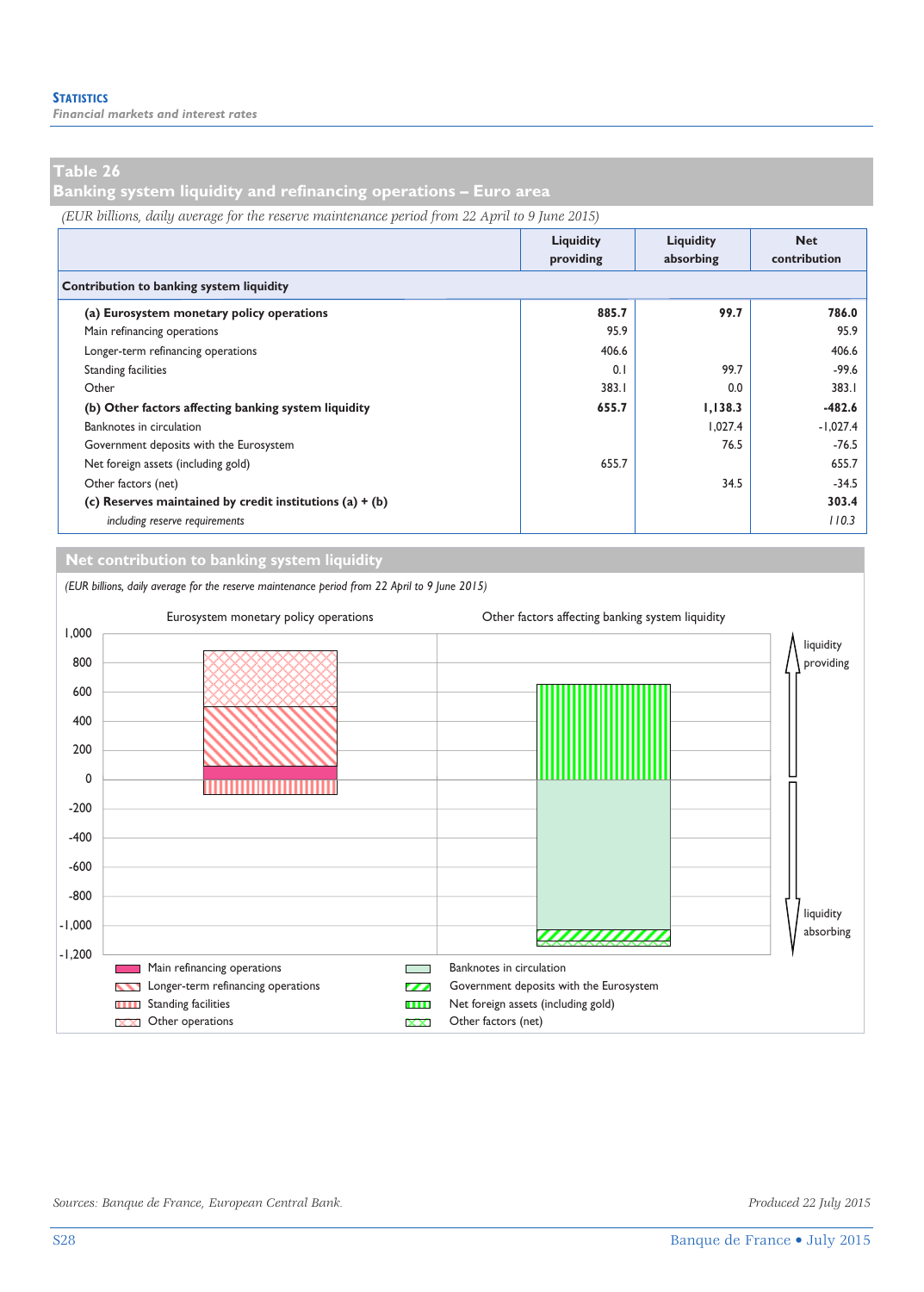## Table 26
## Banking system liquidity and refinancing operations – Euro area

*(EUR billions, daily average for the reserve maintenance period from 22 April to 9 June 2015)*

| | Liquidity providing | Liquidity absorbing | Net contribution |
|---|---|---|---|
| **Contribution to banking system liquidity** | | | |
| **(a) Eurosystem monetary policy operations** | **885.7** | **99.7** | **786.0** |
| Main refinancing operations | 95.9 | | 95.9 |
| Longer-term refinancing operations | 406.6 | | 406.6 |
| Standing facilities | 0.1 | 99.7 | -99.6 |
| Other | 383.1 | 0.0 | 383.1 |
| **(b) Other factors affecting banking system liquidity** | **655.7** | **1,138.3** | **-482.6** |
| Banknotes in circulation | | 1,027.4 | -1,027.4 |
| Government deposits with the Eurosystem | | 76.5 | -76.5 |
| Net foreign assets (including gold) | 655.7 | | 655.7 |
| Other factors (net) | | 34.5 | -34.5 |
| **(c) Reserves maintained by credit institutions (a) + (b)** | | | **303.4** |
| *including reserve requirements* | | | *110.3* |

### Net contribution to banking system liquidity

*(EUR billions, daily average for the reserve maintenance period from 22 April to 9 June 2015)*

Sources: Banque de France, European Central Bank.

Produced 22 July 2015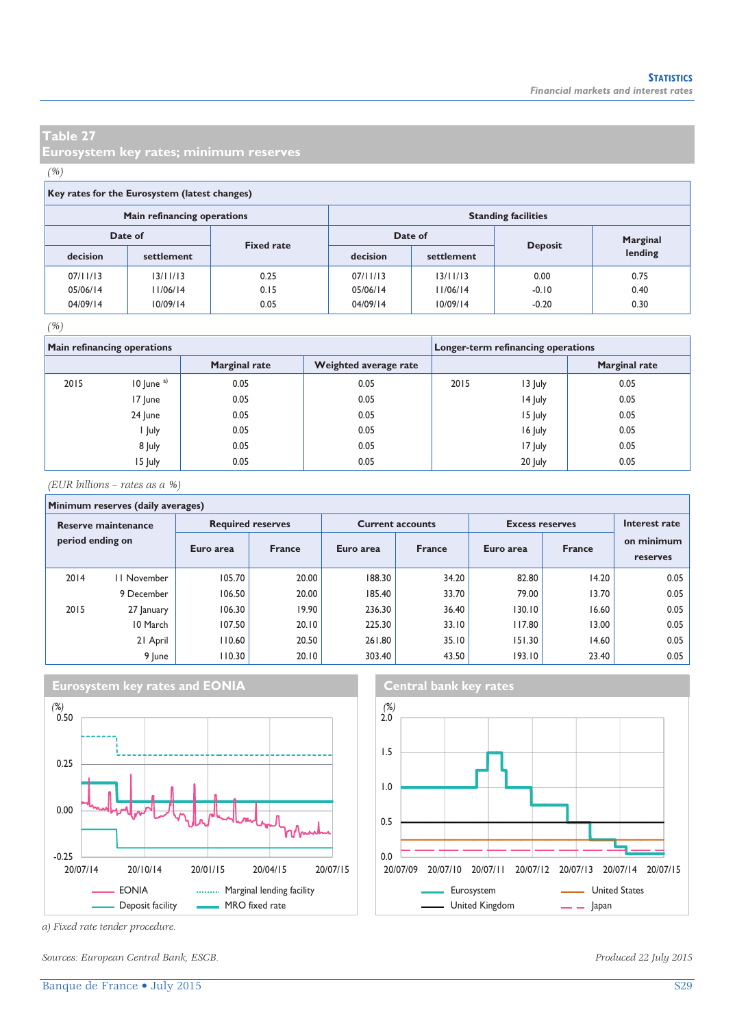## Table 27
## Eurosystem key rates; minimum reserves

*(%)*

**Key rates for the Eurosystem (latest changes)**

| Main refinancing operations | | | Standing facilities | | | |
|---|---|---|---|---|---|---|
| Date of | | Fixed rate | Date of | | Deposit | Marginal lending |
| decision | settlement | | decision | settlement | | |
| 07/11/13 | 13/11/13 | 0.25 | 07/11/13 | 13/11/13 | 0.00 | 0.75 |
| 05/06/14 | 11/06/14 | 0.15 | 05/06/14 | 11/06/14 | -0.10 | 0.40 |
| 04/09/14 | 10/09/14 | 0.05 | 04/09/14 | 10/09/14 | -0.20 | 0.30 |

*(%)*

| Main refinancing operations | | | | Longer-term refinancing operations | | |
|---|---|---|---|---|---|---|
| | | Marginal rate | Weighted average rate | | | Marginal rate |
| 2015 | 10 June [a)] | 0.05 | 0.05 | 2015 | 13 July | 0.05 |
| | 17 June | 0.05 | 0.05 | | 14 July | 0.05 |
| | 24 June | 0.05 | 0.05 | | 15 July | 0.05 |
| | 1 July | 0.05 | 0.05 | | 16 July | 0.05 |
| | 8 July | 0.05 | 0.05 | | 17 July | 0.05 |
| | 15 July | 0.05 | 0.05 | | 20 July | 0.05 |

*(EUR billions – rates as a %)*

**Minimum reserves (daily averages)**

| Reserve maintenance period ending on | | Required reserves | | Current accounts | | Excess reserves | | Interest rate on minimum reserves |
|---|---|---|---|---|---|---|---|---|
| | | Euro area | France | Euro area | France | Euro area | France | |
| 2014 | 11 November | 105.70 | 20.00 | 188.30 | 34.20 | 82.80 | 14.20 | 0.05 |
| | 9 December | 106.50 | 20.00 | 185.40 | 33.70 | 79.00 | 13.70 | 0.05 |
| 2015 | 27 January | 106.30 | 19.90 | 236.30 | 36.40 | 130.10 | 16.60 | 0.05 |
| | 10 March | 107.50 | 20.10 | 225.30 | 33.10 | 117.80 | 13.00 | 0.05 |
| | 21 April | 110.60 | 20.50 | 261.80 | 35.10 | 151.30 | 14.60 | 0.05 |
| | 9 June | 110.30 | 20.10 | 303.40 | 43.50 | 193.10 | 23.40 | 0.05 |

**Eurosystem key rates and EONIA**

(%)

Legend: EONIA; Marginal lending facility; Deposit facility; MRO fixed rate

**Central bank key rates**

(%)

Legend: Eurosystem; United States; United Kingdom; Japan

*a) Fixed rate tender procedure.*

*Sources: European Central Bank, ESCB.*

*Produced 22 July 2015*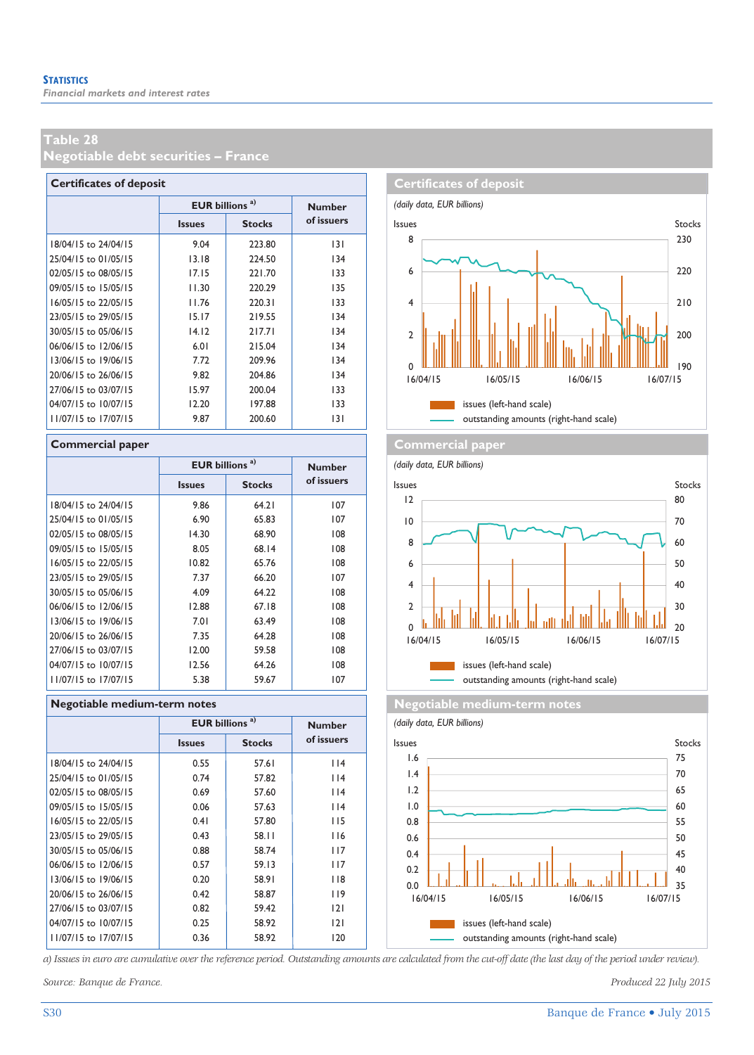STATISTICS
*Financial markets and interest rates*

## Table 28
## Negotiable debt securities – France

### Certificates of deposit

| | EUR billions [a)] | | Number of issuers |
|---|---|---|---|
| | Issues | Stocks | |
| 18/04/15 to 24/04/15 | 9.04 | 223.80 | 131 |
| 25/04/15 to 01/05/15 | 13.18 | 224.50 | 134 |
| 02/05/15 to 08/05/15 | 17.15 | 221.70 | 133 |
| 09/05/15 to 15/05/15 | 11.30 | 220.29 | 135 |
| 16/05/15 to 22/05/15 | 11.76 | 220.31 | 133 |
| 23/05/15 to 29/05/15 | 15.17 | 219.55 | 134 |
| 30/05/15 to 05/06/15 | 14.12 | 217.71 | 134 |
| 06/06/15 to 12/06/15 | 6.01 | 215.04 | 134 |
| 13/06/15 to 19/06/15 | 7.72 | 209.96 | 134 |
| 20/06/15 to 26/06/15 | 9.82 | 204.86 | 134 |
| 27/06/15 to 03/07/15 | 15.97 | 200.04 | 133 |
| 04/07/15 to 10/07/15 | 12.20 | 197.88 | 133 |
| 11/07/15 to 17/07/15 | 9.87 | 200.60 | 131 |

### Certificates of deposit

*(daily data, EUR billions)*

Issues (left-hand scale); outstanding amounts (right-hand scale)

### Commercial paper

| | EUR billions [a)] | | Number of issuers |
|---|---|---|---|
| | Issues | Stocks | |
| 18/04/15 to 24/04/15 | 9.86 | 64.21 | 107 |
| 25/04/15 to 01/05/15 | 6.90 | 65.83 | 107 |
| 02/05/15 to 08/05/15 | 14.30 | 68.90 | 108 |
| 09/05/15 to 15/05/15 | 8.05 | 68.14 | 108 |
| 16/05/15 to 22/05/15 | 10.82 | 65.76 | 108 |
| 23/05/15 to 29/05/15 | 7.37 | 66.20 | 107 |
| 30/05/15 to 05/06/15 | 4.09 | 64.22 | 108 |
| 06/06/15 to 12/06/15 | 12.88 | 67.18 | 108 |
| 13/06/15 to 19/06/15 | 7.01 | 63.49 | 108 |
| 20/06/15 to 26/06/15 | 7.35 | 64.28 | 108 |
| 27/06/15 to 03/07/15 | 12.00 | 59.58 | 108 |
| 04/07/15 to 10/07/15 | 12.56 | 64.26 | 108 |
| 11/07/15 to 17/07/15 | 5.38 | 59.67 | 107 |

### Commercial paper

*(daily data, EUR billions)*

Issues (left-hand scale); outstanding amounts (right-hand scale)

### Negotiable medium-term notes

| | EUR billions [a)] | | Number of issuers |
|---|---|---|---|
| | Issues | Stocks | |
| 18/04/15 to 24/04/15 | 0.55 | 57.61 | 114 |
| 25/04/15 to 01/05/15 | 0.74 | 57.82 | 114 |
| 02/05/15 to 08/05/15 | 0.69 | 57.60 | 114 |
| 09/05/15 to 15/05/15 | 0.06 | 57.63 | 114 |
| 16/05/15 to 22/05/15 | 0.41 | 57.80 | 115 |
| 23/05/15 to 29/05/15 | 0.43 | 58.11 | 116 |
| 30/05/15 to 05/06/15 | 0.88 | 58.74 | 117 |
| 06/06/15 to 12/06/15 | 0.57 | 59.13 | 117 |
| 13/06/15 to 19/06/15 | 0.20 | 58.91 | 118 |
| 20/06/15 to 26/06/15 | 0.42 | 58.87 | 119 |
| 27/06/15 to 03/07/15 | 0.82 | 59.42 | 121 |
| 04/07/15 to 10/07/15 | 0.25 | 58.92 | 121 |
| 11/07/15 to 17/07/15 | 0.36 | 58.92 | 120 |

### Negotiable medium-term notes

*(daily data, EUR billions)*

Issues (left-hand scale); outstanding amounts (right-hand scale)

*a) Issues in euro are cumulative over the reference period. Outstanding amounts are calculated from the cut-off date (the last day of the period under review).*

*Source: Banque de France.*

*Produced 22 July 2015*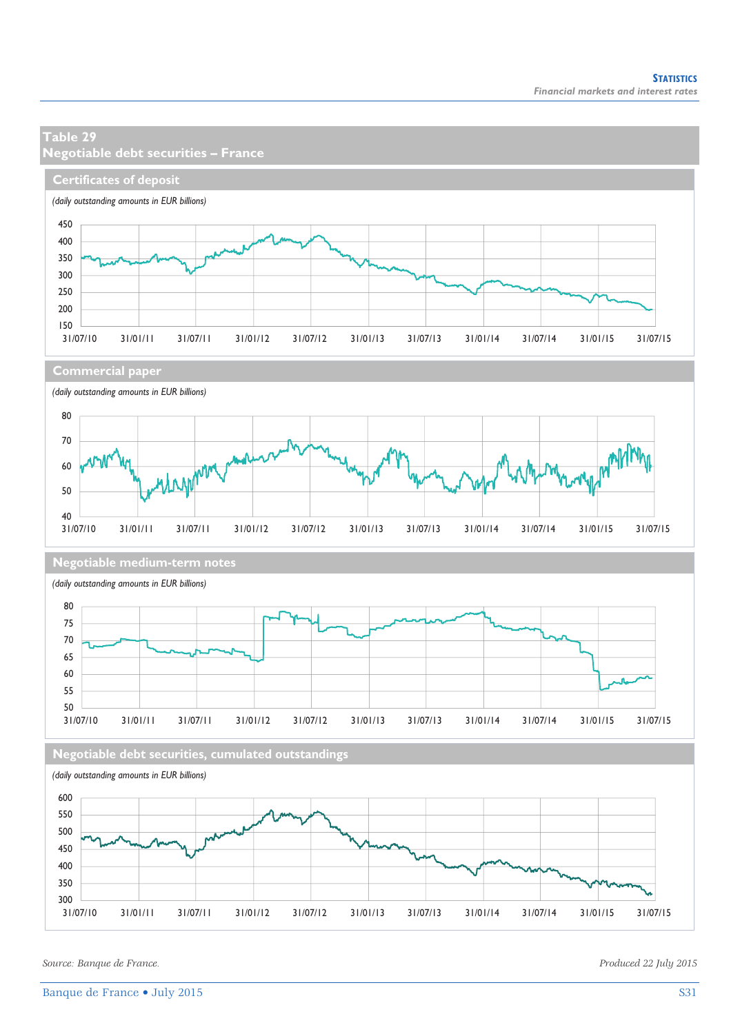## Table 29
## Negotiable debt securities – France

### Certificates of deposit

*(daily outstanding amounts in EUR billions)*

### Commercial paper

*(daily outstanding amounts in EUR billions)*

### Negotiable medium-term notes

*(daily outstanding amounts in EUR billions)*

### Negotiable debt securities, cumulated outstandings

*(daily outstanding amounts in EUR billions)*

*Source: Banque de France.*

*Produced 22 July 2015*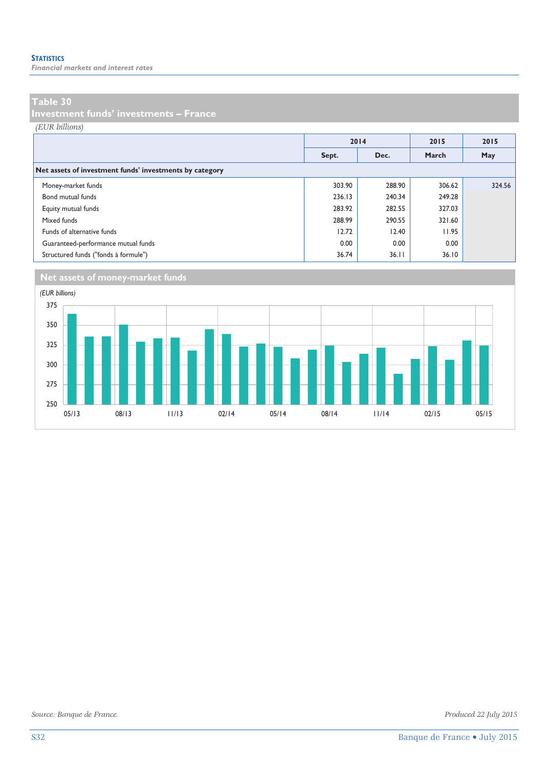# Table 30
## Investment funds' investments – France

*(EUR billions)*

| | 2014 | | 2015 | 2015 |
|---|---|---|---|---|
| | Sept. | Dec. | March | May |
| **Net assets of investment funds' investments by category** | | | | |
| Money-market funds | 303.90 | 288.90 | 306.62 | 324.56 |
| Bond mutual funds | 236.13 | 240.34 | 249.28 | |
| Equity mutual funds | 283.92 | 282.55 | 327.03 | |
| Mixed funds | 288.99 | 290.55 | 321.60 | |
| Funds of alternative funds | 12.72 | 12.40 | 11.95 | |
| Guaranteed-performance mutual funds | 0.00 | 0.00 | 0.00 | |
| Structured funds ("fonds à formule") | 36.74 | 36.11 | 36.10 | |

## Net assets of money-market funds

*(EUR billions)*

Source: Banque de France.

Produced 22 July 2015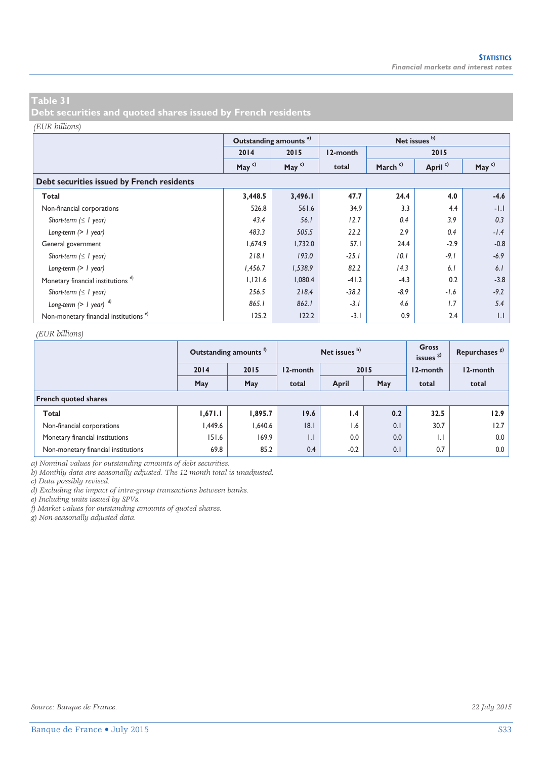## Table 31
## Debt securities and quoted shares issued by French residents

*(EUR billions)*

| | Outstanding amounts a) | | Net issues b) | | | |
|---|---|---|---|---|---|---|
| | 2014 | 2015 | 12-month | 2015 | | |
| | May c) | May c) | total | March c) | April c) | May c) |
| **Debt securities issued by French residents** | | | | | | |
| **Total** | **3,448.5** | **3,496.1** | **47.7** | **24.4** | **4.0** | **-4.6** |
| Non-financial corporations | 526.8 | 561.6 | 34.9 | 3.3 | 4.4 | -1.1 |
| *Short-term (≤ 1 year)* | *43.4* | *56.1* | *12.7* | *0.4* | *3.9* | *0.3* |
| *Long-term (> 1 year)* | *483.3* | *505.5* | *22.2* | *2.9* | *0.4* | *-1.4* |
| General government | 1,674.9 | 1,732.0 | 57.1 | 24.4 | -2.9 | -0.8 |
| *Short-term (≤ 1 year)* | *218.1* | *193.0* | *-25.1* | *10.1* | *-9.1* | *-6.9* |
| *Long-term (> 1 year)* | *1,456.7* | *1,538.9* | *82.2* | *14.3* | *6.1* | *6.1* |
| Monetary financial institutions d) | 1,121.6 | 1,080.4 | -41.2 | -4.3 | 0.2 | -3.8 |
| *Short-term (≤ 1 year)* | *256.5* | *218.4* | *-38.2* | *-8.9* | *-1.6* | *-9.2* |
| *Long-term (> 1 year) d)* | *865.1* | *862.1* | *-3.1* | *4.6* | *1.7* | *5.4* |
| Non-monetary financial institutions e) | 125.2 | 122.2 | -3.1 | 0.9 | 2.4 | 1.1 |

*(EUR billions)*

| | Outstanding amounts f) | | Net issues b) | | | Gross issues g) | Repurchases g) |
|---|---|---|---|---|---|---|---|
| | 2014 | 2015 | 12-month | 2015 | | 12-month | 12-month |
| | May | May | total | April | May | total | total |
| **French quoted shares** | | | | | | | |
| **Total** | **1,671.1** | **1,895.7** | **19.6** | **1.4** | **0.2** | **32.5** | **12.9** |
| Non-financial corporations | 1,449.6 | 1,640.6 | 18.1 | 1.6 | 0.1 | 30.7 | 12.7 |
| Monetary financial institutions | 151.6 | 169.9 | 1.1 | 0.0 | 0.0 | 1.1 | 0.0 |
| Non-monetary financial institutions | 69.8 | 85.2 | 0.4 | -0.2 | 0.1 | 0.7 | 0.0 |

*a) Nominal values for outstanding amounts of debt securities.*
*b) Monthly data are seasonally adjusted. The 12-month total is unadjusted.*
*c) Data possibly revised.*
*d) Excluding the impact of intra-group transactions between banks.*
*e) Including units issued by SPVs.*
*f) Market values for outstanding amounts of quoted shares.*
*g) Non-seasonally adjusted data.*

*Source: Banque de France.*

*22 July 2015*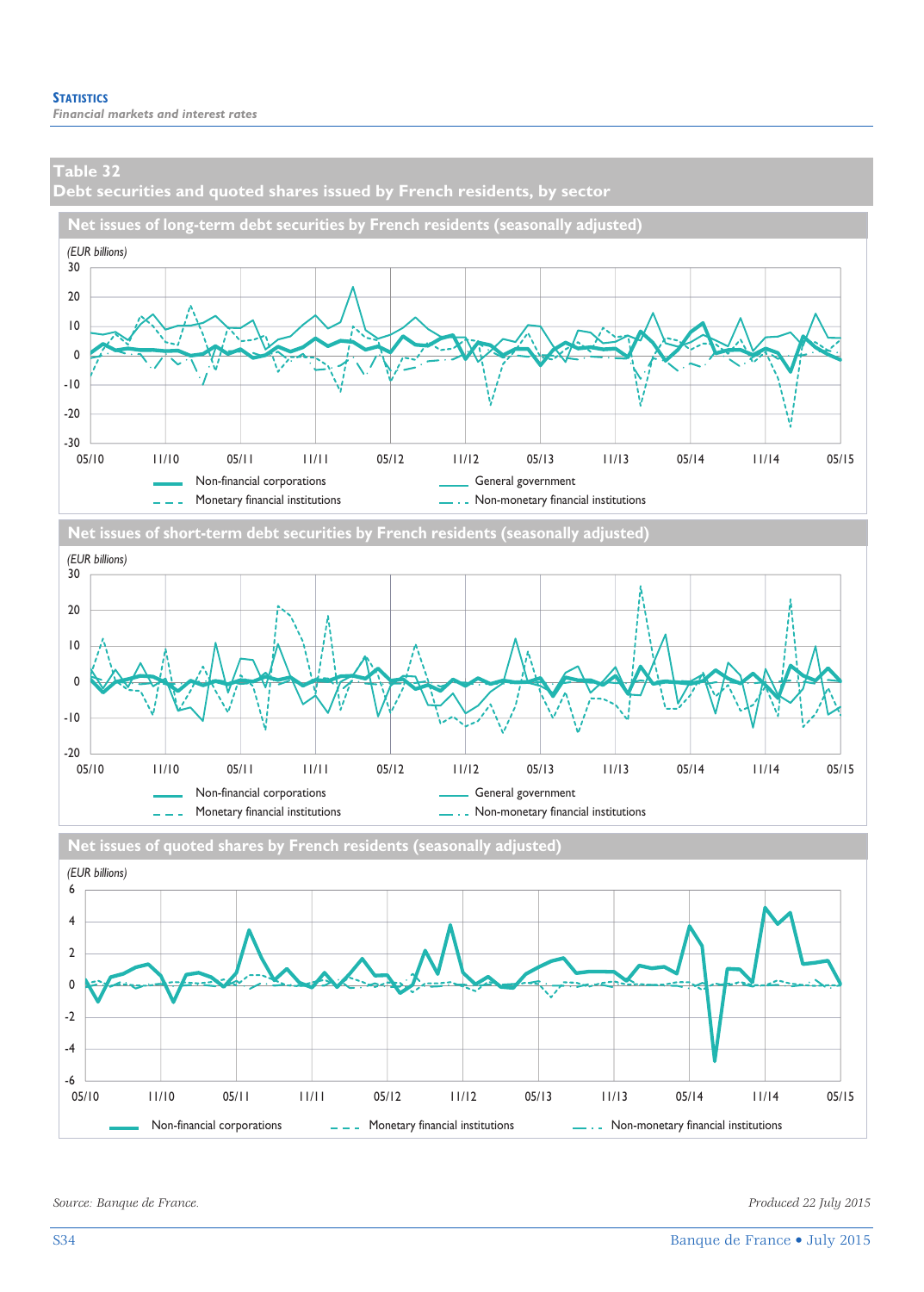## Table 32
## Debt securities and quoted shares issued by French residents, by sector

### Net issues of long-term debt securities by French residents (seasonally adjusted)

*(EUR billions)*

Non-financial corporations — General government — Monetary financial institutions — Non-monetary financial institutions

### Net issues of short-term debt securities by French residents (seasonally adjusted)

*(EUR billions)*

Non-financial corporations — General government — Monetary financial institutions — Non-monetary financial institutions

### Net issues of quoted shares by French residents (seasonally adjusted)

*(EUR billions)*

Non-financial corporations — Monetary financial institutions — Non-monetary financial institutions

*Source: Banque de France.*

*Produced 22 July 2015*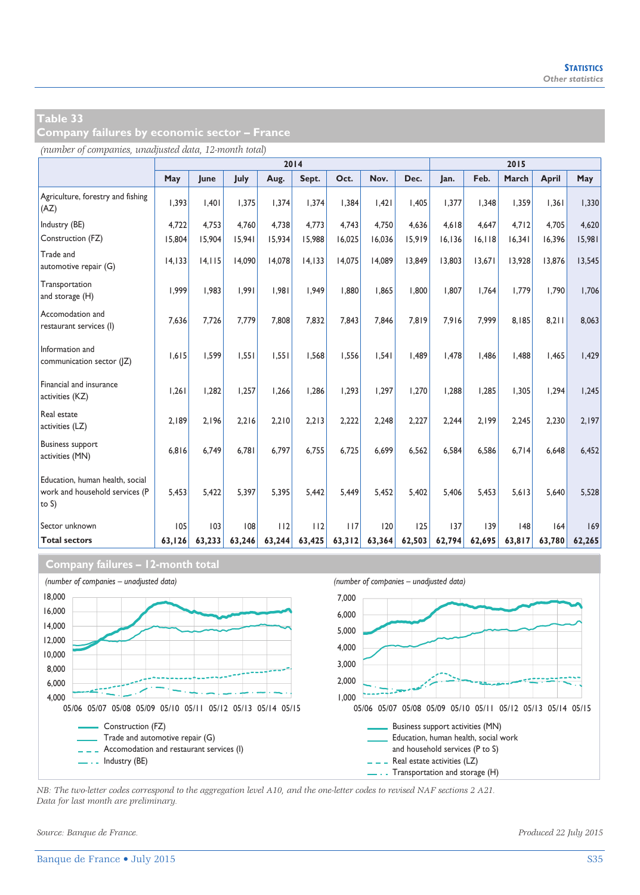## Table 33
## Company failures by economic sector – France

*(number of companies, unadjusted data, 12-month total)*

| | 2014 | | | | | | | | 2015 | | | | |
|---|---|---|---|---|---|---|---|---|---|---|---|---|---|
| | May | June | July | Aug. | Sept. | Oct. | Nov. | Dec. | Jan. | Feb. | March | April | May |
| Agriculture, forestry and fishing (AZ) | 1,393 | 1,401 | 1,375 | 1,374 | 1,374 | 1,384 | 1,421 | 1,405 | 1,377 | 1,348 | 1,359 | 1,361 | 1,330 |
| Industry (BE) | 4,722 | 4,753 | 4,760 | 4,738 | 4,773 | 4,743 | 4,750 | 4,636 | 4,618 | 4,647 | 4,712 | 4,705 | 4,620 |
| Construction (FZ) | 15,804 | 15,904 | 15,941 | 15,934 | 15,988 | 16,025 | 16,036 | 15,919 | 16,136 | 16,118 | 16,341 | 16,396 | 15,981 |
| Trade and automotive repair (G) | 14,133 | 14,115 | 14,090 | 14,078 | 14,133 | 14,075 | 14,089 | 13,849 | 13,803 | 13,671 | 13,928 | 13,876 | 13,545 |
| Transportation and storage (H) | 1,999 | 1,983 | 1,991 | 1,981 | 1,949 | 1,880 | 1,865 | 1,800 | 1,807 | 1,764 | 1,779 | 1,790 | 1,706 |
| Accomodation and restaurant services (I) | 7,636 | 7,726 | 7,779 | 7,808 | 7,832 | 7,843 | 7,846 | 7,819 | 7,916 | 7,999 | 8,185 | 8,211 | 8,063 |
| Information and communication sector (JZ) | 1,615 | 1,599 | 1,551 | 1,551 | 1,568 | 1,556 | 1,541 | 1,489 | 1,478 | 1,486 | 1,488 | 1,465 | 1,429 |
| Financial and insurance activities (KZ) | 1,261 | 1,282 | 1,257 | 1,266 | 1,286 | 1,293 | 1,297 | 1,270 | 1,288 | 1,285 | 1,305 | 1,294 | 1,245 |
| Real estate activities (LZ) | 2,189 | 2,196 | 2,216 | 2,210 | 2,213 | 2,222 | 2,248 | 2,227 | 2,244 | 2,199 | 2,245 | 2,230 | 2,197 |
| Business support activities (MN) | 6,816 | 6,749 | 6,781 | 6,797 | 6,755 | 6,725 | 6,699 | 6,562 | 6,584 | 6,586 | 6,714 | 6,648 | 6,452 |
| Education, human health, social work and household services (P to S) | 5,453 | 5,422 | 5,397 | 5,395 | 5,442 | 5,449 | 5,452 | 5,402 | 5,406 | 5,453 | 5,613 | 5,640 | 5,528 |
| Sector unknown | 105 | 103 | 108 | 112 | 112 | 117 | 120 | 125 | 137 | 139 | 148 | 164 | 169 |
| **Total sectors** | **63,126** | **63,233** | **63,246** | **63,244** | **63,425** | **63,312** | **63,364** | **62,503** | **62,794** | **62,695** | **63,817** | **63,780** | **62,265** |

### Company failures – 12-month total

*(number of companies – unadjusted data)*

Legend: Construction (FZ); Trade and automotive repair (G); Accomodation and restaurant services (I); Industry (BE)

*(number of companies – unadjusted data)*

Legend: Business support activities (MN); Education, human health, social work and household services (P to S); Real estate activities (LZ); Transportation and storage (H)

*NB: The two-letter codes correspond to the aggregation level A10, and the one-letter codes to revised NAF sections 2 A21. Data for last month are preliminary.*

*Source: Banque de France.*

*Produced 22 July 2015*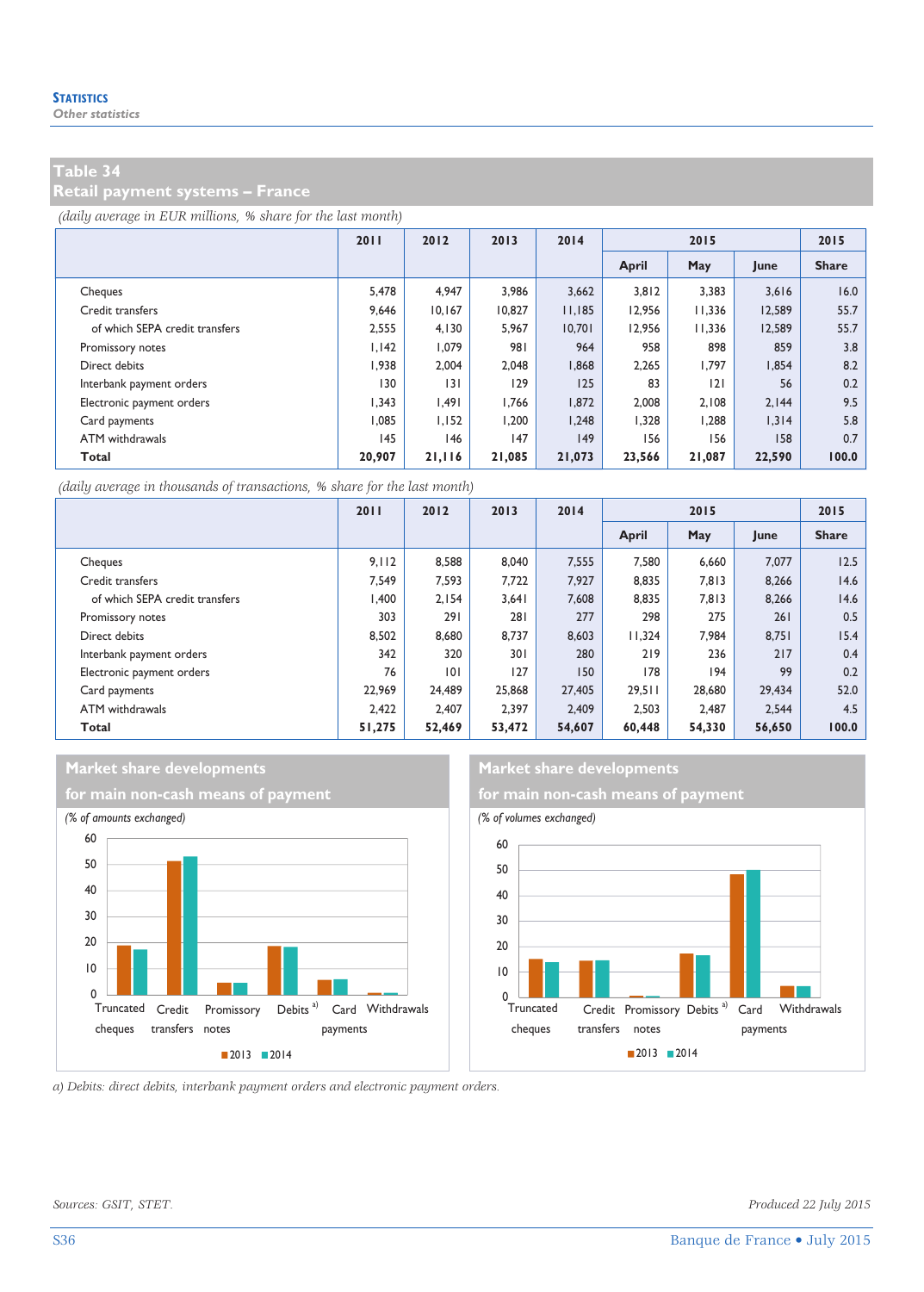## Table 34
## Retail payment systems – France

*(daily average in EUR millions, % share for the last month)*

| | 2011 | 2012 | 2013 | 2014 | 2015 | | | 2015 |
|---|---|---|---|---|---|---|---|---|
| | | | | | April | May | June | Share |
| Cheques | 5,478 | 4,947 | 3,986 | 3,662 | 3,812 | 3,383 | 3,616 | 16.0 |
| Credit transfers | 9,646 | 10,167 | 10,827 | 11,185 | 12,956 | 11,336 | 12,589 | 55.7 |
| of which SEPA credit transfers | 2,555 | 4,130 | 5,967 | 10,701 | 12,956 | 11,336 | 12,589 | 55.7 |
| Promissory notes | 1,142 | 1,079 | 981 | 964 | 958 | 898 | 859 | 3.8 |
| Direct debits | 1,938 | 2,004 | 2,048 | 1,868 | 2,265 | 1,797 | 1,854 | 8.2 |
| Interbank payment orders | 130 | 131 | 129 | 125 | 83 | 121 | 56 | 0.2 |
| Electronic payment orders | 1,343 | 1,491 | 1,766 | 1,872 | 2,008 | 2,108 | 2,144 | 9.5 |
| Card payments | 1,085 | 1,152 | 1,200 | 1,248 | 1,328 | 1,288 | 1,314 | 5.8 |
| ATM withdrawals | 145 | 146 | 147 | 149 | 156 | 156 | 158 | 0.7 |
| **Total** | **20,907** | **21,116** | **21,085** | **21,073** | **23,566** | **21,087** | **22,590** | **100.0** |

*(daily average in thousands of transactions, % share for the last month)*

| | 2011 | 2012 | 2013 | 2014 | 2015 | | | 2015 |
|---|---|---|---|---|---|---|---|---|
| | | | | | April | May | June | Share |
| Cheques | 9,112 | 8,588 | 8,040 | 7,555 | 7,580 | 6,660 | 7,077 | 12.5 |
| Credit transfers | 7,549 | 7,593 | 7,722 | 7,927 | 8,835 | 7,813 | 8,266 | 14.6 |
| of which SEPA credit transfers | 1,400 | 2,154 | 3,641 | 7,608 | 8,835 | 7,813 | 8,266 | 14.6 |
| Promissory notes | 303 | 291 | 281 | 277 | 298 | 275 | 261 | 0.5 |
| Direct debits | 8,502 | 8,680 | 8,737 | 8,603 | 11,324 | 7,984 | 8,751 | 15.4 |
| Interbank payment orders | 342 | 320 | 301 | 280 | 219 | 236 | 217 | 0.4 |
| Electronic payment orders | 76 | 101 | 127 | 150 | 178 | 194 | 99 | 0.2 |
| Card payments | 22,969 | 24,489 | 25,868 | 27,405 | 29,511 | 28,680 | 29,434 | 52.0 |
| ATM withdrawals | 2,422 | 2,407 | 2,397 | 2,409 | 2,503 | 2,487 | 2,544 | 4.5 |
| **Total** | **51,275** | **52,469** | **53,472** | **54,607** | **60,448** | **54,330** | **56,650** | **100.0** |

**Market share developments for main non-cash means of payment**

*(% of amounts exchanged)*

**Market share developments for main non-cash means of payment**

*(% of volumes exchanged)*

a) Debits: direct debits, interbank payment orders and electronic payment orders.

*Sources: GSIT, STET.*

*Produced 22 July 2015*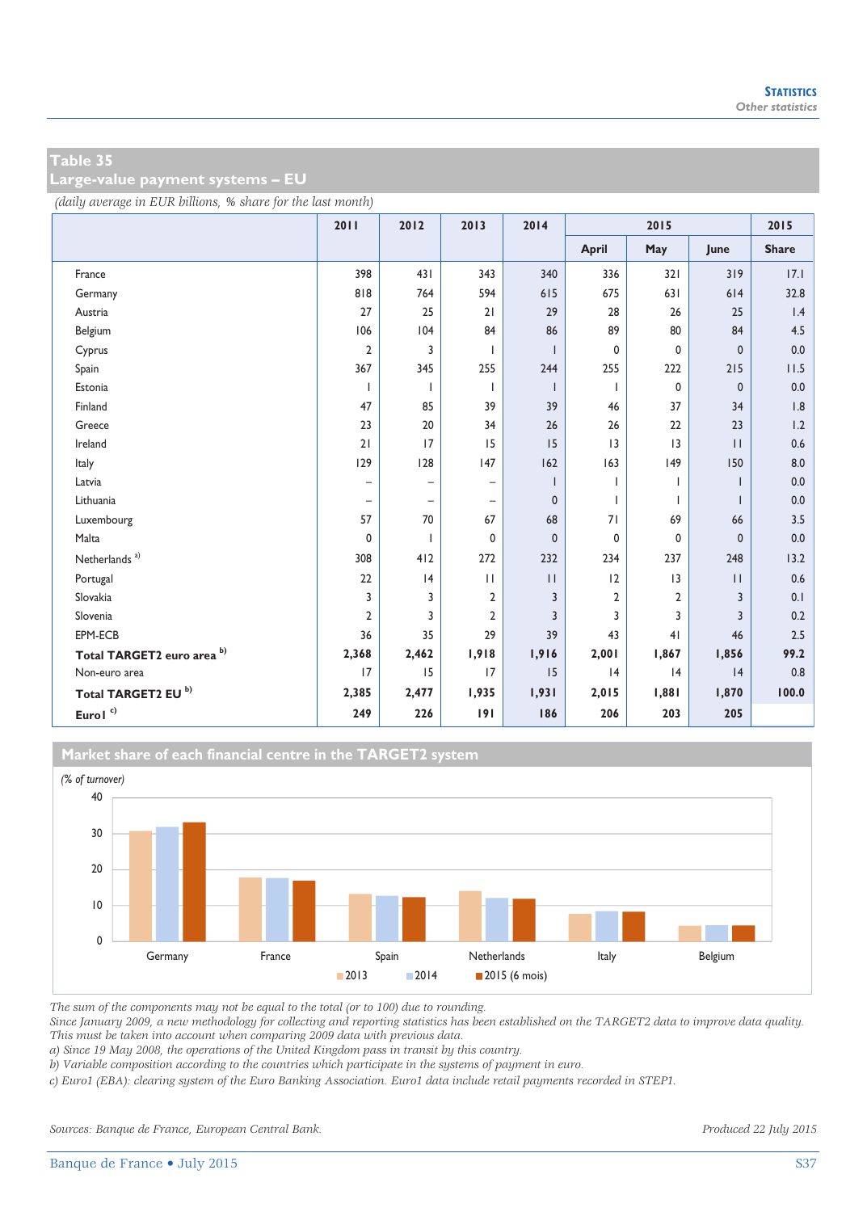## Table 35
## Large-value payment systems – EU

*(daily average in EUR billions, % share for the last month)*

| | 2011 | 2012 | 2013 | 2014 | 2015 | | | 2015 |
|---|---|---|---|---|---|---|---|---|
| | | | | | April | May | June | Share |
| France | 398 | 431 | 343 | 340 | 336 | 321 | 319 | 17.1 |
| Germany | 818 | 764 | 594 | 615 | 675 | 631 | 614 | 32.8 |
| Austria | 27 | 25 | 21 | 29 | 28 | 26 | 25 | 1.4 |
| Belgium | 106 | 104 | 84 | 86 | 89 | 80 | 84 | 4.5 |
| Cyprus | 2 | 3 | 1 | 1 | 0 | 0 | 0 | 0.0 |
| Spain | 367 | 345 | 255 | 244 | 255 | 222 | 215 | 11.5 |
| Estonia | 1 | 1 | 1 | 1 | 1 | 0 | 0 | 0.0 |
| Finland | 47 | 85 | 39 | 39 | 46 | 37 | 34 | 1.8 |
| Greece | 23 | 20 | 34 | 26 | 26 | 22 | 23 | 1.2 |
| Ireland | 21 | 17 | 15 | 15 | 13 | 13 | 11 | 0.6 |
| Italy | 129 | 128 | 147 | 162 | 163 | 149 | 150 | 8.0 |
| Latvia | – | – | – | 1 | 1 | 1 | 1 | 0.0 |
| Lithuania | – | – | – | 0 | 1 | 1 | 1 | 0.0 |
| Luxembourg | 57 | 70 | 67 | 68 | 71 | 69 | 66 | 3.5 |
| Malta | 0 | 1 | 0 | 0 | 0 | 0 | 0 | 0.0 |
| Netherlands [a] | 308 | 412 | 272 | 232 | 234 | 237 | 248 | 13.2 |
| Portugal | 22 | 14 | 11 | 11 | 12 | 13 | 11 | 0.6 |
| Slovakia | 3 | 3 | 2 | 3 | 2 | 2 | 3 | 0.1 |
| Slovenia | 2 | 3 | 2 | 3 | 3 | 3 | 3 | 0.2 |
| EPM-ECB | 36 | 35 | 29 | 39 | 43 | 41 | 46 | 2.5 |
| **Total TARGET2 euro area [b]** | **2,368** | **2,462** | **1,918** | **1,916** | **2,001** | **1,867** | **1,856** | **99.2** |
| Non-euro area | 17 | 15 | 17 | 15 | 14 | 14 | 14 | 0.8 |
| **Total TARGET2 EU [b]** | **2,385** | **2,477** | **1,935** | **1,931** | **2,015** | **1,881** | **1,870** | **100.0** |
| **Euro1 [c]** | **249** | **226** | **191** | **186** | **206** | **203** | **205** | |

### Market share of each financial centre in the TARGET2 system

*(% of turnover)*

| | 2013 | 2014 | 2015 (6 mois) |
|---|---|---|---|
| Germany | ~31 | ~32 | ~33 |
| France | ~18 | ~18 | ~17 |
| Spain | ~13 | ~13 | ~12 |
| Netherlands | ~14 | ~12 | ~12 |
| Italy | ~8 | ~8 | ~8 |
| Belgium | ~4 | ~4 | ~4 |

*The sum of the components may not be equal to the total (or to 100) due to rounding.*
*Since January 2009, a new methodology for collecting and reporting statistics has been established on the TARGET2 data to improve data quality. This must be taken into account when comparing 2009 data with previous data.*
*a) Since 19 May 2008, the operations of the United Kingdom pass in transit by this country.*
*b) Variable composition according to the countries which participate in the systems of payment in euro.*
*c) Euro1 (EBA): clearing system of the Euro Banking Association. Euro1 data include retail payments recorded in STEP1.*

*Sources: Banque de France, European Central Bank.*

*Produced 22 July 2015*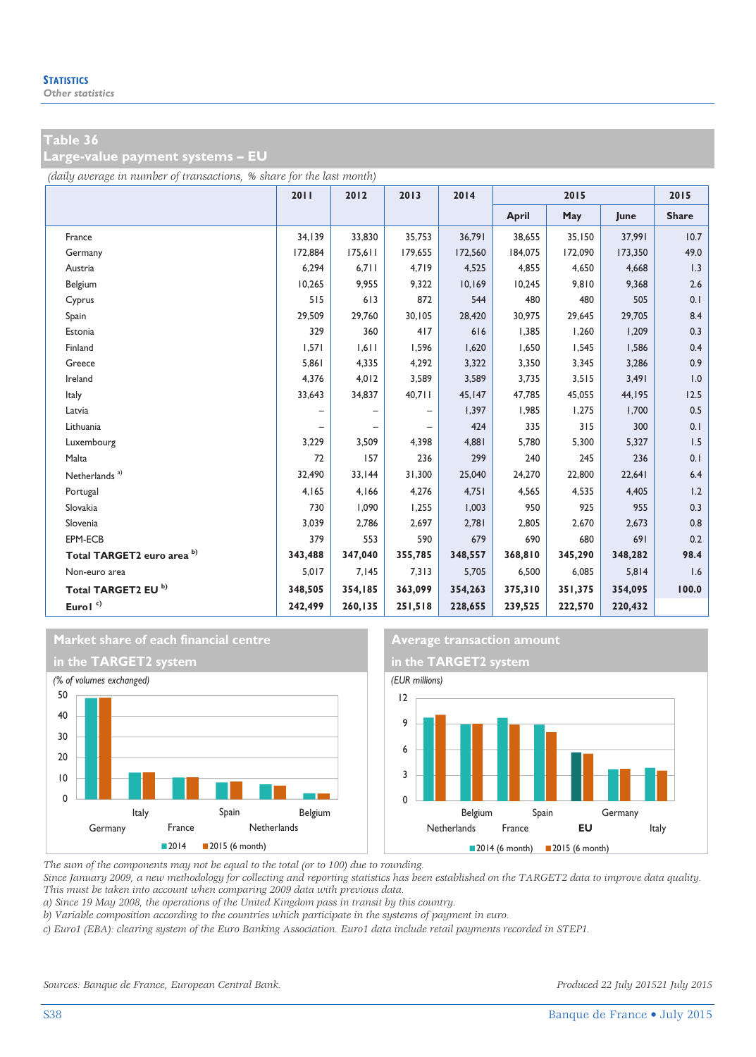## Table 36
## Large-value payment systems – EU

*(daily average in number of transactions, % share for the last month)*

| | 2011 | 2012 | 2013 | 2014 | 2015 | | | 2015 |
|---|---|---|---|---|---|---|---|---|
| | | | | | April | May | June | Share |
| France | 34,139 | 33,830 | 35,753 | 36,791 | 38,655 | 35,150 | 37,991 | 10.7 |
| Germany | 172,884 | 175,611 | 179,655 | 172,560 | 184,075 | 172,090 | 173,350 | 49.0 |
| Austria | 6,294 | 6,711 | 4,719 | 4,525 | 4,855 | 4,650 | 4,668 | 1.3 |
| Belgium | 10,265 | 9,955 | 9,322 | 10,169 | 10,245 | 9,810 | 9,368 | 2.6 |
| Cyprus | 515 | 613 | 872 | 544 | 480 | 480 | 505 | 0.1 |
| Spain | 29,509 | 29,760 | 30,105 | 28,420 | 30,975 | 29,645 | 29,705 | 8.4 |
| Estonia | 329 | 360 | 417 | 616 | 1,385 | 1,260 | 1,209 | 0.3 |
| Finland | 1,571 | 1,611 | 1,596 | 1,620 | 1,650 | 1,545 | 1,586 | 0.4 |
| Greece | 5,861 | 4,335 | 4,292 | 3,322 | 3,350 | 3,345 | 3,286 | 0.9 |
| Ireland | 4,376 | 4,012 | 3,589 | 3,589 | 3,735 | 3,515 | 3,491 | 1.0 |
| Italy | 33,643 | 34,837 | 40,711 | 45,147 | 47,785 | 45,055 | 44,195 | 12.5 |
| Latvia | – | – | – | 1,397 | 1,985 | 1,275 | 1,700 | 0.5 |
| Lithuania | – | – | – | 424 | 335 | 315 | 300 | 0.1 |
| Luxembourg | 3,229 | 3,509 | 4,398 | 4,881 | 5,780 | 5,300 | 5,327 | 1.5 |
| Malta | 72 | 157 | 236 | 299 | 240 | 245 | 236 | 0.1 |
| Netherlands a) | 32,490 | 33,144 | 31,300 | 25,040 | 24,270 | 22,800 | 22,641 | 6.4 |
| Portugal | 4,165 | 4,166 | 4,276 | 4,751 | 4,565 | 4,535 | 4,405 | 1.2 |
| Slovakia | 730 | 1,090 | 1,255 | 1,003 | 950 | 925 | 955 | 0.3 |
| Slovenia | 3,039 | 2,786 | 2,697 | 2,781 | 2,805 | 2,670 | 2,673 | 0.8 |
| EPM-ECB | 379 | 553 | 590 | 679 | 690 | 680 | 691 | 0.2 |
| **Total TARGET2 euro area b)** | **343,488** | **347,040** | **355,785** | **348,557** | **368,810** | **345,290** | **348,282** | **98.4** |
| Non-euro area | 5,017 | 7,145 | 7,313 | 5,705 | 6,500 | 6,085 | 5,814 | 1.6 |
| **Total TARGET2 EU b)** | **348,505** | **354,185** | **363,099** | **354,263** | **375,310** | **351,375** | **354,095** | **100.0** |
| **Euro1 c)** | **242,499** | **260,135** | **251,518** | **228,655** | **239,525** | **222,570** | **220,432** | |

### Market share of each financial centre in the TARGET2 system

*(% of volumes exchanged)*

### Average transaction amount in the TARGET2 system

*(EUR millions)*

*The sum of the components may not be equal to the total (or to 100) due to rounding.*
*Since January 2009, a new methodology for collecting and reporting statistics has been established on the TARGET2 data to improve data quality. This must be taken into account when comparing 2009 data with previous data.*
*a) Since 19 May 2008, the operations of the United Kingdom pass in transit by this country.*
*b) Variable composition according to the countries which participate in the systems of payment in euro.*
*c) Euro1 (EBA): clearing system of the Euro Banking Association. Euro1 data include retail payments recorded in STEP1.*

*Sources: Banque de France, European Central Bank.* *Produced 22 July 201521 July 2015*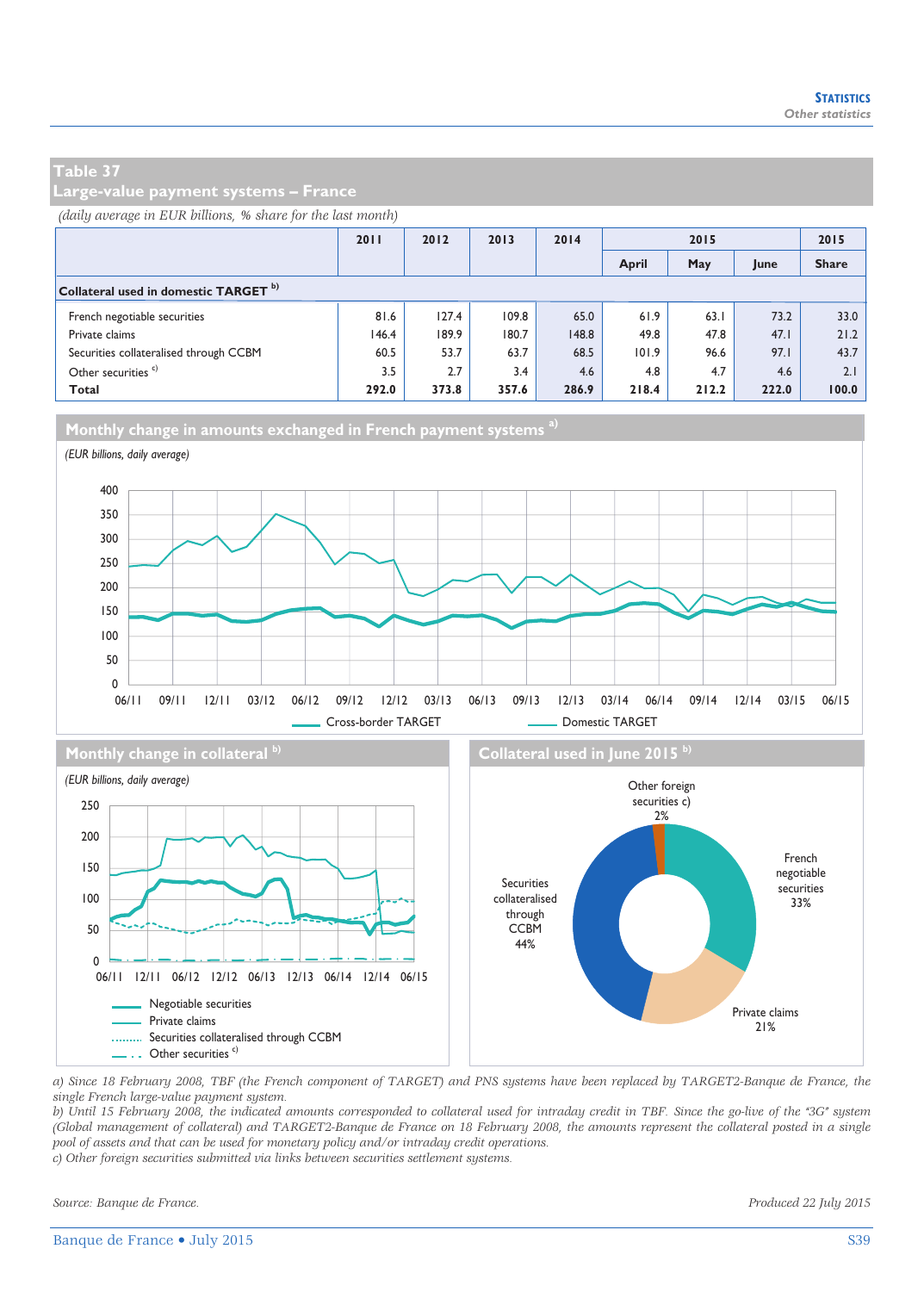## Table 37
## Large-value payment systems – France

*(daily average in EUR billions, % share for the last month)*

| | 2011 | 2012 | 2013 | 2014 | 2015 | | | 2015 |
|---|---|---|---|---|---|---|---|---|
| | | | | | April | May | June | Share |
| **Collateral used in domestic TARGET** [b)] | | | | | | | | |
| French negotiable securities | 81.6 | 127.4 | 109.8 | 65.0 | 61.9 | 63.1 | 73.2 | 33.0 |
| Private claims | 146.4 | 189.9 | 180.7 | 148.8 | 49.8 | 47.8 | 47.1 | 21.2 |
| Securities collateralised through CCBM | 60.5 | 53.7 | 63.7 | 68.5 | 101.9 | 96.6 | 97.1 | 43.7 |
| Other securities [c)] | 3.5 | 2.7 | 3.4 | 4.6 | 4.8 | 4.7 | 4.6 | 2.1 |
| **Total** | **292.0** | **373.8** | **357.6** | **286.9** | **218.4** | **212.2** | **222.0** | **100.0** |

### Monthly change in amounts exchanged in French payment systems [a)]

*(EUR billions, daily average)*

### Monthly change in collateral [b)]

*(EUR billions, daily average)*

### Collateral used in June 2015 [b)]

a) Since 18 February 2008, TBF (the French component of TARGET) and PNS systems have been replaced by TARGET2-Banque de France, the single French large-value payment system.
b) Until 15 February 2008, the indicated amounts corresponded to collateral used for intraday credit in TBF. Since the go-live of the "3G" system (Global management of collateral) and TARGET2-Banque de France on 18 February 2008, the amounts represent the collateral posted in a single pool of assets and that can be used for monetary policy and/or intraday credit operations.
c) Other foreign securities submitted via links between securities settlement systems.

*Source: Banque de France.*

*Produced 22 July 2015*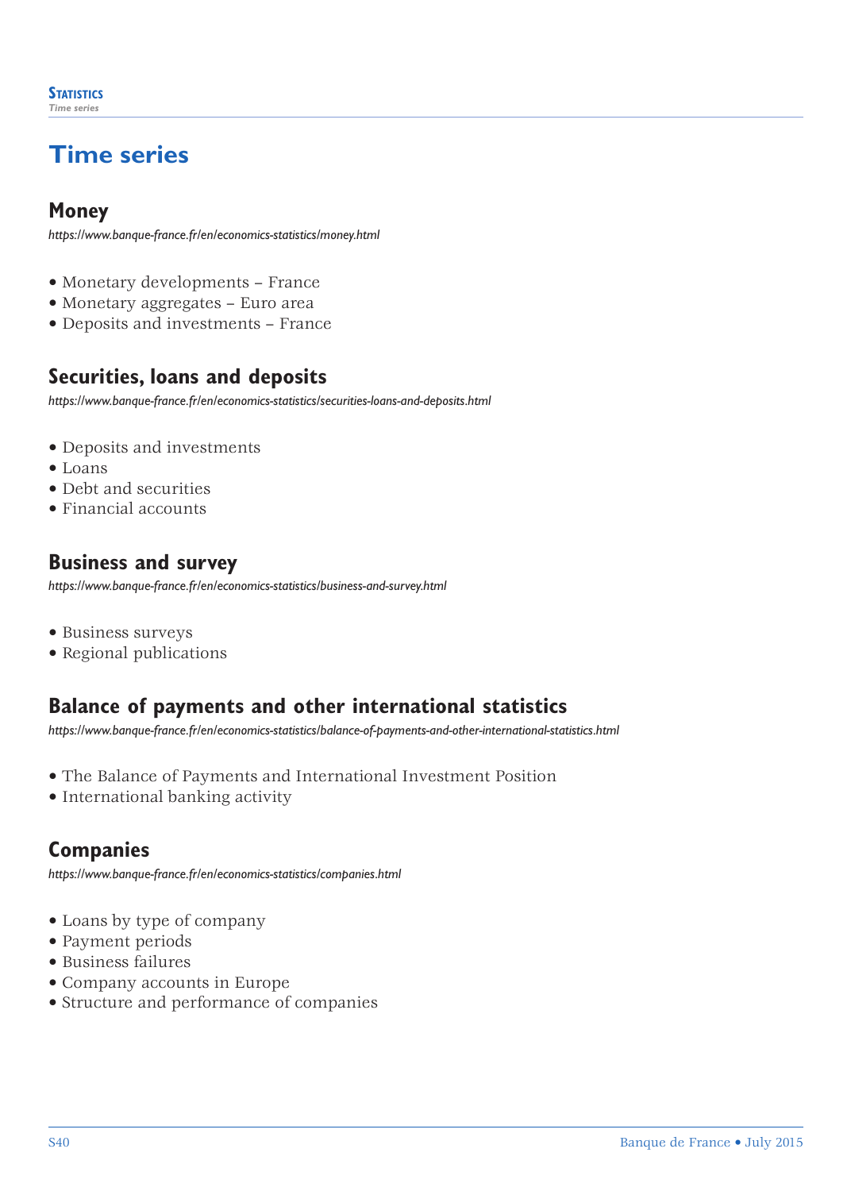# Time series

## Money

*https://www.banque-france.fr/en/economics-statistics/money.html*

- Monetary developments – France
- Monetary aggregates – Euro area
- Deposits and investments – France

## Securities, loans and deposits

*https://www.banque-france.fr/en/economics-statistics/securities-loans-and-deposits.html*

- Deposits and investments
- Loans
- Debt and securities
- Financial accounts

## Business and survey

*https://www.banque-france.fr/en/economics-statistics/business-and-survey.html*

- Business surveys
- Regional publications

## Balance of payments and other international statistics

*https://www.banque-france.fr/en/economics-statistics/balance-of-payments-and-other-international-statistics.html*

- The Balance of Payments and International Investment Position
- International banking activity

## Companies

*https://www.banque-france.fr/en/economics-statistics/companies.html*

- Loans by type of company
- Payment periods
- Business failures
- Company accounts in Europe
- Structure and performance of companies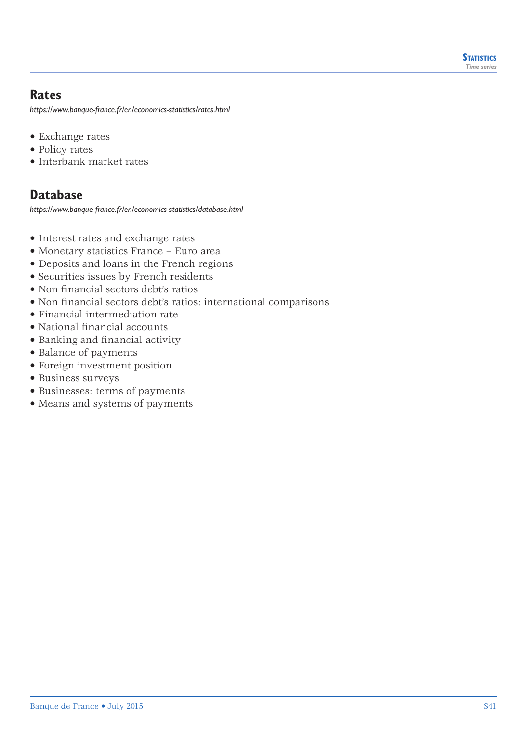## Rates

*https://www.banque-france.fr/en/economics-statistics/rates.html*

- Exchange rates
- Policy rates
- Interbank market rates

## Database

*https://www.banque-france.fr/en/economics-statistics/database.html*

- Interest rates and exchange rates
- Monetary statistics France – Euro area
- Deposits and loans in the French regions
- Securities issues by French residents
- Non financial sectors debt's ratios
- Non financial sectors debt's ratios: international comparisons
- Financial intermediation rate
- National financial accounts
- Banking and financial activity
- Balance of payments
- Foreign investment position
- Business surveys
- Businesses: terms of payments
- Means and systems of payments